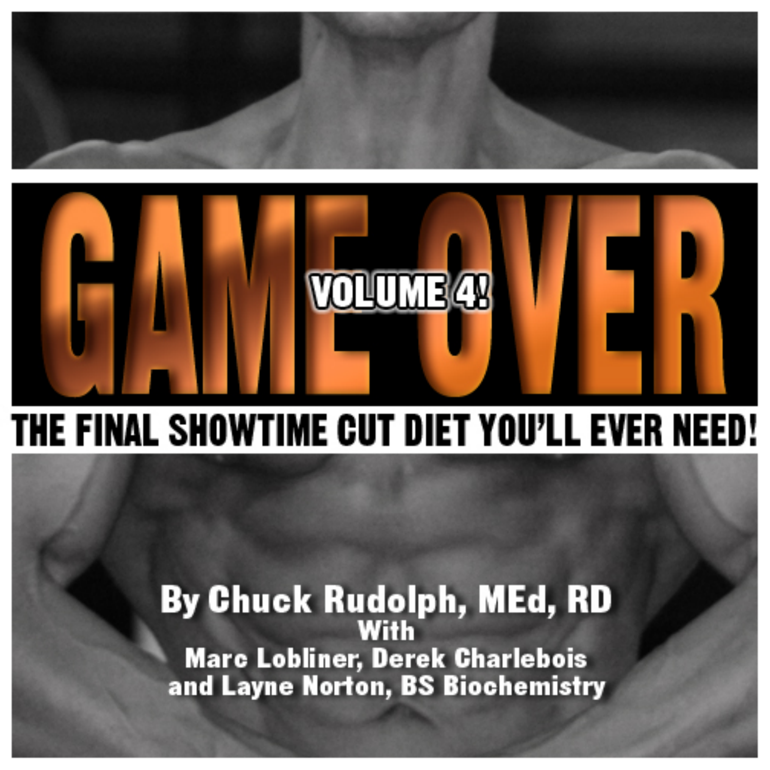# GAME OVER

**VOLUME 4!**

## THE FINAL SHOWTIME CUT DIET YOU'LL EVER NEED!

**By Chuck Rudolph, MEd, RD**

**With**

**Marc Lobliner, Derek Charlebois and Layne Norton, BS Biochemistry**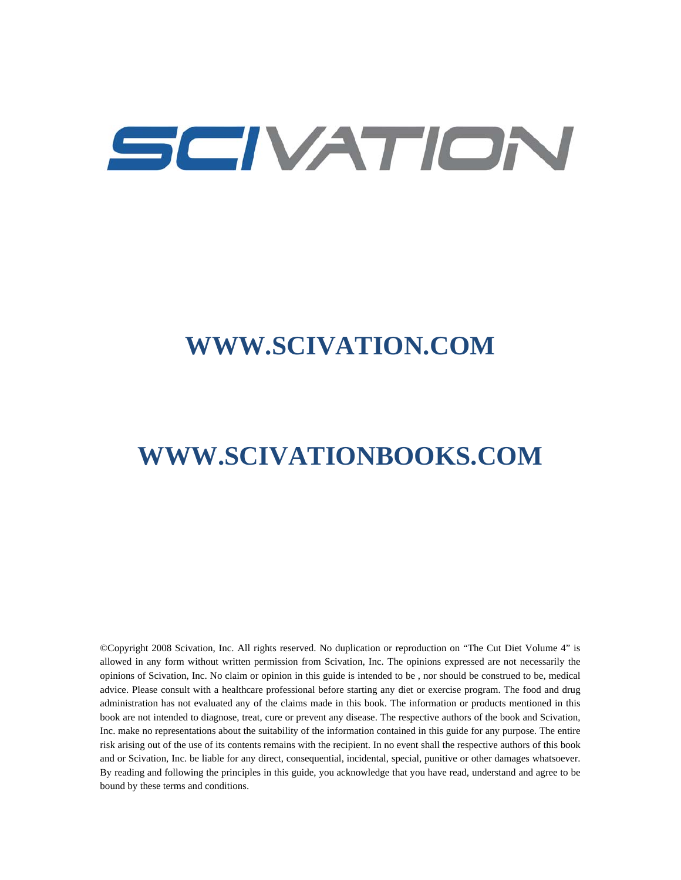# SCIVATION

## WWW.SCIVATION.COM

## WWW.SCIVATIONBOOKS.COM

©Copyright 2008 Scivation, Inc. All rights reserved. No duplication or reproduction on "The Cut Diet Volume 4" is allowed in any form without written permission from Scivation, Inc. The opinions expressed are not necessarily the opinions of Scivation, Inc. No claim or opinion in this guide is intended to be , nor should be construed to be, medical advice. Please consult with a healthcare professional before starting any diet or exercise program. The food and drug administration has not evaluated any of the claims made in this book. The information or products mentioned in this book are not intended to diagnose, treat, cure or prevent any disease. The respective authors of the book and Scivation, Inc. make no representations about the suitability of the information contained in this guide for any purpose. The entire risk arising out of the use of its contents remains with the recipient. In no event shall the respective authors of this book and or Scivation, Inc. be liable for any direct, consequential, incidental, special, punitive or other damages whatsoever. By reading and following the principles in this guide, you acknowledge that you have read, understand and agree to be bound by these terms and conditions.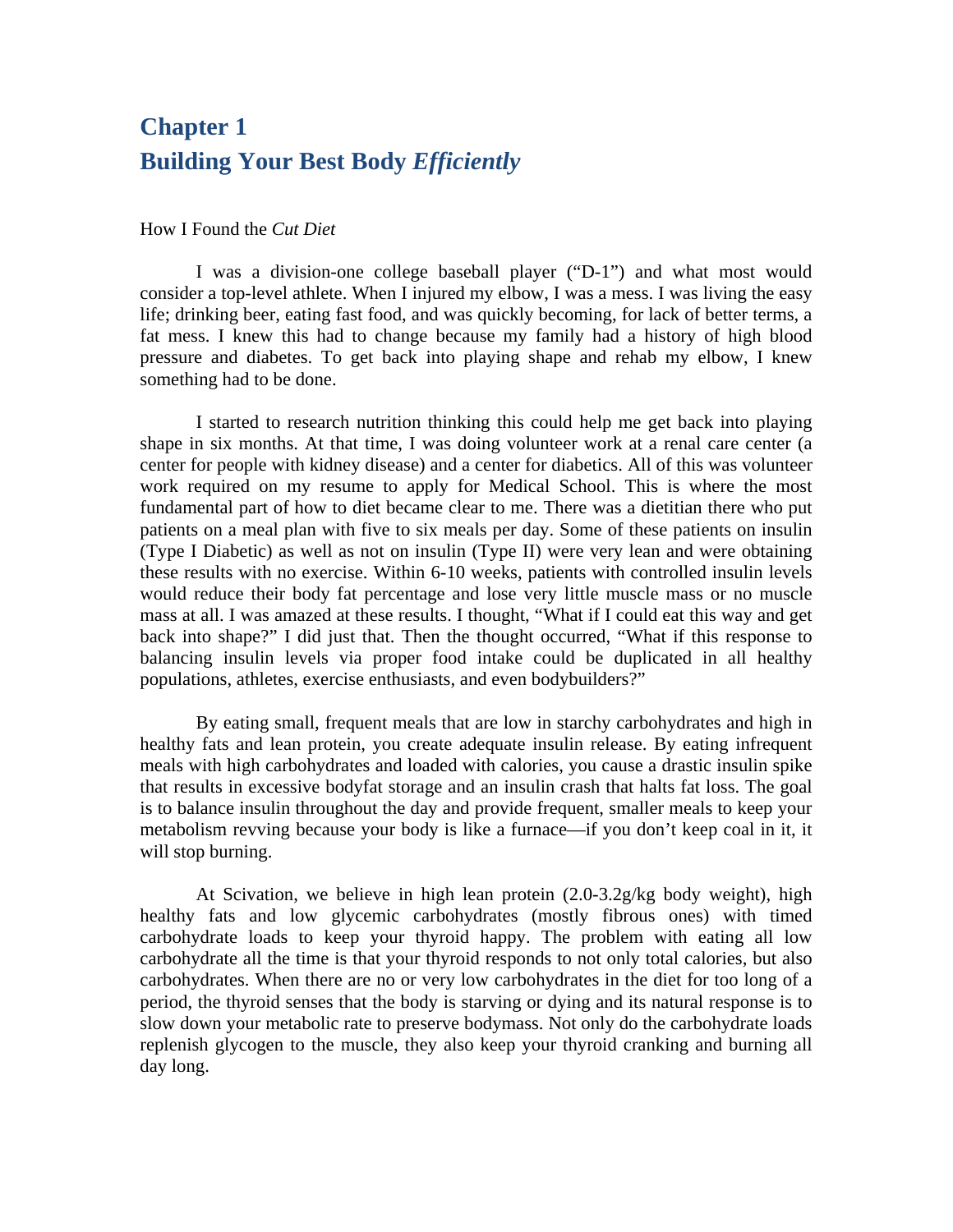# Chapter 1
# Building Your Best Body *Efficiently*

How I Found the *Cut Diet*

I was a division-one college baseball player ("D-1") and what most would consider a top-level athlete. When I injured my elbow, I was a mess. I was living the easy life; drinking beer, eating fast food, and was quickly becoming, for lack of better terms, a fat mess. I knew this had to change because my family had a history of high blood pressure and diabetes. To get back into playing shape and rehab my elbow, I knew something had to be done.

I started to research nutrition thinking this could help me get back into playing shape in six months. At that time, I was doing volunteer work at a renal care center (a center for people with kidney disease) and a center for diabetics. All of this was volunteer work required on my resume to apply for Medical School. This is where the most fundamental part of how to diet became clear to me. There was a dietitian there who put patients on a meal plan with five to six meals per day. Some of these patients on insulin (Type I Diabetic) as well as not on insulin (Type II) were very lean and were obtaining these results with no exercise. Within 6-10 weeks, patients with controlled insulin levels would reduce their body fat percentage and lose very little muscle mass or no muscle mass at all. I was amazed at these results. I thought, "What if I could eat this way and get back into shape?" I did just that. Then the thought occurred, "What if this response to balancing insulin levels via proper food intake could be duplicated in all healthy populations, athletes, exercise enthusiasts, and even bodybuilders?"

By eating small, frequent meals that are low in starchy carbohydrates and high in healthy fats and lean protein, you create adequate insulin release. By eating infrequent meals with high carbohydrates and loaded with calories, you cause a drastic insulin spike that results in excessive bodyfat storage and an insulin crash that halts fat loss. The goal is to balance insulin throughout the day and provide frequent, smaller meals to keep your metabolism revving because your body is like a furnace—if you don't keep coal in it, it will stop burning.

At Scivation, we believe in high lean protein (2.0-3.2g/kg body weight), high healthy fats and low glycemic carbohydrates (mostly fibrous ones) with timed carbohydrate loads to keep your thyroid happy. The problem with eating all low carbohydrate all the time is that your thyroid responds to not only total calories, but also carbohydrates. When there are no or very low carbohydrates in the diet for too long of a period, the thyroid senses that the body is starving or dying and its natural response is to slow down your metabolic rate to preserve bodymass. Not only do the carbohydrate loads replenish glycogen to the muscle, they also keep your thyroid cranking and burning all day long.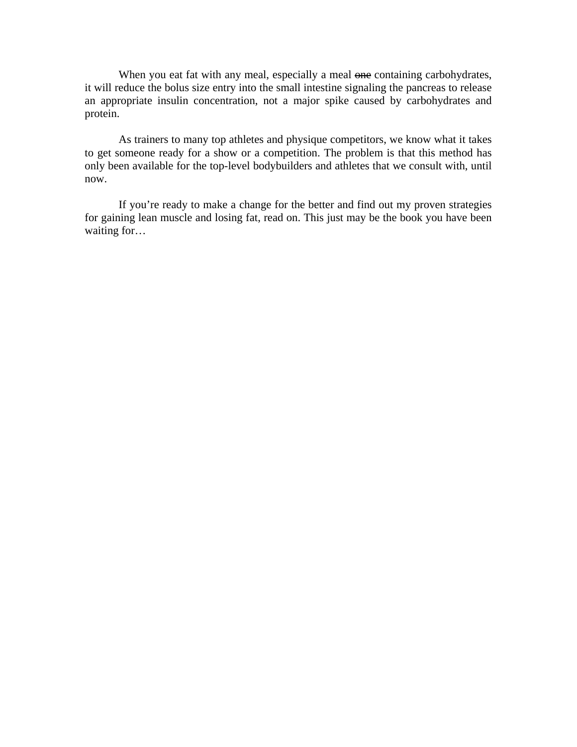When you eat fat with any meal, especially a meal ~~one~~ containing carbohydrates, it will reduce the bolus size entry into the small intestine signaling the pancreas to release an appropriate insulin concentration, not a major spike caused by carbohydrates and protein.

As trainers to many top athletes and physique competitors, we know what it takes to get someone ready for a show or a competition. The problem is that this method has only been available for the top-level bodybuilders and athletes that we consult with, until now.

If you're ready to make a change for the better and find out my proven strategies for gaining lean muscle and losing fat, read on. This just may be the book you have been waiting for…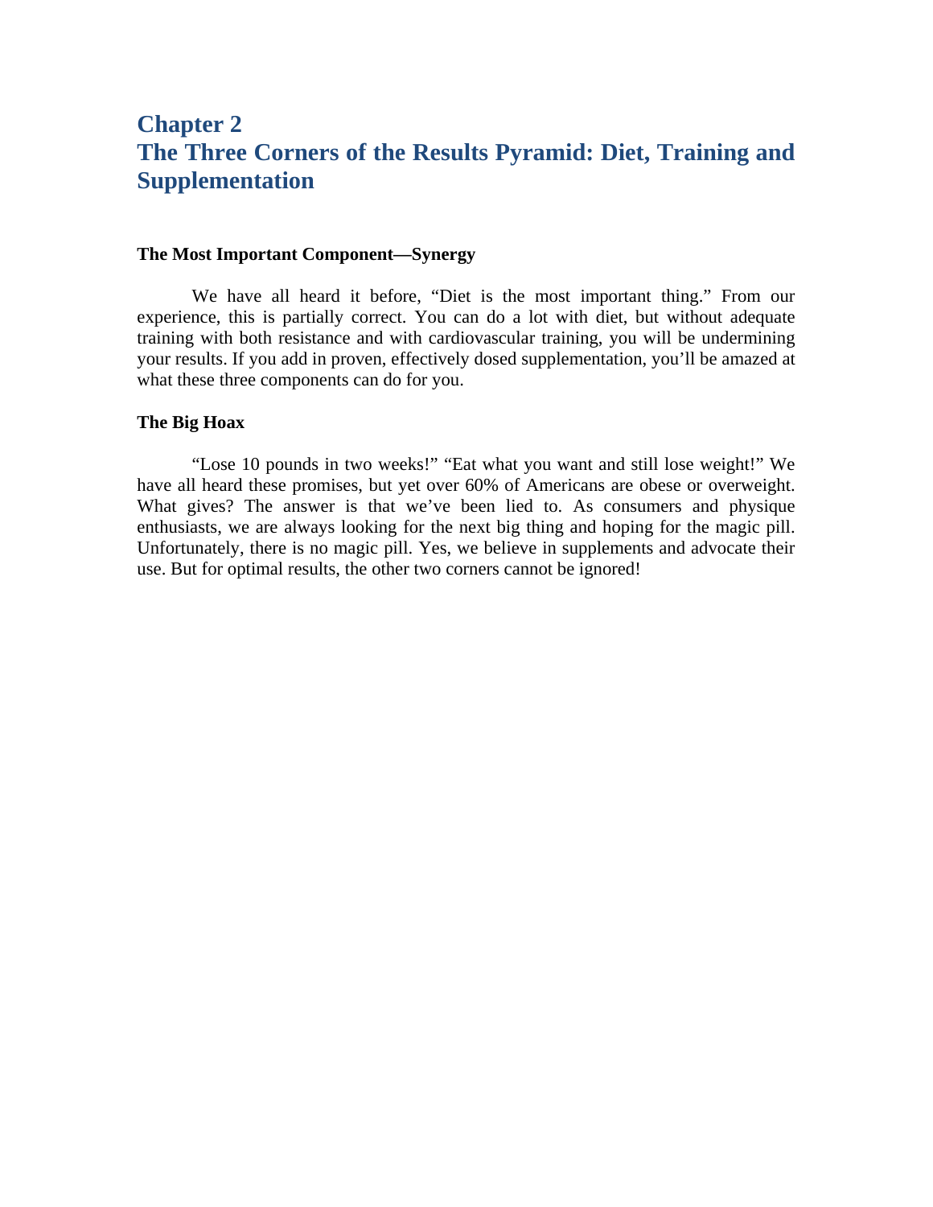# Chapter 2
# The Three Corners of the Results Pyramid: Diet, Training and Supplementation

**The Most Important Component—Synergy**

We have all heard it before, “Diet is the most important thing.” From our experience, this is partially correct. You can do a lot with diet, but without adequate training with both resistance and with cardiovascular training, you will be undermining your results. If you add in proven, effectively dosed supplementation, you’ll be amazed at what these three components can do for you.

**The Big Hoax**

“Lose 10 pounds in two weeks!” “Eat what you want and still lose weight!” We have all heard these promises, but yet over 60% of Americans are obese or overweight. What gives? The answer is that we’ve been lied to. As consumers and physique enthusiasts, we are always looking for the next big thing and hoping for the magic pill. Unfortunately, there is no magic pill. Yes, we believe in supplements and advocate their use. But for optimal results, the other two corners cannot be ignored!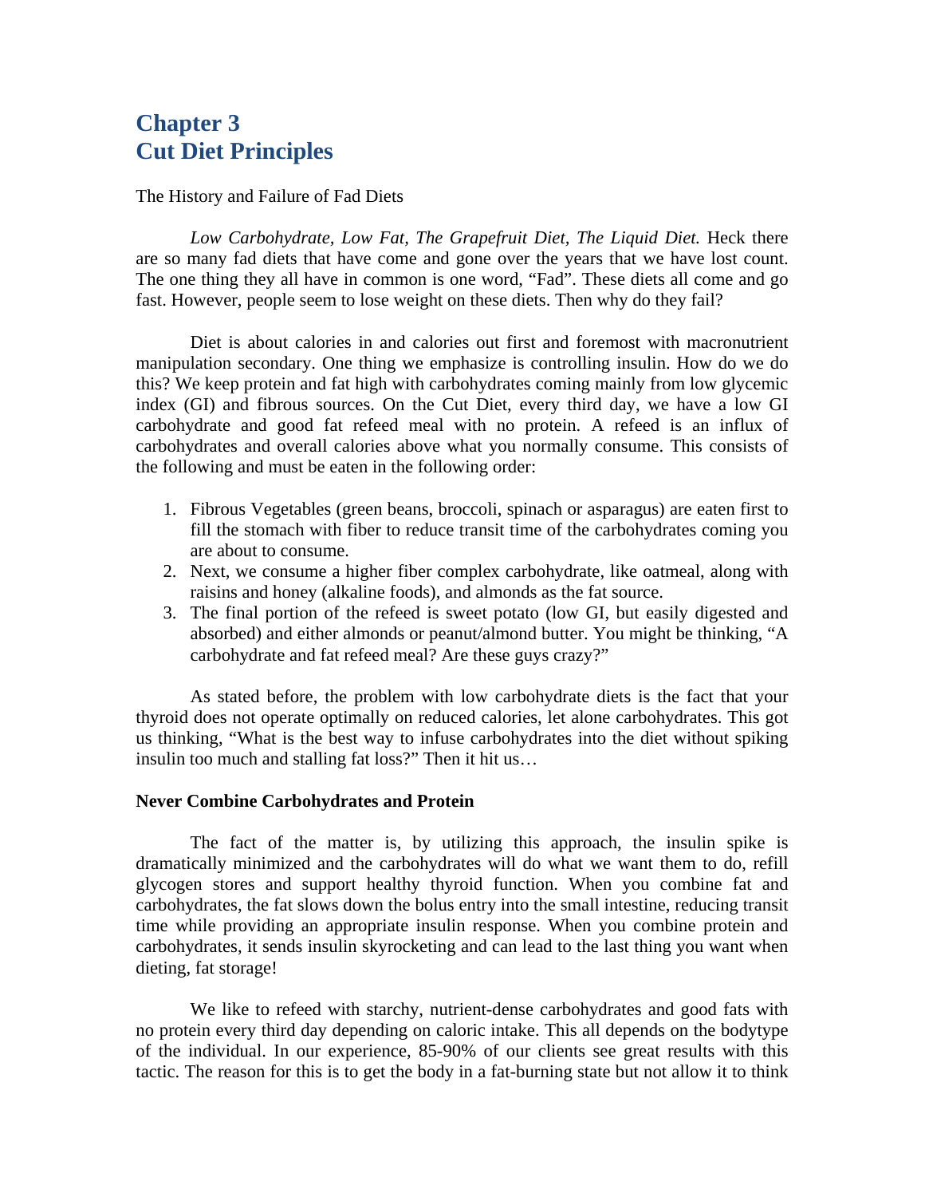# Chapter 3
# Cut Diet Principles

The History and Failure of Fad Diets

*Low Carbohydrate, Low Fat, The Grapefruit Diet, The Liquid Diet.* Heck there are so many fad diets that have come and gone over the years that we have lost count. The one thing they all have in common is one word, "Fad". These diets all come and go fast. However, people seem to lose weight on these diets. Then why do they fail?

Diet is about calories in and calories out first and foremost with macronutrient manipulation secondary. One thing we emphasize is controlling insulin. How do we do this? We keep protein and fat high with carbohydrates coming mainly from low glycemic index (GI) and fibrous sources. On the Cut Diet, every third day, we have a low GI carbohydrate and good fat refeed meal with no protein. A refeed is an influx of carbohydrates and overall calories above what you normally consume. This consists of the following and must be eaten in the following order:

1. Fibrous Vegetables (green beans, broccoli, spinach or asparagus) are eaten first to fill the stomach with fiber to reduce transit time of the carbohydrates coming you are about to consume.
2. Next, we consume a higher fiber complex carbohydrate, like oatmeal, along with raisins and honey (alkaline foods), and almonds as the fat source.
3. The final portion of the refeed is sweet potato (low GI, but easily digested and absorbed) and either almonds or peanut/almond butter. You might be thinking, "A carbohydrate and fat refeed meal? Are these guys crazy?"

As stated before, the problem with low carbohydrate diets is the fact that your thyroid does not operate optimally on reduced calories, let alone carbohydrates. This got us thinking, "What is the best way to infuse carbohydrates into the diet without spiking insulin too much and stalling fat loss?" Then it hit us…

**Never Combine Carbohydrates and Protein**

The fact of the matter is, by utilizing this approach, the insulin spike is dramatically minimized and the carbohydrates will do what we want them to do, refill glycogen stores and support healthy thyroid function. When you combine fat and carbohydrates, the fat slows down the bolus entry into the small intestine, reducing transit time while providing an appropriate insulin response. When you combine protein and carbohydrates, it sends insulin skyrocketing and can lead to the last thing you want when dieting, fat storage!

We like to refeed with starchy, nutrient-dense carbohydrates and good fats with no protein every third day depending on caloric intake. This all depends on the bodytype of the individual. In our experience, 85-90% of our clients see great results with this tactic. The reason for this is to get the body in a fat-burning state but not allow it to think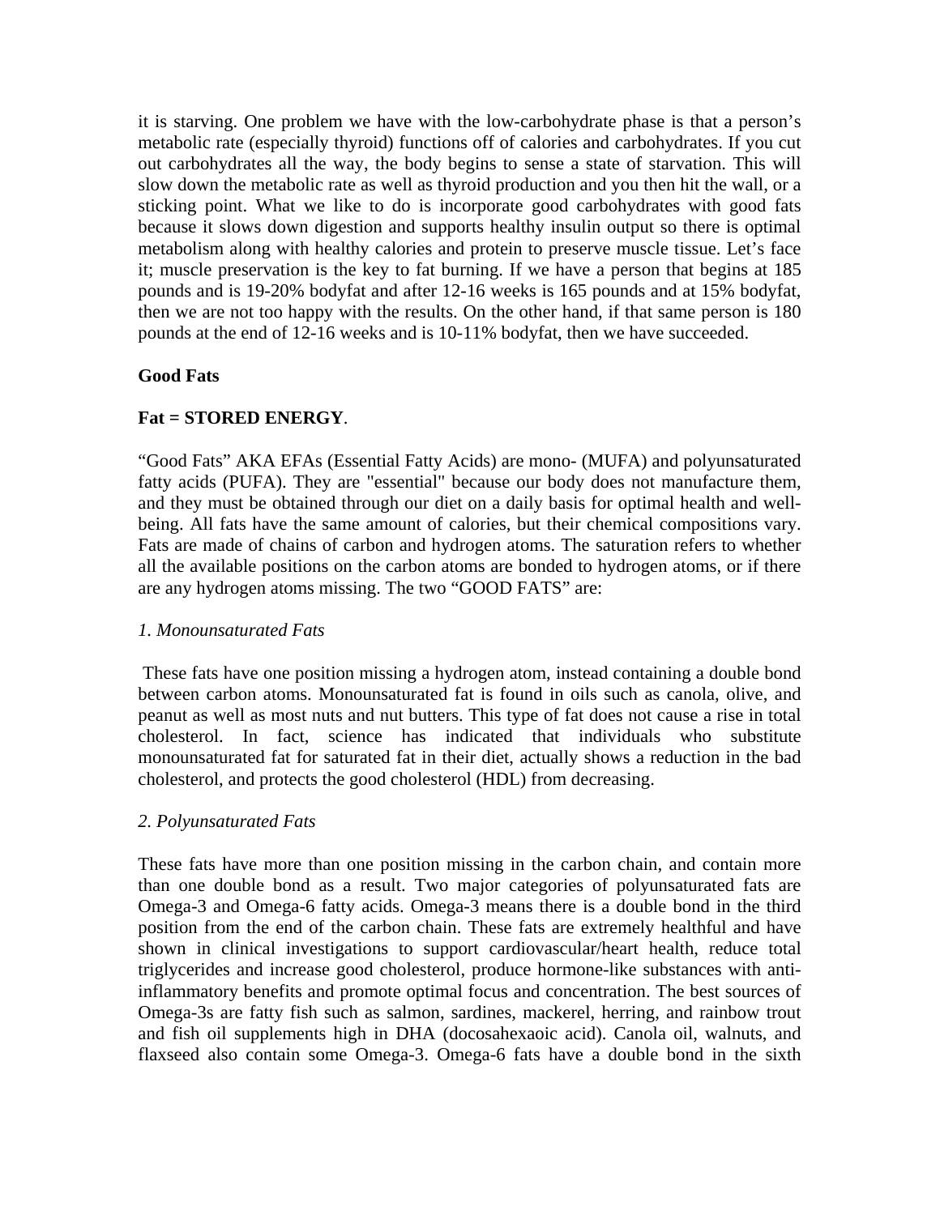it is starving. One problem we have with the low-carbohydrate phase is that a person's metabolic rate (especially thyroid) functions off of calories and carbohydrates. If you cut out carbohydrates all the way, the body begins to sense a state of starvation. This will slow down the metabolic rate as well as thyroid production and you then hit the wall, or a sticking point. What we like to do is incorporate good carbohydrates with good fats because it slows down digestion and supports healthy insulin output so there is optimal metabolism along with healthy calories and protein to preserve muscle tissue. Let's face it; muscle preservation is the key to fat burning. If we have a person that begins at 185 pounds and is 19-20% bodyfat and after 12-16 weeks is 165 pounds and at 15% bodyfat, then we are not too happy with the results. On the other hand, if that same person is 180 pounds at the end of 12-16 weeks and is 10-11% bodyfat, then we have succeeded.

**Good Fats**

**Fat = STORED ENERGY**.

"Good Fats" AKA EFAs (Essential Fatty Acids) are mono- (MUFA) and polyunsaturated fatty acids (PUFA). They are "essential" because our body does not manufacture them, and they must be obtained through our diet on a daily basis for optimal health and well-being. All fats have the same amount of calories, but their chemical compositions vary. Fats are made of chains of carbon and hydrogen atoms. The saturation refers to whether all the available positions on the carbon atoms are bonded to hydrogen atoms, or if there are any hydrogen atoms missing. The two "GOOD FATS" are:

*1. Monounsaturated Fats*

These fats have one position missing a hydrogen atom, instead containing a double bond between carbon atoms. Monounsaturated fat is found in oils such as canola, olive, and peanut as well as most nuts and nut butters. This type of fat does not cause a rise in total cholesterol. In fact, science has indicated that individuals who substitute monounsaturated fat for saturated fat in their diet, actually shows a reduction in the bad cholesterol, and protects the good cholesterol (HDL) from decreasing.

*2. Polyunsaturated Fats*

These fats have more than one position missing in the carbon chain, and contain more than one double bond as a result. Two major categories of polyunsaturated fats are Omega-3 and Omega-6 fatty acids. Omega-3 means there is a double bond in the third position from the end of the carbon chain. These fats are extremely healthful and have shown in clinical investigations to support cardiovascular/heart health, reduce total triglycerides and increase good cholesterol, produce hormone-like substances with anti-inflammatory benefits and promote optimal focus and concentration. The best sources of Omega-3s are fatty fish such as salmon, sardines, mackerel, herring, and rainbow trout and fish oil supplements high in DHA (docosahexaoic acid). Canola oil, walnuts, and flaxseed also contain some Omega-3. Omega-6 fats have a double bond in the sixth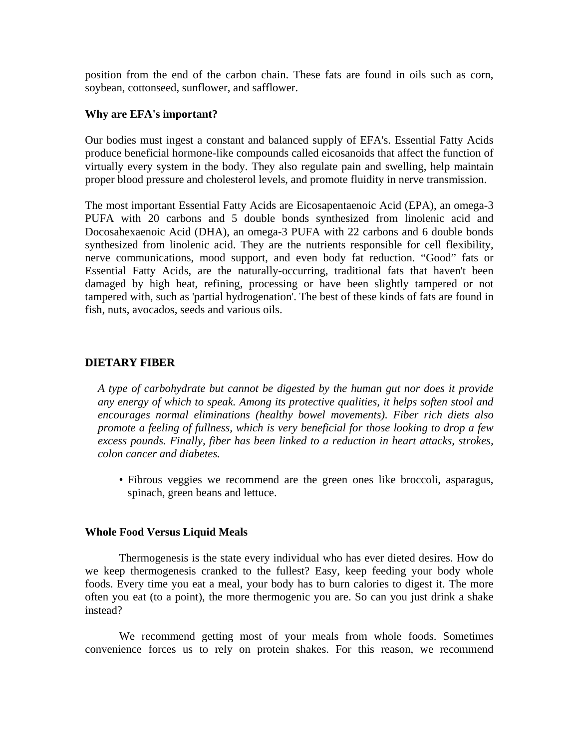position from the end of the carbon chain. These fats are found in oils such as corn, soybean, cottonseed, sunflower, and safflower.

**Why are EFA's important?**

Our bodies must ingest a constant and balanced supply of EFA's. Essential Fatty Acids produce beneficial hormone-like compounds called eicosanoids that affect the function of virtually every system in the body. They also regulate pain and swelling, help maintain proper blood pressure and cholesterol levels, and promote fluidity in nerve transmission.

The most important Essential Fatty Acids are Eicosapentaenoic Acid (EPA), an omega-3 PUFA with 20 carbons and 5 double bonds synthesized from linolenic acid and Docosahexaenoic Acid (DHA), an omega-3 PUFA with 22 carbons and 6 double bonds synthesized from linolenic acid. They are the nutrients responsible for cell flexibility, nerve communications, mood support, and even body fat reduction. “Good” fats or Essential Fatty Acids, are the naturally-occurring, traditional fats that haven't been damaged by high heat, refining, processing or have been slightly tampered or not tampered with, such as 'partial hydrogenation'. The best of these kinds of fats are found in fish, nuts, avocados, seeds and various oils.

## DIETARY FIBER

*A type of carbohydrate but cannot be digested by the human gut nor does it provide any energy of which to speak. Among its protective qualities, it helps soften stool and encourages normal eliminations (healthy bowel movements). Fiber rich diets also promote a feeling of fullness, which is very beneficial for those looking to drop a few excess pounds. Finally, fiber has been linked to a reduction in heart attacks, strokes, colon cancer and diabetes.*

- Fibrous veggies we recommend are the green ones like broccoli, asparagus, spinach, green beans and lettuce.

**Whole Food Versus Liquid Meals**

Thermogenesis is the state every individual who has ever dieted desires. How do we keep thermogenesis cranked to the fullest? Easy, keep feeding your body whole foods. Every time you eat a meal, your body has to burn calories to digest it. The more often you eat (to a point), the more thermogenic you are. So can you just drink a shake instead?

We recommend getting most of your meals from whole foods. Sometimes convenience forces us to rely on protein shakes. For this reason, we recommend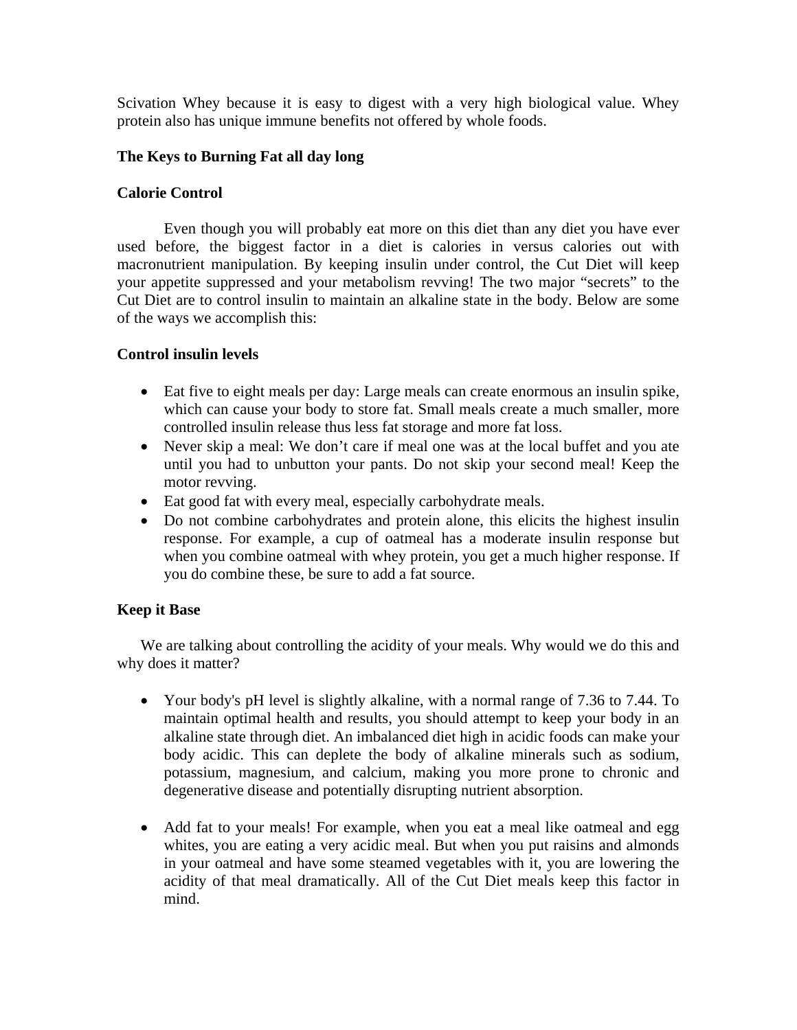Scivation Whey because it is easy to digest with a very high biological value. Whey protein also has unique immune benefits not offered by whole foods.

**The Keys to Burning Fat all day long**

**Calorie Control**

Even though you will probably eat more on this diet than any diet you have ever used before, the biggest factor in a diet is calories in versus calories out with macronutrient manipulation. By keeping insulin under control, the Cut Diet will keep your appetite suppressed and your metabolism revving! The two major "secrets" to the Cut Diet are to control insulin to maintain an alkaline state in the body. Below are some of the ways we accomplish this:

**Control insulin levels**

- Eat five to eight meals per day: Large meals can create enormous an insulin spike, which can cause your body to store fat. Small meals create a much smaller, more controlled insulin release thus less fat storage and more fat loss.
- Never skip a meal: We don't care if meal one was at the local buffet and you ate until you had to unbutton your pants. Do not skip your second meal! Keep the motor revving.
- Eat good fat with every meal, especially carbohydrate meals.
- Do not combine carbohydrates and protein alone, this elicits the highest insulin response. For example, a cup of oatmeal has a moderate insulin response but when you combine oatmeal with whey protein, you get a much higher response. If you do combine these, be sure to add a fat source.

**Keep it Base**

We are talking about controlling the acidity of your meals. Why would we do this and why does it matter?

- Your body's pH level is slightly alkaline, with a normal range of 7.36 to 7.44. To maintain optimal health and results, you should attempt to keep your body in an alkaline state through diet. An imbalanced diet high in acidic foods can make your body acidic. This can deplete the body of alkaline minerals such as sodium, potassium, magnesium, and calcium, making you more prone to chronic and degenerative disease and potentially disrupting nutrient absorption.

- Add fat to your meals! For example, when you eat a meal like oatmeal and egg whites, you are eating a very acidic meal. But when you put raisins and almonds in your oatmeal and have some steamed vegetables with it, you are lowering the acidity of that meal dramatically. All of the Cut Diet meals keep this factor in mind.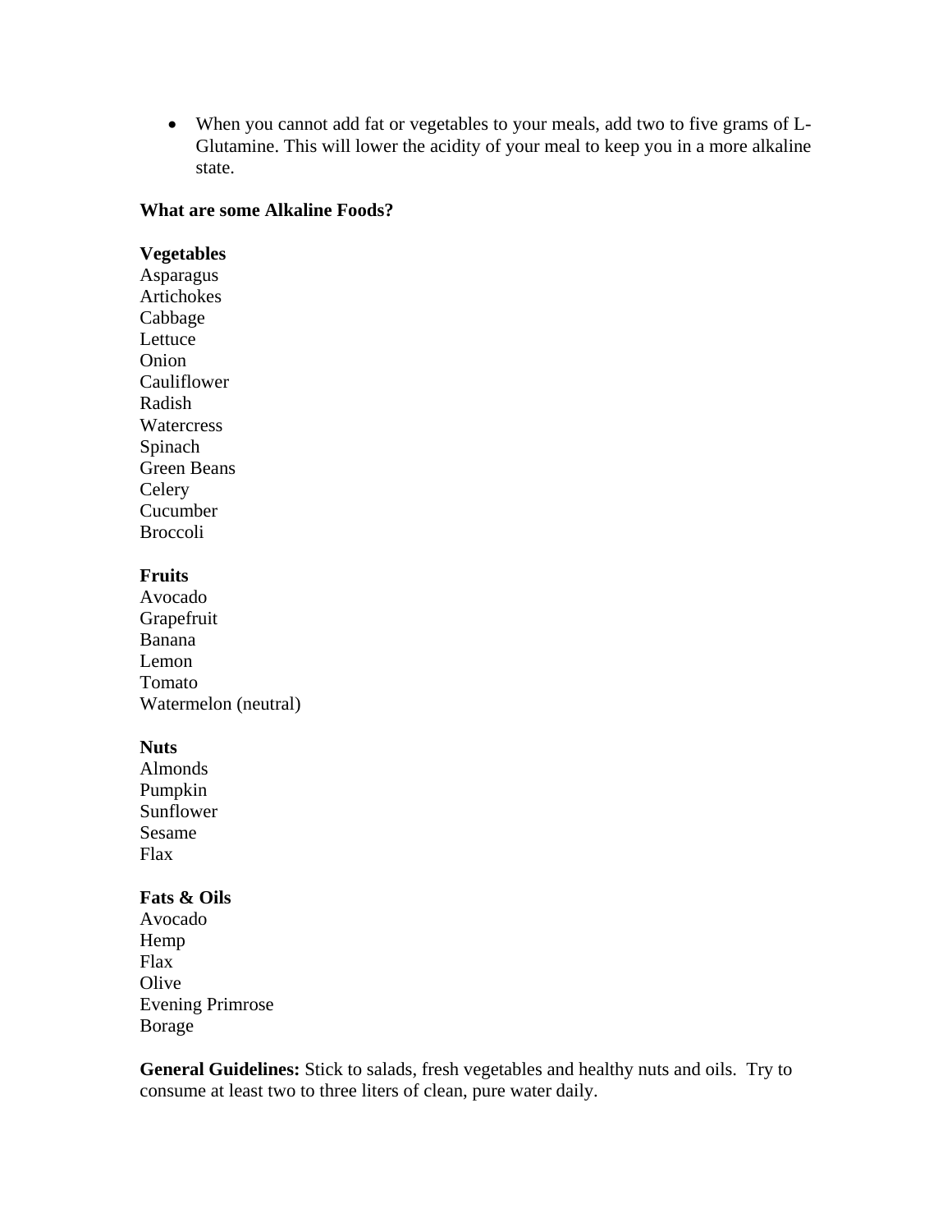- When you cannot add fat or vegetables to your meals, add two to five grams of L-Glutamine. This will lower the acidity of your meal to keep you in a more alkaline state.

**What are some Alkaline Foods?**

**Vegetables**
Asparagus
Artichokes
Cabbage
Lettuce
Onion
Cauliflower
Radish
Watercress
Spinach
Green Beans
Celery
Cucumber
Broccoli

**Fruits**
Avocado
Grapefruit
Banana
Lemon
Tomato
Watermelon (neutral)

**Nuts**
Almonds
Pumpkin
Sunflower
Sesame
Flax

**Fats & Oils**
Avocado
Hemp
Flax
Olive
Evening Primrose
Borage

**General Guidelines:** Stick to salads, fresh vegetables and healthy nuts and oils. Try to consume at least two to three liters of clean, pure water daily.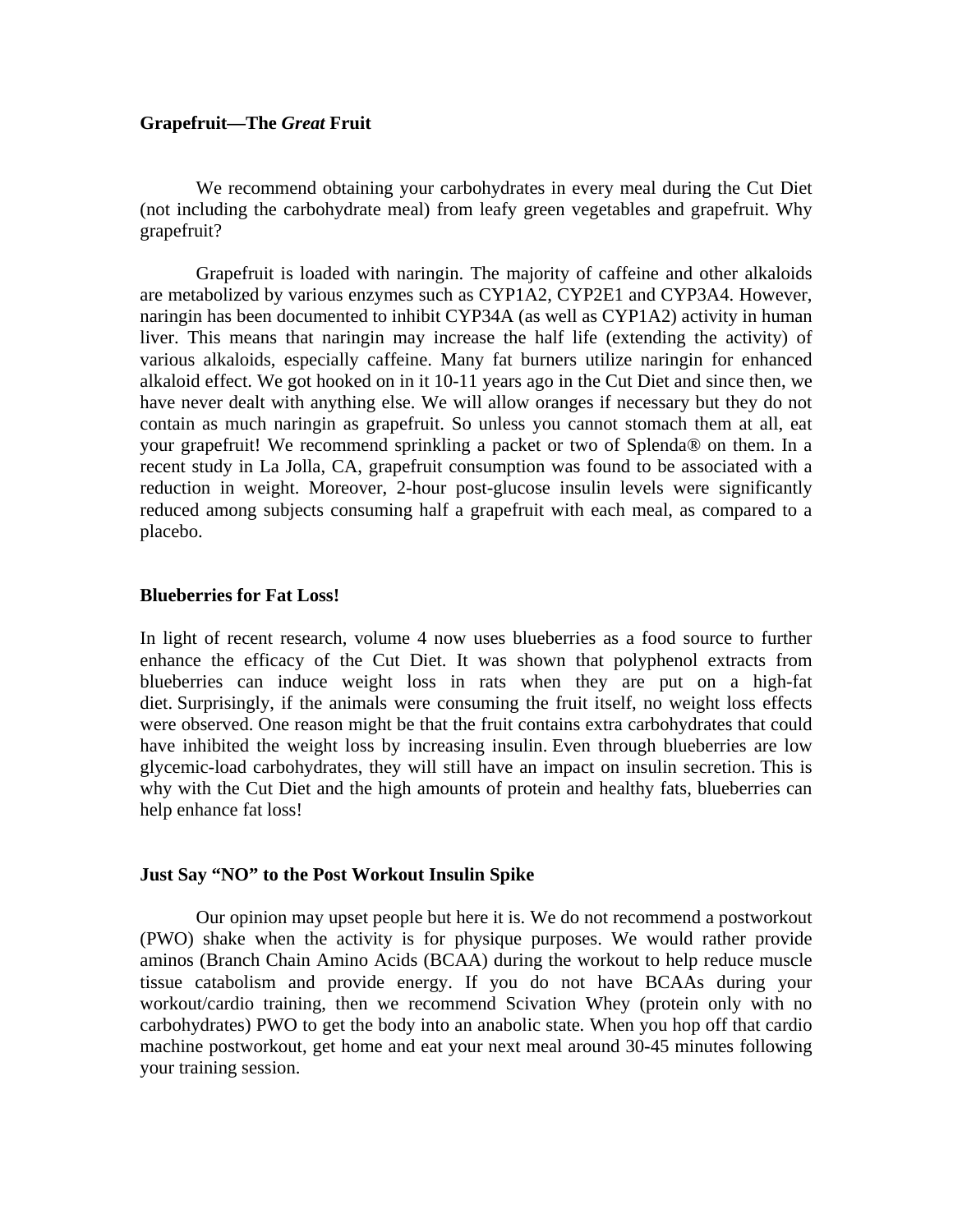**Grapefruit—The *Great* Fruit**

We recommend obtaining your carbohydrates in every meal during the Cut Diet (not including the carbohydrate meal) from leafy green vegetables and grapefruit. Why grapefruit?

Grapefruit is loaded with naringin. The majority of caffeine and other alkaloids are metabolized by various enzymes such as CYP1A2, CYP2E1 and CYP3A4. However, naringin has been documented to inhibit CYP34A (as well as CYP1A2) activity in human liver. This means that naringin may increase the half life (extending the activity) of various alkaloids, especially caffeine. Many fat burners utilize naringin for enhanced alkaloid effect. We got hooked on in it 10-11 years ago in the Cut Diet and since then, we have never dealt with anything else. We will allow oranges if necessary but they do not contain as much naringin as grapefruit. So unless you cannot stomach them at all, eat your grapefruit! We recommend sprinkling a packet or two of Splenda® on them. In a recent study in La Jolla, CA, grapefruit consumption was found to be associated with a reduction in weight. Moreover, 2-hour post-glucose insulin levels were significantly reduced among subjects consuming half a grapefruit with each meal, as compared to a placebo.

**Blueberries for Fat Loss!**

In light of recent research, volume 4 now uses blueberries as a food source to further enhance the efficacy of the Cut Diet. It was shown that polyphenol extracts from blueberries can induce weight loss in rats when they are put on a high-fat diet. Surprisingly, if the animals were consuming the fruit itself, no weight loss effects were observed. One reason might be that the fruit contains extra carbohydrates that could have inhibited the weight loss by increasing insulin. Even through blueberries are low glycemic-load carbohydrates, they will still have an impact on insulin secretion. This is why with the Cut Diet and the high amounts of protein and healthy fats, blueberries can help enhance fat loss!

**Just Say "NO" to the Post Workout Insulin Spike**

Our opinion may upset people but here it is. We do not recommend a postworkout (PWO) shake when the activity is for physique purposes. We would rather provide aminos (Branch Chain Amino Acids (BCAA) during the workout to help reduce muscle tissue catabolism and provide energy. If you do not have BCAAs during your workout/cardio training, then we recommend Scivation Whey (protein only with no carbohydrates) PWO to get the body into an anabolic state. When you hop off that cardio machine postworkout, get home and eat your next meal around 30-45 minutes following your training session.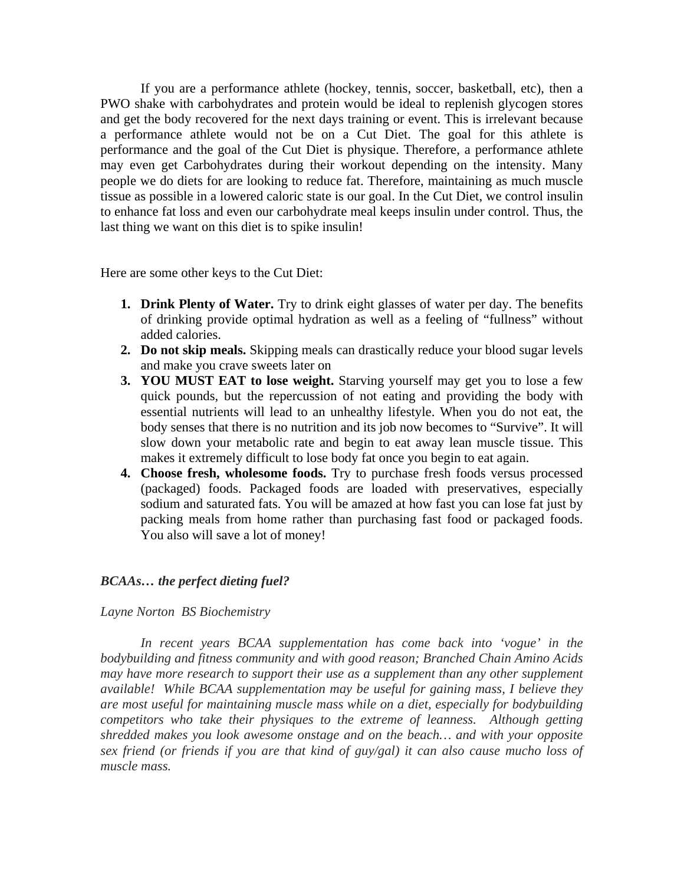If you are a performance athlete (hockey, tennis, soccer, basketball, etc), then a PWO shake with carbohydrates and protein would be ideal to replenish glycogen stores and get the body recovered for the next days training or event. This is irrelevant because a performance athlete would not be on a Cut Diet. The goal for this athlete is performance and the goal of the Cut Diet is physique. Therefore, a performance athlete may even get Carbohydrates during their workout depending on the intensity. Many people we do diets for are looking to reduce fat. Therefore, maintaining as much muscle tissue as possible in a lowered caloric state is our goal. In the Cut Diet, we control insulin to enhance fat loss and even our carbohydrate meal keeps insulin under control. Thus, the last thing we want on this diet is to spike insulin!

Here are some other keys to the Cut Diet:

1. **Drink Plenty of Water.** Try to drink eight glasses of water per day. The benefits of drinking provide optimal hydration as well as a feeling of "fullness" without added calories.
2. **Do not skip meals.** Skipping meals can drastically reduce your blood sugar levels and make you crave sweets later on
3. **YOU MUST EAT to lose weight.** Starving yourself may get you to lose a few quick pounds, but the repercussion of not eating and providing the body with essential nutrients will lead to an unhealthy lifestyle. When you do not eat, the body senses that there is no nutrition and its job now becomes to "Survive". It will slow down your metabolic rate and begin to eat away lean muscle tissue. This makes it extremely difficult to lose body fat once you begin to eat again.
4. **Choose fresh, wholesome foods.** Try to purchase fresh foods versus processed (packaged) foods. Packaged foods are loaded with preservatives, especially sodium and saturated fats. You will be amazed at how fast you can lose fat just by packing meals from home rather than purchasing fast food or packaged foods. You also will save a lot of money!

***BCAAs… the perfect dieting fuel?***

*Layne Norton BS Biochemistry*

*In recent years BCAA supplementation has come back into 'vogue' in the bodybuilding and fitness community and with good reason; Branched Chain Amino Acids may have more research to support their use as a supplement than any other supplement available! While BCAA supplementation may be useful for gaining mass, I believe they are most useful for maintaining muscle mass while on a diet, especially for bodybuilding competitors who take their physiques to the extreme of leanness. Although getting shredded makes you look awesome onstage and on the beach… and with your opposite sex friend (or friends if you are that kind of guy/gal) it can also cause mucho loss of muscle mass.*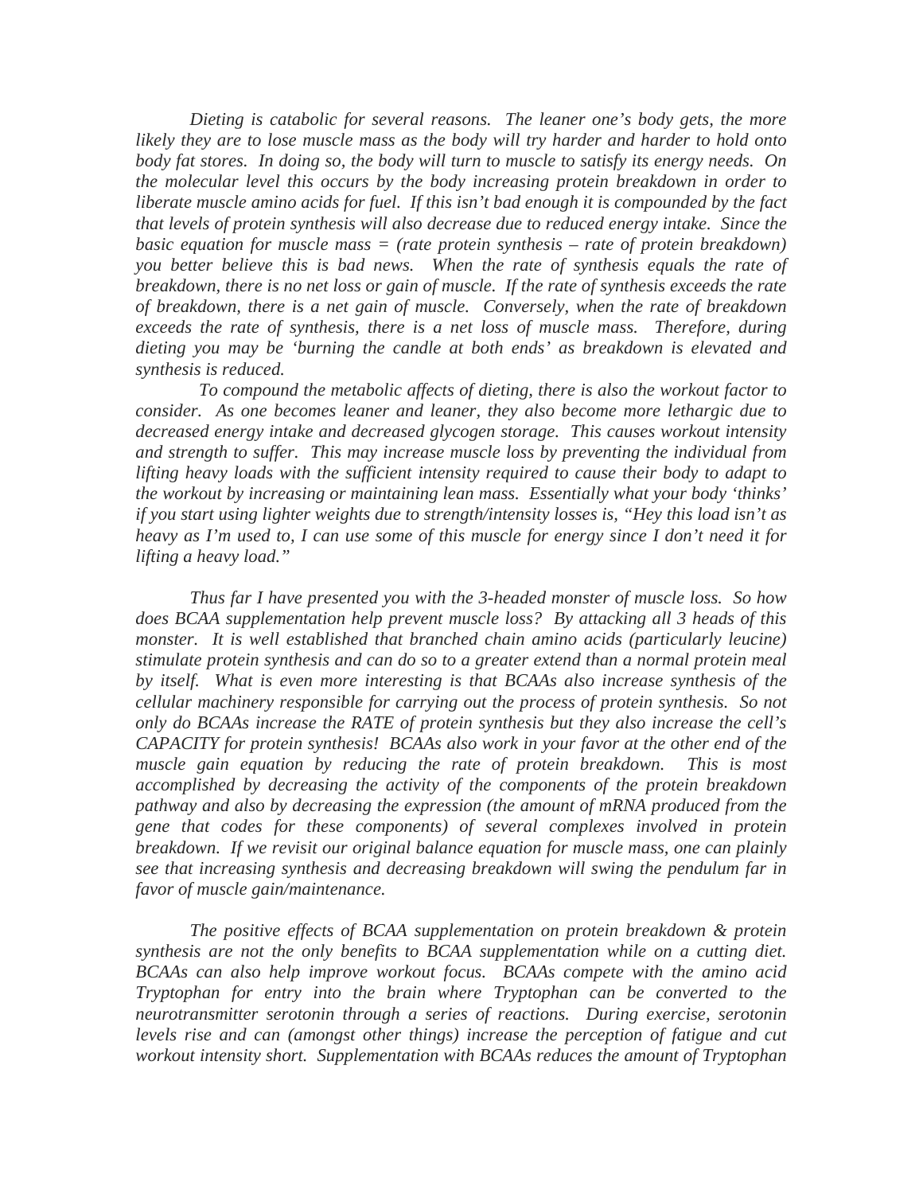*Dieting is catabolic for several reasons. The leaner one's body gets, the more likely they are to lose muscle mass as the body will try harder and harder to hold onto body fat stores. In doing so, the body will turn to muscle to satisfy its energy needs. On the molecular level this occurs by the body increasing protein breakdown in order to liberate muscle amino acids for fuel. If this isn't bad enough it is compounded by the fact that levels of protein synthesis will also decrease due to reduced energy intake. Since the basic equation for muscle mass = (rate protein synthesis – rate of protein breakdown) you better believe this is bad news. When the rate of synthesis equals the rate of breakdown, there is no net loss or gain of muscle. If the rate of synthesis exceeds the rate of breakdown, there is a net gain of muscle. Conversely, when the rate of breakdown exceeds the rate of synthesis, there is a net loss of muscle mass. Therefore, during dieting you may be 'burning the candle at both ends' as breakdown is elevated and synthesis is reduced.*

*To compound the metabolic affects of dieting, there is also the workout factor to consider. As one becomes leaner and leaner, they also become more lethargic due to decreased energy intake and decreased glycogen storage. This causes workout intensity and strength to suffer. This may increase muscle loss by preventing the individual from lifting heavy loads with the sufficient intensity required to cause their body to adapt to the workout by increasing or maintaining lean mass. Essentially what your body 'thinks' if you start using lighter weights due to strength/intensity losses is, "Hey this load isn't as heavy as I'm used to, I can use some of this muscle for energy since I don't need it for lifting a heavy load."*

*Thus far I have presented you with the 3-headed monster of muscle loss. So how does BCAA supplementation help prevent muscle loss? By attacking all 3 heads of this monster. It is well established that branched chain amino acids (particularly leucine) stimulate protein synthesis and can do so to a greater extend than a normal protein meal by itself. What is even more interesting is that BCAAs also increase synthesis of the cellular machinery responsible for carrying out the process of protein synthesis. So not only do BCAAs increase the RATE of protein synthesis but they also increase the cell's CAPACITY for protein synthesis! BCAAs also work in your favor at the other end of the muscle gain equation by reducing the rate of protein breakdown. This is most accomplished by decreasing the activity of the components of the protein breakdown pathway and also by decreasing the expression (the amount of mRNA produced from the gene that codes for these components) of several complexes involved in protein breakdown. If we revisit our original balance equation for muscle mass, one can plainly see that increasing synthesis and decreasing breakdown will swing the pendulum far in favor of muscle gain/maintenance.*

*The positive effects of BCAA supplementation on protein breakdown & protein synthesis are not the only benefits to BCAA supplementation while on a cutting diet. BCAAs can also help improve workout focus. BCAAs compete with the amino acid Tryptophan for entry into the brain where Tryptophan can be converted to the neurotransmitter serotonin through a series of reactions. During exercise, serotonin levels rise and can (amongst other things) increase the perception of fatigue and cut workout intensity short. Supplementation with BCAAs reduces the amount of Tryptophan*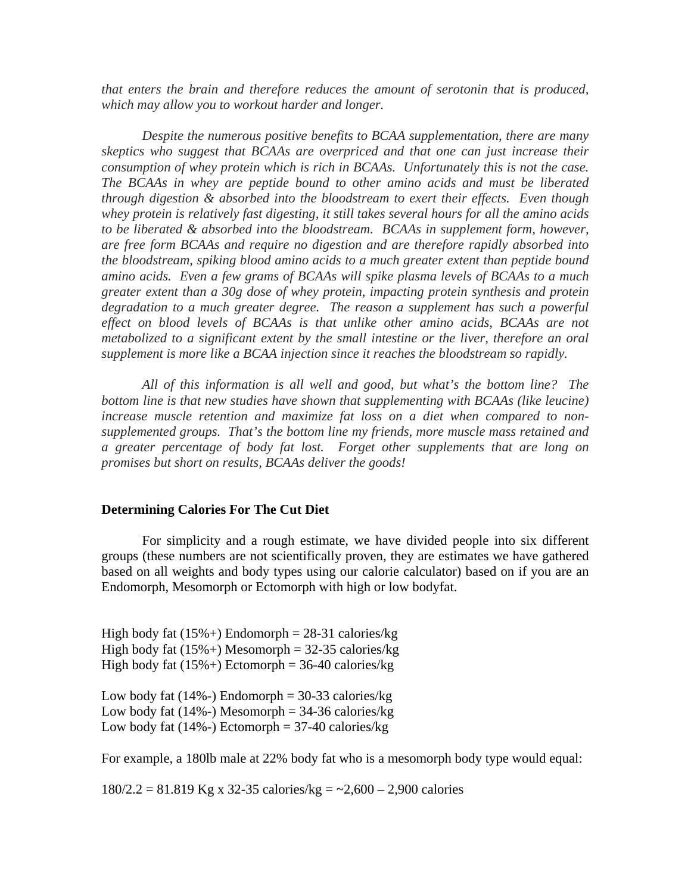*that enters the brain and therefore reduces the amount of serotonin that is produced, which may allow you to workout harder and longer.*

*Despite the numerous positive benefits to BCAA supplementation, there are many skeptics who suggest that BCAAs are overpriced and that one can just increase their consumption of whey protein which is rich in BCAAs. Unfortunately this is not the case. The BCAAs in whey are peptide bound to other amino acids and must be liberated through digestion & absorbed into the bloodstream to exert their effects. Even though whey protein is relatively fast digesting, it still takes several hours for all the amino acids to be liberated & absorbed into the bloodstream. BCAAs in supplement form, however, are free form BCAAs and require no digestion and are therefore rapidly absorbed into the bloodstream, spiking blood amino acids to a much greater extent than peptide bound amino acids. Even a few grams of BCAAs will spike plasma levels of BCAAs to a much greater extent than a 30g dose of whey protein, impacting protein synthesis and protein degradation to a much greater degree. The reason a supplement has such a powerful effect on blood levels of BCAAs is that unlike other amino acids, BCAAs are not metabolized to a significant extent by the small intestine or the liver, therefore an oral supplement is more like a BCAA injection since it reaches the bloodstream so rapidly.*

*All of this information is all well and good, but what's the bottom line? The bottom line is that new studies have shown that supplementing with BCAAs (like leucine) increase muscle retention and maximize fat loss on a diet when compared to non-supplemented groups. That's the bottom line my friends, more muscle mass retained and a greater percentage of body fat lost. Forget other supplements that are long on promises but short on results, BCAAs deliver the goods!*

**Determining Calories For The Cut Diet**

For simplicity and a rough estimate, we have divided people into six different groups (these numbers are not scientifically proven, they are estimates we have gathered based on all weights and body types using our calorie calculator) based on if you are an Endomorph, Mesomorph or Ectomorph with high or low bodyfat.

High body fat (15%+) Endomorph = 28-31 calories/kg
High body fat (15%+) Mesomorph = 32-35 calories/kg
High body fat (15%+) Ectomorph = 36-40 calories/kg

Low body fat (14%-) Endomorph = 30-33 calories/kg
Low body fat (14%-) Mesomorph = 34-36 calories/kg
Low body fat (14%-) Ectomorph = 37-40 calories/kg

For example, a 180lb male at 22% body fat who is a mesomorph body type would equal:

180/2.2 = 81.819 Kg x 32-35 calories/kg = ~2,600 – 2,900 calories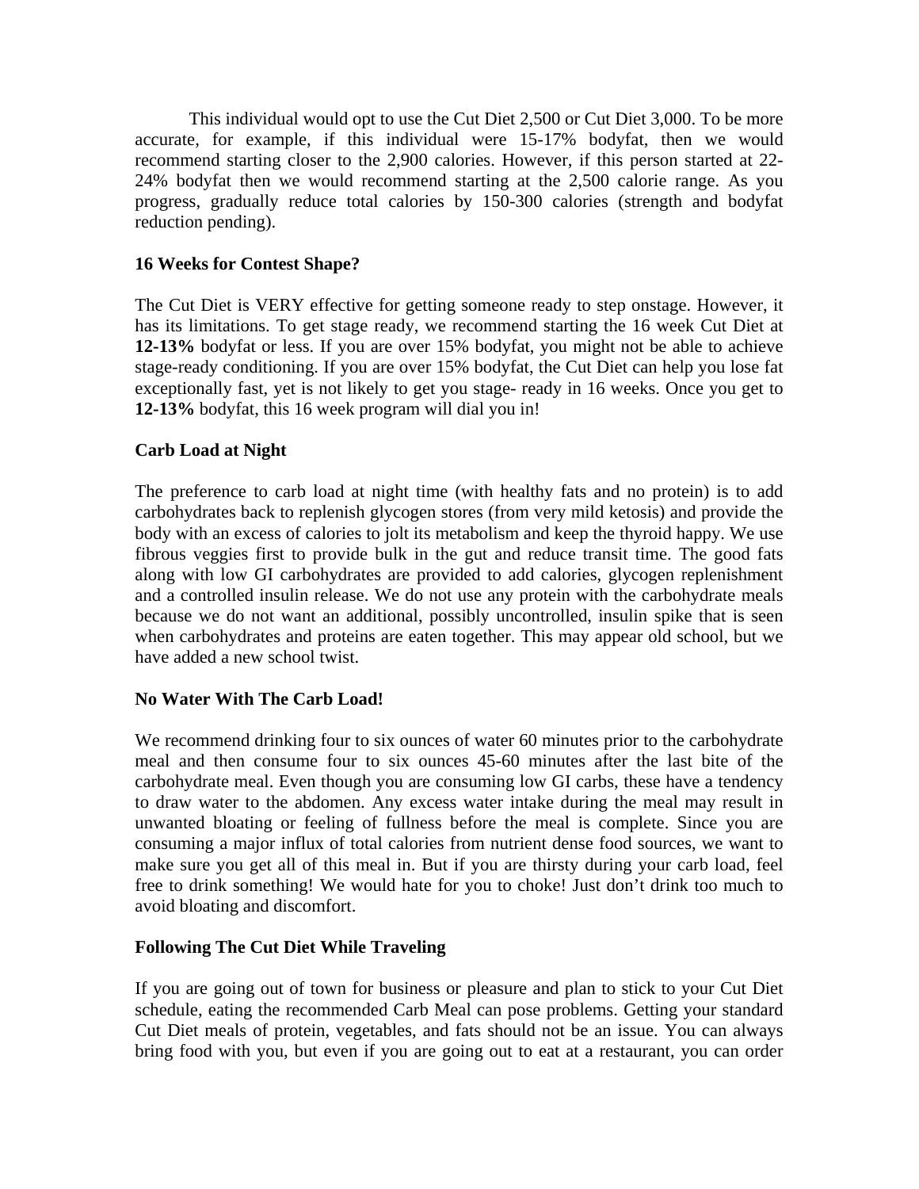This individual would opt to use the Cut Diet 2,500 or Cut Diet 3,000. To be more accurate, for example, if this individual were 15-17% bodyfat, then we would recommend starting closer to the 2,900 calories. However, if this person started at 22-24% bodyfat then we would recommend starting at the 2,500 calorie range. As you progress, gradually reduce total calories by 150-300 calories (strength and bodyfat reduction pending).

**16 Weeks for Contest Shape?**

The Cut Diet is VERY effective for getting someone ready to step onstage. However, it has its limitations. To get stage ready, we recommend starting the 16 week Cut Diet at **12-13%** bodyfat or less. If you are over 15% bodyfat, you might not be able to achieve stage-ready conditioning. If you are over 15% bodyfat, the Cut Diet can help you lose fat exceptionally fast, yet is not likely to get you stage- ready in 16 weeks. Once you get to **12-13%** bodyfat, this 16 week program will dial you in!

**Carb Load at Night**

The preference to carb load at night time (with healthy fats and no protein) is to add carbohydrates back to replenish glycogen stores (from very mild ketosis) and provide the body with an excess of calories to jolt its metabolism and keep the thyroid happy. We use fibrous veggies first to provide bulk in the gut and reduce transit time. The good fats along with low GI carbohydrates are provided to add calories, glycogen replenishment and a controlled insulin release. We do not use any protein with the carbohydrate meals because we do not want an additional, possibly uncontrolled, insulin spike that is seen when carbohydrates and proteins are eaten together. This may appear old school, but we have added a new school twist.

**No Water With The Carb Load!**

We recommend drinking four to six ounces of water 60 minutes prior to the carbohydrate meal and then consume four to six ounces 45-60 minutes after the last bite of the carbohydrate meal. Even though you are consuming low GI carbs, these have a tendency to draw water to the abdomen. Any excess water intake during the meal may result in unwanted bloating or feeling of fullness before the meal is complete. Since you are consuming a major influx of total calories from nutrient dense food sources, we want to make sure you get all of this meal in. But if you are thirsty during your carb load, feel free to drink something! We would hate for you to choke! Just don't drink too much to avoid bloating and discomfort.

**Following The Cut Diet While Traveling**

If you are going out of town for business or pleasure and plan to stick to your Cut Diet schedule, eating the recommended Carb Meal can pose problems. Getting your standard Cut Diet meals of protein, vegetables, and fats should not be an issue. You can always bring food with you, but even if you are going out to eat at a restaurant, you can order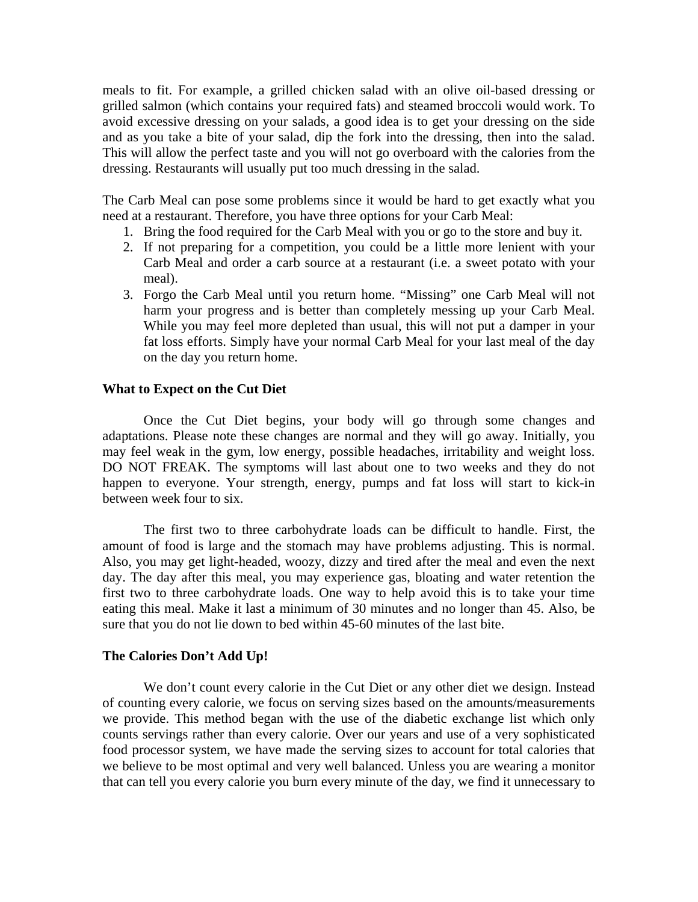meals to fit. For example, a grilled chicken salad with an olive oil-based dressing or grilled salmon (which contains your required fats) and steamed broccoli would work. To avoid excessive dressing on your salads, a good idea is to get your dressing on the side and as you take a bite of your salad, dip the fork into the dressing, then into the salad. This will allow the perfect taste and you will not go overboard with the calories from the dressing. Restaurants will usually put too much dressing in the salad.

The Carb Meal can pose some problems since it would be hard to get exactly what you need at a restaurant. Therefore, you have three options for your Carb Meal:

1. Bring the food required for the Carb Meal with you or go to the store and buy it.
2. If not preparing for a competition, you could be a little more lenient with your Carb Meal and order a carb source at a restaurant (i.e. a sweet potato with your meal).
3. Forgo the Carb Meal until you return home. "Missing" one Carb Meal will not harm your progress and is better than completely messing up your Carb Meal. While you may feel more depleted than usual, this will not put a damper in your fat loss efforts. Simply have your normal Carb Meal for your last meal of the day on the day you return home.

**What to Expect on the Cut Diet**

Once the Cut Diet begins, your body will go through some changes and adaptations. Please note these changes are normal and they will go away. Initially, you may feel weak in the gym, low energy, possible headaches, irritability and weight loss. DO NOT FREAK. The symptoms will last about one to two weeks and they do not happen to everyone. Your strength, energy, pumps and fat loss will start to kick-in between week four to six.

The first two to three carbohydrate loads can be difficult to handle. First, the amount of food is large and the stomach may have problems adjusting. This is normal. Also, you may get light-headed, woozy, dizzy and tired after the meal and even the next day. The day after this meal, you may experience gas, bloating and water retention the first two to three carbohydrate loads. One way to help avoid this is to take your time eating this meal. Make it last a minimum of 30 minutes and no longer than 45. Also, be sure that you do not lie down to bed within 45-60 minutes of the last bite.

**The Calories Don't Add Up!**

We don't count every calorie in the Cut Diet or any other diet we design. Instead of counting every calorie, we focus on serving sizes based on the amounts/measurements we provide. This method began with the use of the diabetic exchange list which only counts servings rather than every calorie. Over our years and use of a very sophisticated food processor system, we have made the serving sizes to account for total calories that we believe to be most optimal and very well balanced. Unless you are wearing a monitor that can tell you every calorie you burn every minute of the day, we find it unnecessary to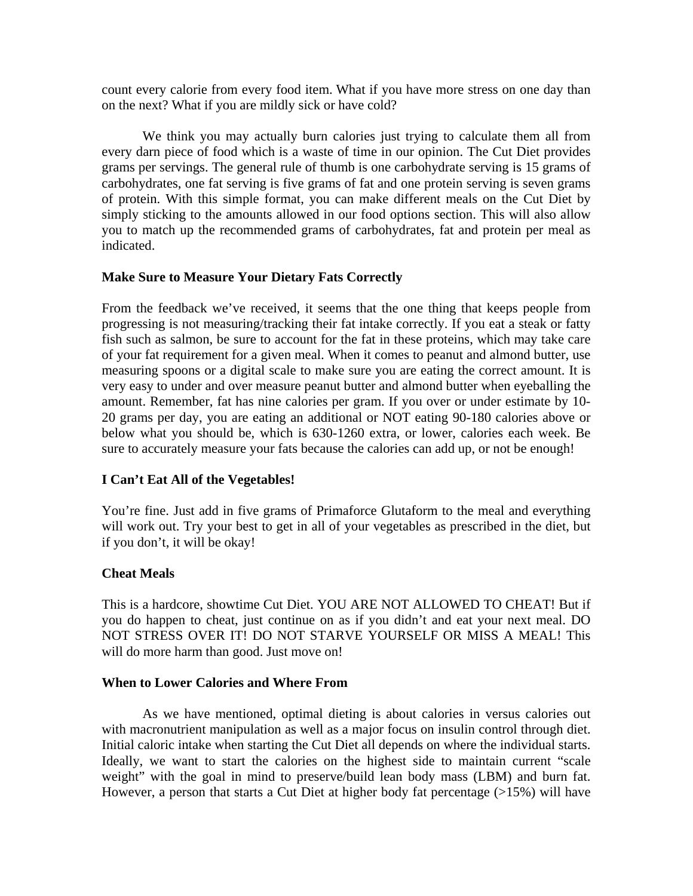count every calorie from every food item. What if you have more stress on one day than on the next? What if you are mildly sick or have cold?

We think you may actually burn calories just trying to calculate them all from every darn piece of food which is a waste of time in our opinion. The Cut Diet provides grams per servings. The general rule of thumb is one carbohydrate serving is 15 grams of carbohydrates, one fat serving is five grams of fat and one protein serving is seven grams of protein. With this simple format, you can make different meals on the Cut Diet by simply sticking to the amounts allowed in our food options section. This will also allow you to match up the recommended grams of carbohydrates, fat and protein per meal as indicated.

**Make Sure to Measure Your Dietary Fats Correctly**

From the feedback we've received, it seems that the one thing that keeps people from progressing is not measuring/tracking their fat intake correctly. If you eat a steak or fatty fish such as salmon, be sure to account for the fat in these proteins, which may take care of your fat requirement for a given meal. When it comes to peanut and almond butter, use measuring spoons or a digital scale to make sure you are eating the correct amount. It is very easy to under and over measure peanut butter and almond butter when eyeballing the amount. Remember, fat has nine calories per gram. If you over or under estimate by 10-20 grams per day, you are eating an additional or NOT eating 90-180 calories above or below what you should be, which is 630-1260 extra, or lower, calories each week. Be sure to accurately measure your fats because the calories can add up, or not be enough!

**I Can't Eat All of the Vegetables!**

You're fine. Just add in five grams of Primaforce Glutaform to the meal and everything will work out. Try your best to get in all of your vegetables as prescribed in the diet, but if you don't, it will be okay!

**Cheat Meals**

This is a hardcore, showtime Cut Diet. YOU ARE NOT ALLOWED TO CHEAT! But if you do happen to cheat, just continue on as if you didn't and eat your next meal. DO NOT STRESS OVER IT! DO NOT STARVE YOURSELF OR MISS A MEAL! This will do more harm than good. Just move on!

**When to Lower Calories and Where From**

As we have mentioned, optimal dieting is about calories in versus calories out with macronutrient manipulation as well as a major focus on insulin control through diet. Initial caloric intake when starting the Cut Diet all depends on where the individual starts. Ideally, we want to start the calories on the highest side to maintain current "scale weight" with the goal in mind to preserve/build lean body mass (LBM) and burn fat. However, a person that starts a Cut Diet at higher body fat percentage (>15%) will have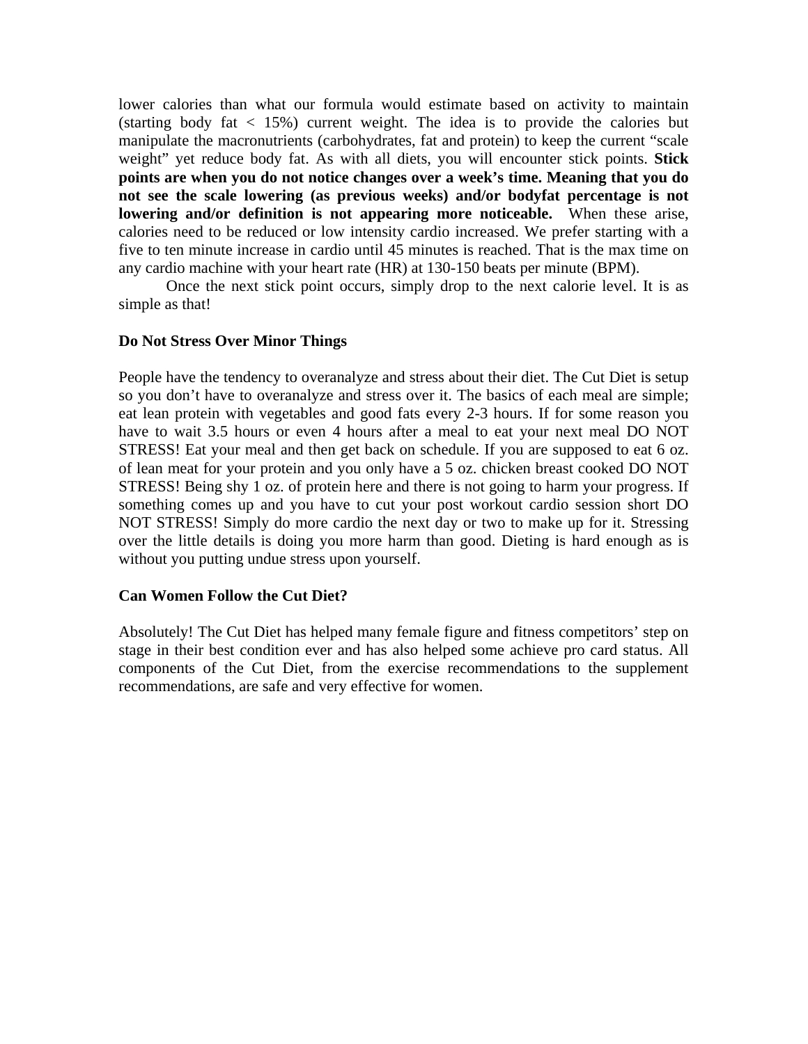lower calories than what our formula would estimate based on activity to maintain (starting body fat < 15%) current weight. The idea is to provide the calories but manipulate the macronutrients (carbohydrates, fat and protein) to keep the current "scale weight" yet reduce body fat. As with all diets, you will encounter stick points. **Stick points are when you do not notice changes over a week's time. Meaning that you do not see the scale lowering (as previous weeks) and/or bodyfat percentage is not lowering and/or definition is not appearing more noticeable.** When these arise, calories need to be reduced or low intensity cardio increased. We prefer starting with a five to ten minute increase in cardio until 45 minutes is reached. That is the max time on any cardio machine with your heart rate (HR) at 130-150 beats per minute (BPM).

Once the next stick point occurs, simply drop to the next calorie level. It is as simple as that!

**Do Not Stress Over Minor Things**

People have the tendency to overanalyze and stress about their diet. The Cut Diet is setup so you don't have to overanalyze and stress over it. The basics of each meal are simple; eat lean protein with vegetables and good fats every 2-3 hours. If for some reason you have to wait 3.5 hours or even 4 hours after a meal to eat your next meal DO NOT STRESS! Eat your meal and then get back on schedule. If you are supposed to eat 6 oz. of lean meat for your protein and you only have a 5 oz. chicken breast cooked DO NOT STRESS! Being shy 1 oz. of protein here and there is not going to harm your progress. If something comes up and you have to cut your post workout cardio session short DO NOT STRESS! Simply do more cardio the next day or two to make up for it. Stressing over the little details is doing you more harm than good. Dieting is hard enough as is without you putting undue stress upon yourself.

**Can Women Follow the Cut Diet?**

Absolutely! The Cut Diet has helped many female figure and fitness competitors' step on stage in their best condition ever and has also helped some achieve pro card status. All components of the Cut Diet, from the exercise recommendations to the supplement recommendations, are safe and very effective for women.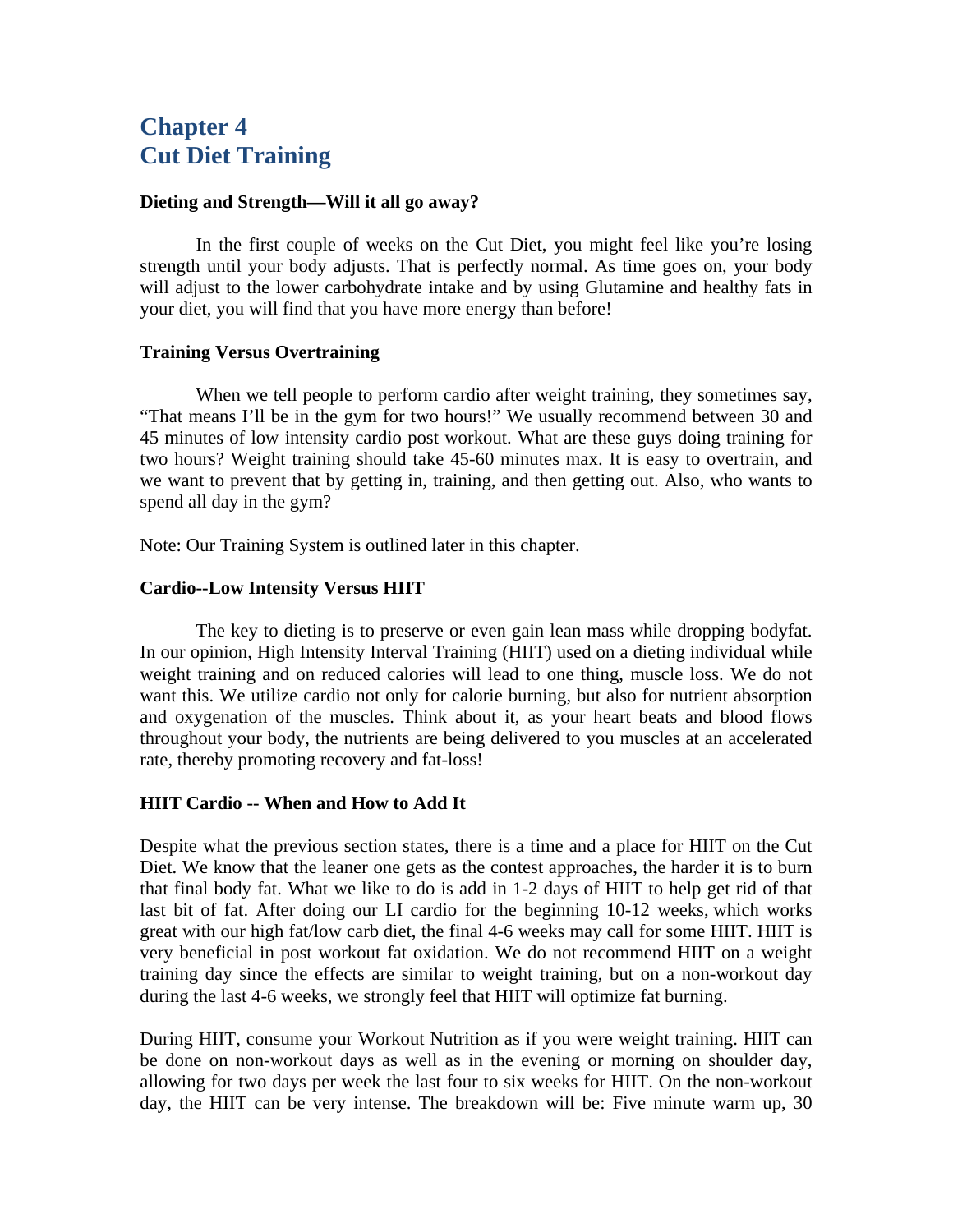# Chapter 4
# Cut Diet Training

**Dieting and Strength—Will it all go away?**

In the first couple of weeks on the Cut Diet, you might feel like you're losing strength until your body adjusts. That is perfectly normal. As time goes on, your body will adjust to the lower carbohydrate intake and by using Glutamine and healthy fats in your diet, you will find that you have more energy than before!

**Training Versus Overtraining**

When we tell people to perform cardio after weight training, they sometimes say, "That means I'll be in the gym for two hours!" We usually recommend between 30 and 45 minutes of low intensity cardio post workout. What are these guys doing training for two hours? Weight training should take 45-60 minutes max. It is easy to overtrain, and we want to prevent that by getting in, training, and then getting out. Also, who wants to spend all day in the gym?

Note: Our Training System is outlined later in this chapter.

**Cardio--Low Intensity Versus HIIT**

The key to dieting is to preserve or even gain lean mass while dropping bodyfat. In our opinion, High Intensity Interval Training (HIIT) used on a dieting individual while weight training and on reduced calories will lead to one thing, muscle loss. We do not want this. We utilize cardio not only for calorie burning, but also for nutrient absorption and oxygenation of the muscles. Think about it, as your heart beats and blood flows throughout your body, the nutrients are being delivered to you muscles at an accelerated rate, thereby promoting recovery and fat-loss!

**HIIT Cardio -- When and How to Add It**

Despite what the previous section states, there is a time and a place for HIIT on the Cut Diet. We know that the leaner one gets as the contest approaches, the harder it is to burn that final body fat. What we like to do is add in 1-2 days of HIIT to help get rid of that last bit of fat. After doing our LI cardio for the beginning 10-12 weeks, which works great with our high fat/low carb diet, the final 4-6 weeks may call for some HIIT. HIIT is very beneficial in post workout fat oxidation. We do not recommend HIIT on a weight training day since the effects are similar to weight training, but on a non-workout day during the last 4-6 weeks, we strongly feel that HIIT will optimize fat burning.

During HIIT, consume your Workout Nutrition as if you were weight training. HIIT can be done on non-workout days as well as in the evening or morning on shoulder day, allowing for two days per week the last four to six weeks for HIIT. On the non-workout day, the HIIT can be very intense. The breakdown will be: Five minute warm up, 30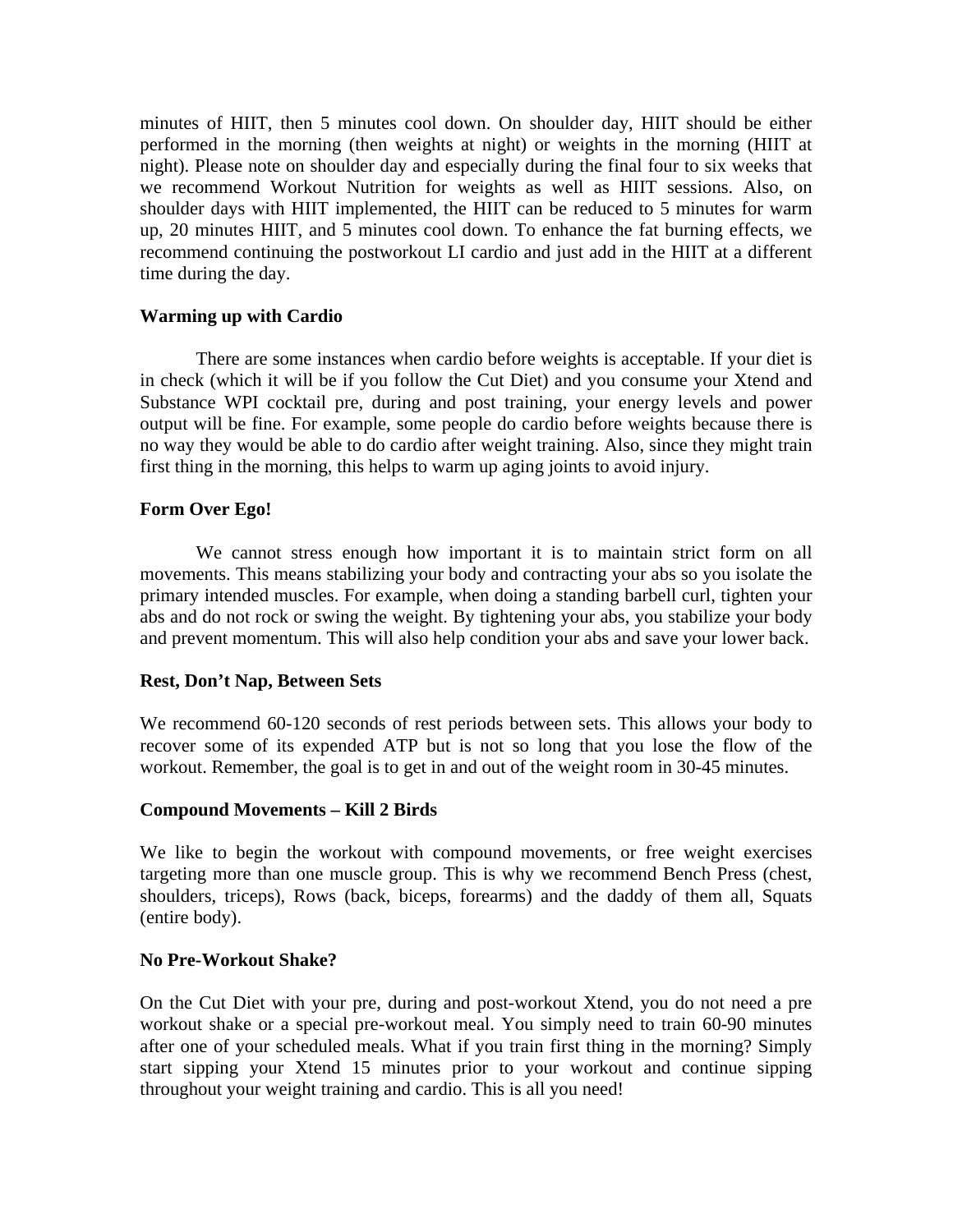minutes of HIIT, then 5 minutes cool down. On shoulder day, HIIT should be either performed in the morning (then weights at night) or weights in the morning (HIIT at night). Please note on shoulder day and especially during the final four to six weeks that we recommend Workout Nutrition for weights as well as HIIT sessions. Also, on shoulder days with HIIT implemented, the HIIT can be reduced to 5 minutes for warm up, 20 minutes HIIT, and 5 minutes cool down. To enhance the fat burning effects, we recommend continuing the postworkout LI cardio and just add in the HIIT at a different time during the day.

**Warming up with Cardio**

There are some instances when cardio before weights is acceptable. If your diet is in check (which it will be if you follow the Cut Diet) and you consume your Xtend and Substance WPI cocktail pre, during and post training, your energy levels and power output will be fine. For example, some people do cardio before weights because there is no way they would be able to do cardio after weight training. Also, since they might train first thing in the morning, this helps to warm up aging joints to avoid injury.

**Form Over Ego!**

We cannot stress enough how important it is to maintain strict form on all movements. This means stabilizing your body and contracting your abs so you isolate the primary intended muscles. For example, when doing a standing barbell curl, tighten your abs and do not rock or swing the weight. By tightening your abs, you stabilize your body and prevent momentum. This will also help condition your abs and save your lower back.

**Rest, Don't Nap, Between Sets**

We recommend 60-120 seconds of rest periods between sets. This allows your body to recover some of its expended ATP but is not so long that you lose the flow of the workout. Remember, the goal is to get in and out of the weight room in 30-45 minutes.

**Compound Movements – Kill 2 Birds**

We like to begin the workout with compound movements, or free weight exercises targeting more than one muscle group. This is why we recommend Bench Press (chest, shoulders, triceps), Rows (back, biceps, forearms) and the daddy of them all, Squats (entire body).

**No Pre-Workout Shake?**

On the Cut Diet with your pre, during and post-workout Xtend, you do not need a pre workout shake or a special pre-workout meal. You simply need to train 60-90 minutes after one of your scheduled meals. What if you train first thing in the morning? Simply start sipping your Xtend 15 minutes prior to your workout and continue sipping throughout your weight training and cardio. This is all you need!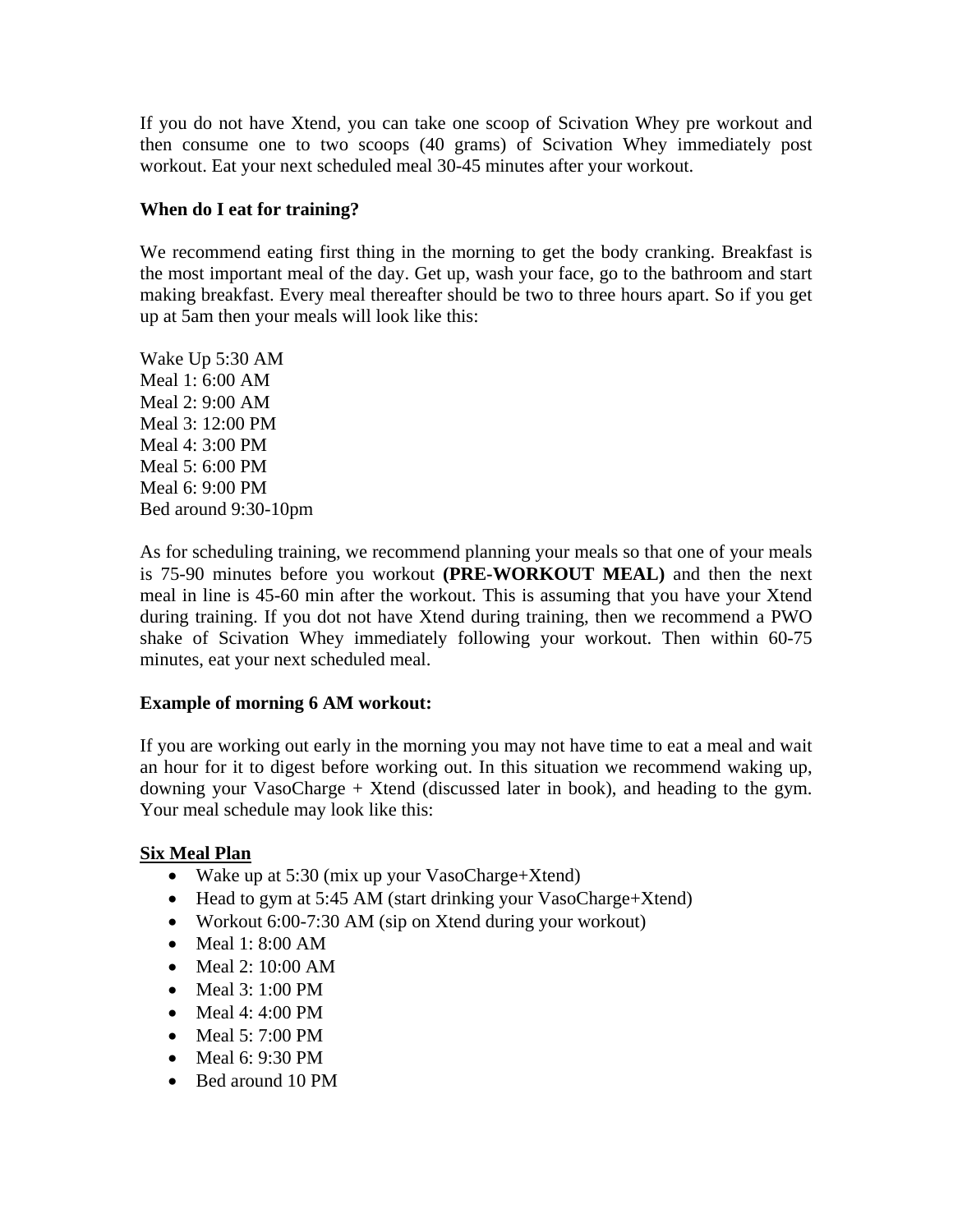If you do not have Xtend, you can take one scoop of Scivation Whey pre workout and then consume one to two scoops (40 grams) of Scivation Whey immediately post workout. Eat your next scheduled meal 30-45 minutes after your workout.

**When do I eat for training?**

We recommend eating first thing in the morning to get the body cranking. Breakfast is the most important meal of the day. Get up, wash your face, go to the bathroom and start making breakfast. Every meal thereafter should be two to three hours apart. So if you get up at 5am then your meals will look like this:

Wake Up 5:30 AM
Meal 1: 6:00 AM
Meal 2: 9:00 AM
Meal 3: 12:00 PM
Meal 4: 3:00 PM
Meal 5: 6:00 PM
Meal 6: 9:00 PM
Bed around 9:30-10pm

As for scheduling training, we recommend planning your meals so that one of your meals is 75-90 minutes before you workout **(PRE-WORKOUT MEAL)** and then the next meal in line is 45-60 min after the workout. This is assuming that you have your Xtend during training. If you dot not have Xtend during training, then we recommend a PWO shake of Scivation Whey immediately following your workout. Then within 60-75 minutes, eat your next scheduled meal.

**Example of morning 6 AM workout:**

If you are working out early in the morning you may not have time to eat a meal and wait an hour for it to digest before working out. In this situation we recommend waking up, downing your VasoCharge + Xtend (discussed later in book), and heading to the gym. Your meal schedule may look like this:

**Six Meal Plan**

- Wake up at 5:30 (mix up your VasoCharge+Xtend)
- Head to gym at 5:45 AM (start drinking your VasoCharge+Xtend)
- Workout 6:00-7:30 AM (sip on Xtend during your workout)
- Meal 1: 8:00 AM
- Meal 2: 10:00 AM
- Meal 3: 1:00 PM
- Meal 4: 4:00 PM
- Meal 5: 7:00 PM
- Meal 6: 9:30 PM
- Bed around 10 PM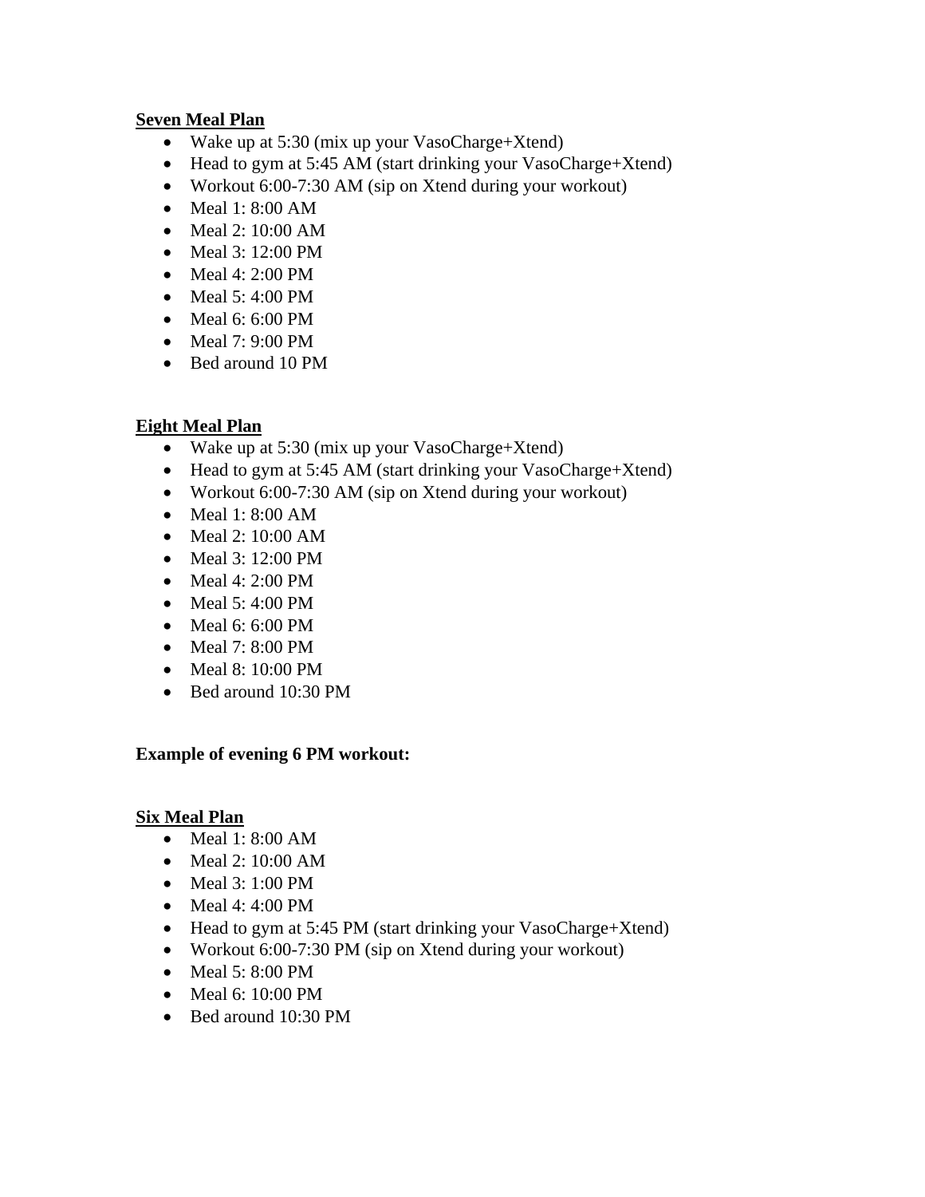**Seven Meal Plan**

- Wake up at 5:30 (mix up your VasoCharge+Xtend)
- Head to gym at 5:45 AM (start drinking your VasoCharge+Xtend)
- Workout 6:00-7:30 AM (sip on Xtend during your workout)
- Meal 1: 8:00 AM
- Meal 2: 10:00 AM
- Meal 3: 12:00 PM
- Meal 4: 2:00 PM
- Meal 5: 4:00 PM
- Meal 6: 6:00 PM
- Meal 7: 9:00 PM
- Bed around 10 PM

**Eight Meal Plan**

- Wake up at 5:30 (mix up your VasoCharge+Xtend)
- Head to gym at 5:45 AM (start drinking your VasoCharge+Xtend)
- Workout 6:00-7:30 AM (sip on Xtend during your workout)
- Meal 1: 8:00 AM
- Meal 2: 10:00 AM
- Meal 3: 12:00 PM
- Meal 4: 2:00 PM
- Meal 5: 4:00 PM
- Meal 6: 6:00 PM
- Meal 7: 8:00 PM
- Meal 8: 10:00 PM
- Bed around 10:30 PM

**Example of evening 6 PM workout:**

**Six Meal Plan**

- Meal 1: 8:00 AM
- Meal 2: 10:00 AM
- Meal 3: 1:00 PM
- Meal 4: 4:00 PM
- Head to gym at 5:45 PM (start drinking your VasoCharge+Xtend)
- Workout 6:00-7:30 PM (sip on Xtend during your workout)
- Meal 5: 8:00 PM
- Meal 6: 10:00 PM
- Bed around 10:30 PM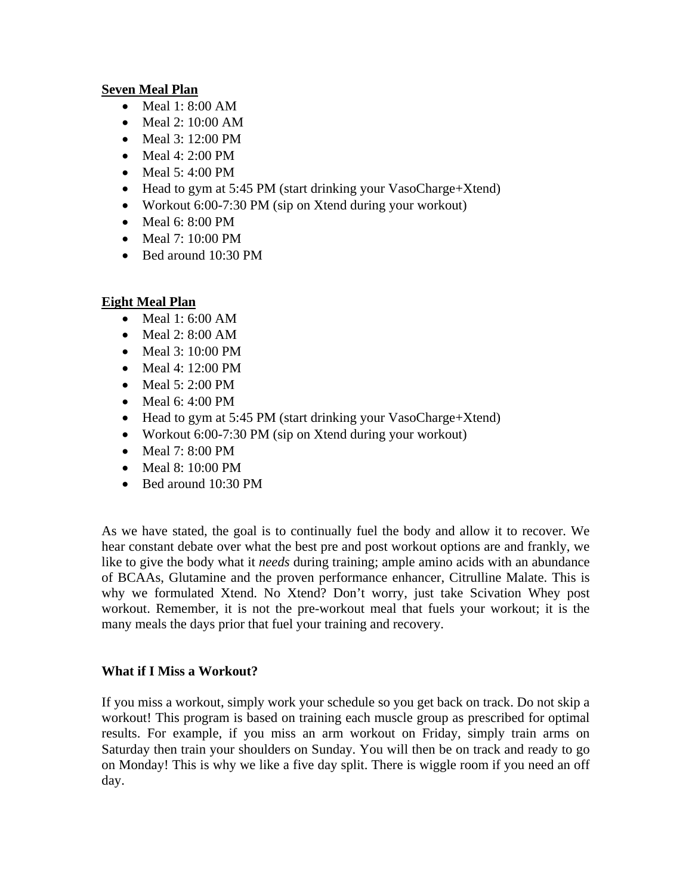**Seven Meal Plan**

- Meal 1: 8:00 AM
- Meal 2: 10:00 AM
- Meal 3: 12:00 PM
- Meal 4: 2:00 PM
- Meal 5: 4:00 PM
- Head to gym at 5:45 PM (start drinking your VasoCharge+Xtend)
- Workout 6:00-7:30 PM (sip on Xtend during your workout)
- Meal 6: 8:00 PM
- Meal 7: 10:00 PM
- Bed around 10:30 PM

**Eight Meal Plan**

- Meal 1: 6:00 AM
- Meal 2: 8:00 AM
- Meal 3: 10:00 PM
- Meal 4: 12:00 PM
- Meal 5: 2:00 PM
- Meal 6: 4:00 PM
- Head to gym at 5:45 PM (start drinking your VasoCharge+Xtend)
- Workout 6:00-7:30 PM (sip on Xtend during your workout)
- Meal 7: 8:00 PM
- Meal 8: 10:00 PM
- Bed around 10:30 PM

As we have stated, the goal is to continually fuel the body and allow it to recover. We hear constant debate over what the best pre and post workout options are and frankly, we like to give the body what it *needs* during training; ample amino acids with an abundance of BCAAs, Glutamine and the proven performance enhancer, Citrulline Malate. This is why we formulated Xtend. No Xtend? Don't worry, just take Scivation Whey post workout. Remember, it is not the pre-workout meal that fuels your workout; it is the many meals the days prior that fuel your training and recovery.

**What if I Miss a Workout?**

If you miss a workout, simply work your schedule so you get back on track. Do not skip a workout! This program is based on training each muscle group as prescribed for optimal results. For example, if you miss an arm workout on Friday, simply train arms on Saturday then train your shoulders on Sunday. You will then be on track and ready to go on Monday! This is why we like a five day split. There is wiggle room if you need an off day.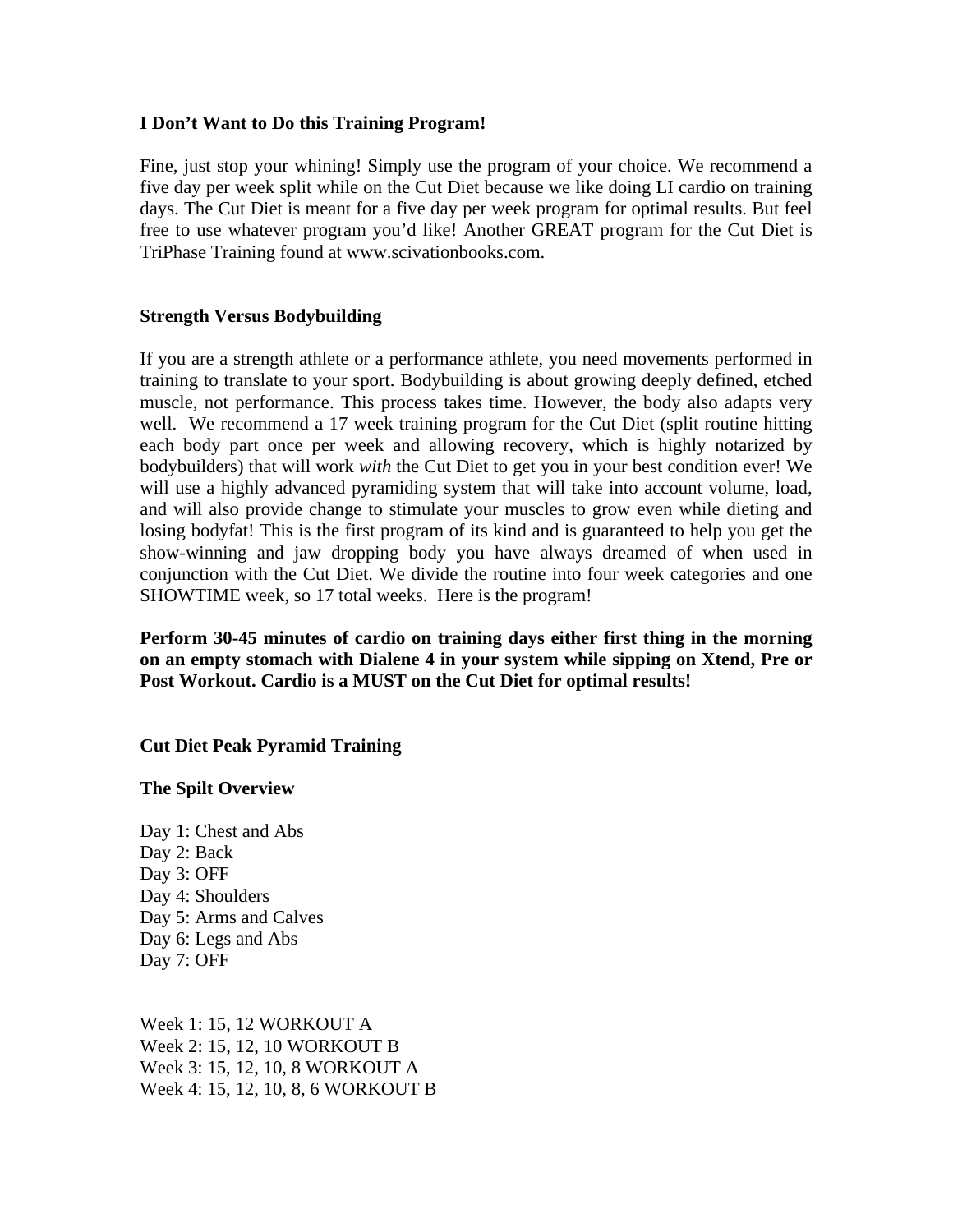**I Don't Want to Do this Training Program!**

Fine, just stop your whining! Simply use the program of your choice. We recommend a five day per week split while on the Cut Diet because we like doing LI cardio on training days. The Cut Diet is meant for a five day per week program for optimal results. But feel free to use whatever program you'd like! Another GREAT program for the Cut Diet is TriPhase Training found at www.scivationbooks.com.

**Strength Versus Bodybuilding**

If you are a strength athlete or a performance athlete, you need movements performed in training to translate to your sport. Bodybuilding is about growing deeply defined, etched muscle, not performance. This process takes time. However, the body also adapts very well. We recommend a 17 week training program for the Cut Diet (split routine hitting each body part once per week and allowing recovery, which is highly notarized by bodybuilders) that will work *with* the Cut Diet to get you in your best condition ever! We will use a highly advanced pyramiding system that will take into account volume, load, and will also provide change to stimulate your muscles to grow even while dieting and losing bodyfat! This is the first program of its kind and is guaranteed to help you get the show-winning and jaw dropping body you have always dreamed of when used in conjunction with the Cut Diet. We divide the routine into four week categories and one SHOWTIME week, so 17 total weeks. Here is the program!

**Perform 30-45 minutes of cardio on training days either first thing in the morning on an empty stomach with Dialene 4 in your system while sipping on Xtend, Pre or Post Workout. Cardio is a MUST on the Cut Diet for optimal results!**

**Cut Diet Peak Pyramid Training**

**The Spilt Overview**

Day 1: Chest and Abs
Day 2: Back
Day 3: OFF
Day 4: Shoulders
Day 5: Arms and Calves
Day 6: Legs and Abs
Day 7: OFF

Week 1: 15, 12 WORKOUT A
Week 2: 15, 12, 10 WORKOUT B
Week 3: 15, 12, 10, 8 WORKOUT A
Week 4: 15, 12, 10, 8, 6 WORKOUT B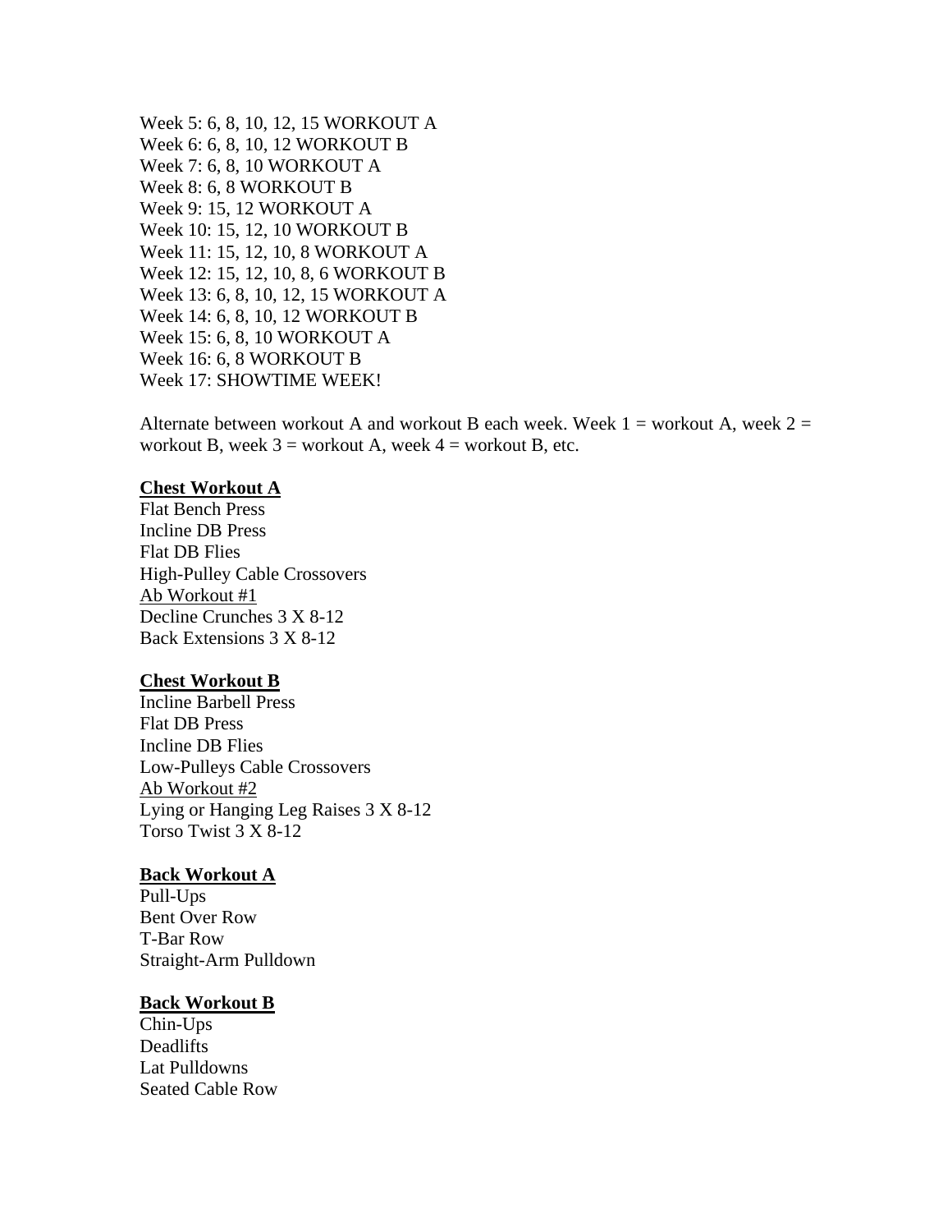Week 5: 6, 8, 10, 12, 15 WORKOUT A
Week 6: 6, 8, 10, 12 WORKOUT B
Week 7: 6, 8, 10 WORKOUT A
Week 8: 6, 8 WORKOUT B
Week 9: 15, 12 WORKOUT A
Week 10: 15, 12, 10 WORKOUT B
Week 11: 15, 12, 10, 8 WORKOUT A
Week 12: 15, 12, 10, 8, 6 WORKOUT B
Week 13: 6, 8, 10, 12, 15 WORKOUT A
Week 14: 6, 8, 10, 12 WORKOUT B
Week 15: 6, 8, 10 WORKOUT A
Week 16: 6, 8 WORKOUT B
Week 17: SHOWTIME WEEK!

Alternate between workout A and workout B each week. Week 1 = workout A, week 2 = workout B, week 3 = workout A, week 4 = workout B, etc.

**Chest Workout A**
Flat Bench Press
Incline DB Press
Flat DB Flies
High-Pulley Cable Crossovers
Ab Workout #1
Decline Crunches 3 X 8-12
Back Extensions 3 X 8-12

**Chest Workout B**
Incline Barbell Press
Flat DB Press
Incline DB Flies
Low-Pulleys Cable Crossovers
Ab Workout #2
Lying or Hanging Leg Raises 3 X 8-12
Torso Twist 3 X 8-12

**Back Workout A**
Pull-Ups
Bent Over Row
T-Bar Row
Straight-Arm Pulldown

**Back Workout B**
Chin-Ups
Deadlifts
Lat Pulldowns
Seated Cable Row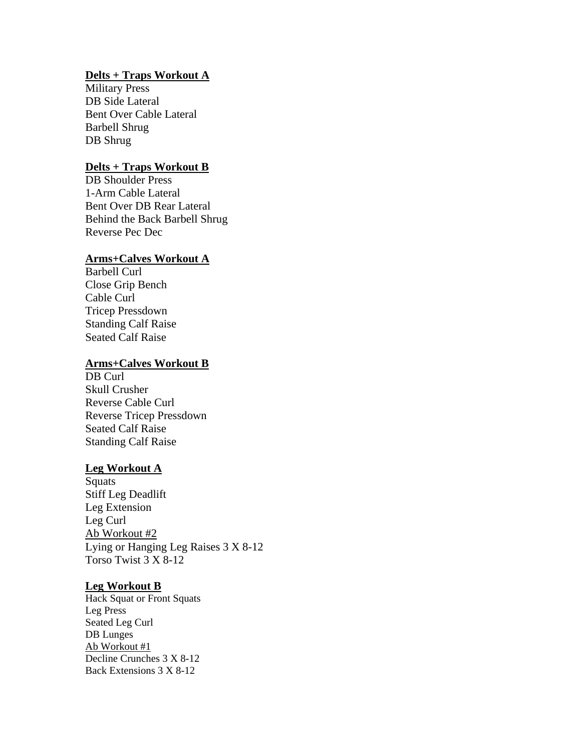**Delts + Traps Workout A**

Military Press
DB Side Lateral
Bent Over Cable Lateral
Barbell Shrug
DB Shrug

**Delts + Traps Workout B**

DB Shoulder Press
1-Arm Cable Lateral
Bent Over DB Rear Lateral
Behind the Back Barbell Shrug
Reverse Pec Dec

**Arms+Calves Workout A**

Barbell Curl
Close Grip Bench
Cable Curl
Tricep Pressdown
Standing Calf Raise
Seated Calf Raise

**Arms+Calves Workout B**

DB Curl
Skull Crusher
Reverse Cable Curl
Reverse Tricep Pressdown
Seated Calf Raise
Standing Calf Raise

**Leg Workout A**

Squats
Stiff Leg Deadlift
Leg Extension
Leg Curl
Ab Workout #2
Lying or Hanging Leg Raises 3 X 8-12
Torso Twist 3 X 8-12

**Leg Workout B**

Hack Squat or Front Squats
Leg Press
Seated Leg Curl
DB Lunges
Ab Workout #1
Decline Crunches 3 X 8-12
Back Extensions 3 X 8-12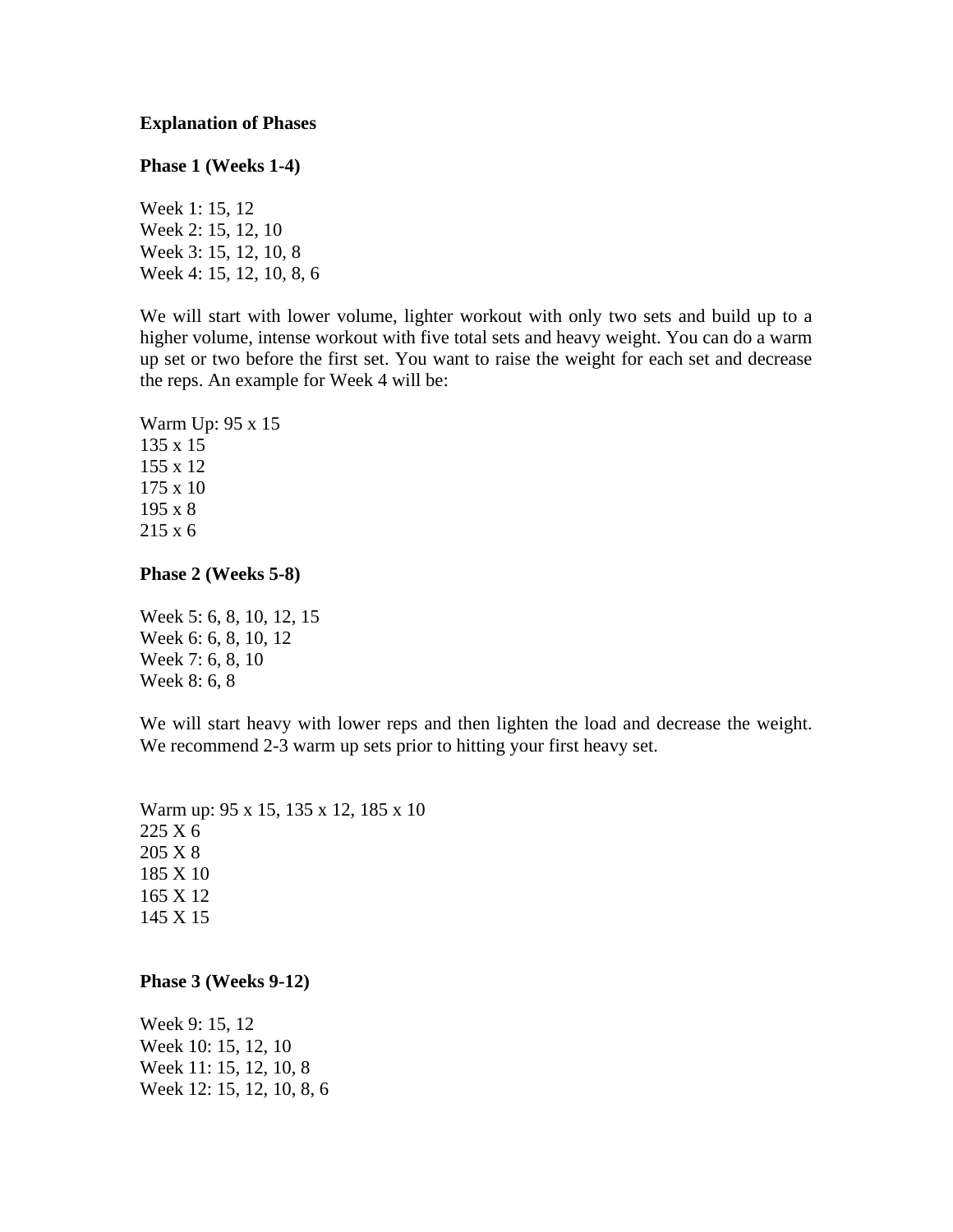**Explanation of Phases**

**Phase 1 (Weeks 1-4)**

Week 1: 15, 12
Week 2: 15, 12, 10
Week 3: 15, 12, 10, 8
Week 4: 15, 12, 10, 8, 6

We will start with lower volume, lighter workout with only two sets and build up to a higher volume, intense workout with five total sets and heavy weight. You can do a warm up set or two before the first set. You want to raise the weight for each set and decrease the reps. An example for Week 4 will be:

Warm Up: 95 x 15
135 x 15
155 x 12
175 x 10
195 x 8
215 x 6

**Phase 2 (Weeks 5-8)**

Week 5: 6, 8, 10, 12, 15
Week 6: 6, 8, 10, 12
Week 7: 6, 8, 10
Week 8: 6, 8

We will start heavy with lower reps and then lighten the load and decrease the weight. We recommend 2-3 warm up sets prior to hitting your first heavy set.

Warm up: 95 x 15, 135 x 12, 185 x 10
225 X 6
205 X 8
185 X 10
165 X 12
145 X 15

**Phase 3 (Weeks 9-12)**

Week 9: 15, 12
Week 10: 15, 12, 10
Week 11: 15, 12, 10, 8
Week 12: 15, 12, 10, 8, 6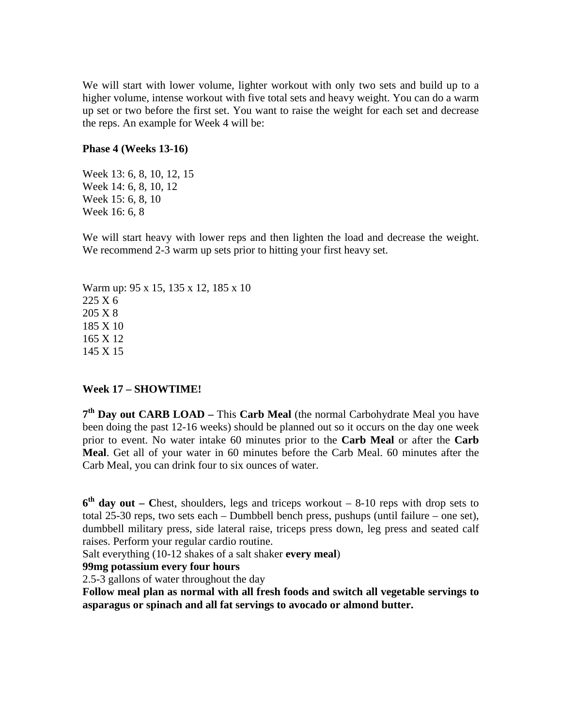We will start with lower volume, lighter workout with only two sets and build up to a higher volume, intense workout with five total sets and heavy weight. You can do a warm up set or two before the first set. You want to raise the weight for each set and decrease the reps. An example for Week 4 will be:

**Phase 4 (Weeks 13-16)**

Week 13: 6, 8, 10, 12, 15
Week 14: 6, 8, 10, 12
Week 15: 6, 8, 10
Week 16: 6, 8

We will start heavy with lower reps and then lighten the load and decrease the weight. We recommend 2-3 warm up sets prior to hitting your first heavy set.

Warm up: 95 x 15, 135 x 12, 185 x 10
225 X 6
205 X 8
185 X 10
165 X 12
145 X 15

**Week 17 – SHOWTIME!**

**7th Day out CARB LOAD –** This **Carb Meal** (the normal Carbohydrate Meal you have been doing the past 12-16 weeks) should be planned out so it occurs on the day one week prior to event. No water intake 60 minutes prior to the **Carb Meal** or after the **Carb Meal**. Get all of your water in 60 minutes before the Carb Meal. 60 minutes after the Carb Meal, you can drink four to six ounces of water.

**6th day out – C**hest, shoulders, legs and triceps workout – 8-10 reps with drop sets to total 25-30 reps, two sets each – Dumbbell bench press, pushups (until failure – one set), dumbbell military press, side lateral raise, triceps press down, leg press and seated calf raises. Perform your regular cardio routine.
Salt everything (10-12 shakes of a salt shaker **every meal**)
**99mg potassium every four hours**
2.5-3 gallons of water throughout the day
**Follow meal plan as normal with all fresh foods and switch all vegetable servings to asparagus or spinach and all fat servings to avocado or almond butter.**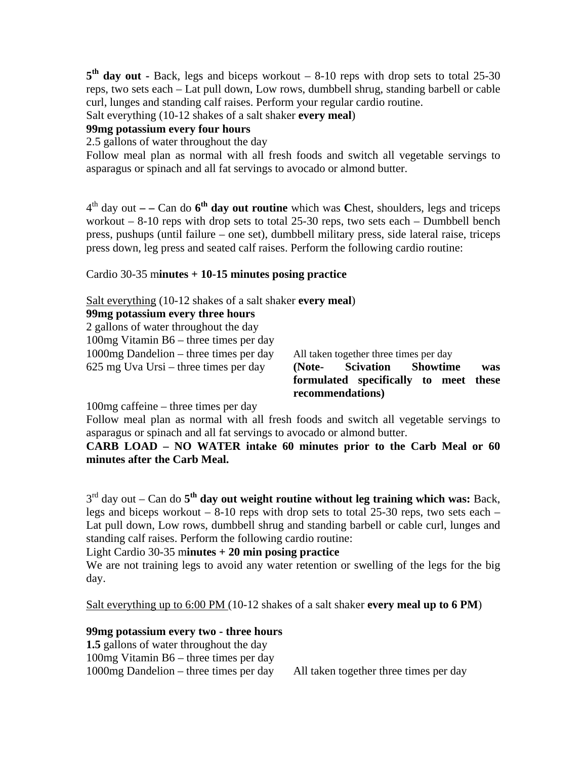**5th day out -** Back, legs and biceps workout – 8-10 reps with drop sets to total 25-30 reps, two sets each – Lat pull down, Low rows, dumbbell shrug, standing barbell or cable curl, lunges and standing calf raises. Perform your regular cardio routine.
Salt everything (10-12 shakes of a salt shaker **every meal**)
**99mg potassium every four hours**
2.5 gallons of water throughout the day
Follow meal plan as normal with all fresh foods and switch all vegetable servings to asparagus or spinach and all fat servings to avocado or almond butter.

4th day out **– –** Can do **6th day out routine** which was **C**hest, shoulders, legs and triceps workout – 8-10 reps with drop sets to total 25-30 reps, two sets each – Dumbbell bench press, pushups (until failure – one set), dumbbell military press, side lateral raise, triceps press down, leg press and seated calf raises. Perform the following cardio routine:

Cardio 30-35 m**inutes + 10-15 minutes posing practice**

Salt everything (10-12 shakes of a salt shaker **every meal**)
**99mg potassium every three hours**
2 gallons of water throughout the day
100mg Vitamin B6 – three times per day
1000mg Dandelion – three times per day — All taken together three times per day
625 mg Uva Ursi – three times per day — **(Note- Scivation Showtime was formulated specifically to meet these recommendations)**
100mg caffeine – three times per day
Follow meal plan as normal with all fresh foods and switch all vegetable servings to asparagus or spinach and all fat servings to avocado or almond butter.
**CARB LOAD – NO WATER intake 60 minutes prior to the Carb Meal or 60 minutes after the Carb Meal.**

3rd day out – Can do **5th day out weight routine without leg training which was:** Back, legs and biceps workout – 8-10 reps with drop sets to total 25-30 reps, two sets each – Lat pull down, Low rows, dumbbell shrug and standing barbell or cable curl, lunges and standing calf raises. Perform the following cardio routine:
Light Cardio 30-35 m**inutes + 20 min posing practice**
We are not training legs to avoid any water retention or swelling of the legs for the big day.

Salt everything up to 6:00 PM (10-12 shakes of a salt shaker **every meal up to 6 PM**)

**99mg potassium every two - three hours**
**1.5** gallons of water throughout the day
100mg Vitamin B6 – three times per day
1000mg Dandelion – three times per day — All taken together three times per day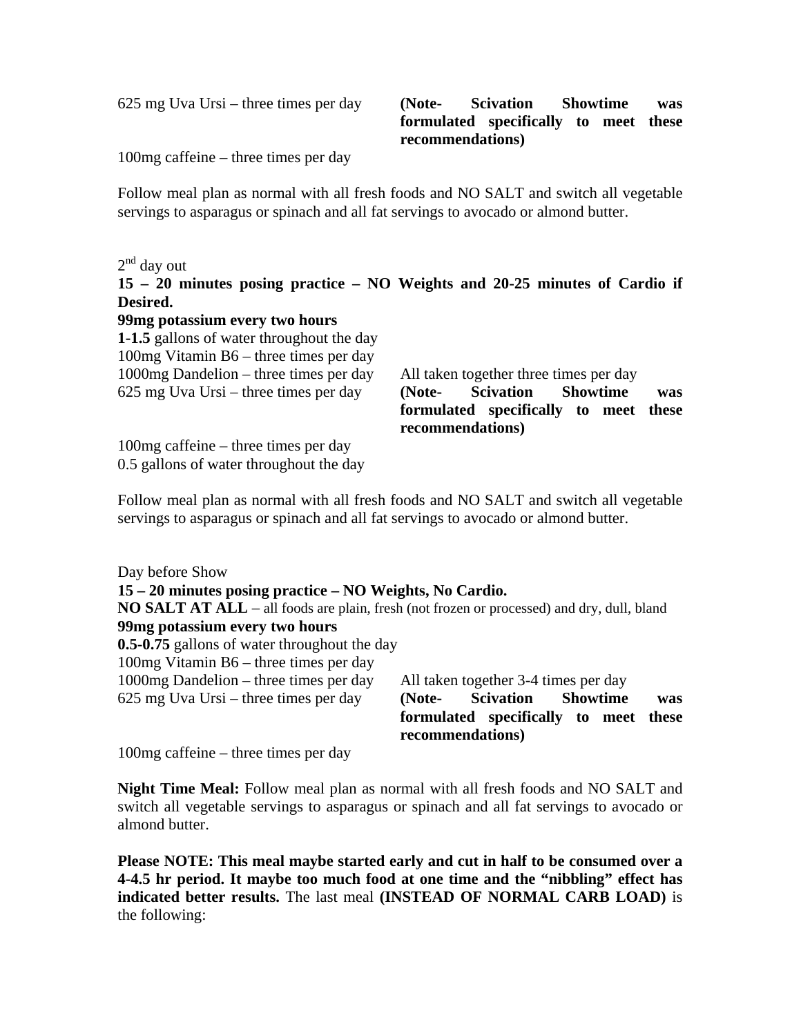625 mg Uva Ursi – three times per day **(Note- Scivation Showtime was formulated specifically to meet these recommendations)**

100mg caffeine – three times per day

Follow meal plan as normal with all fresh foods and NO SALT and switch all vegetable servings to asparagus or spinach and all fat servings to avocado or almond butter.

2nd day out

**15 – 20 minutes posing practice – NO Weights and 20-25 minutes of Cardio if Desired.**

**99mg potassium every two hours**

**1-1.5** gallons of water throughout the day

100mg Vitamin B6 – three times per day

1000mg Dandelion – three times per day

625 mg Uva Ursi – three times per day

All taken together three times per day **(Note- Scivation Showtime was formulated specifically to meet these recommendations)**

100mg caffeine – three times per day

0.5 gallons of water throughout the day

Follow meal plan as normal with all fresh foods and NO SALT and switch all vegetable servings to asparagus or spinach and all fat servings to avocado or almond butter.

Day before Show

**15 – 20 minutes posing practice – NO Weights, No Cardio.**

**NO SALT AT ALL** – all foods are plain, fresh (not frozen or processed) and dry, dull, bland

**99mg potassium every two hours**

**0.5-0.75** gallons of water throughout the day

100mg Vitamin B6 – three times per day

1000mg Dandelion – three times per day

625 mg Uva Ursi – three times per day

All taken together 3-4 times per day **(Note- Scivation Showtime was formulated specifically to meet these recommendations)**

100mg caffeine – three times per day

**Night Time Meal:** Follow meal plan as normal with all fresh foods and NO SALT and switch all vegetable servings to asparagus or spinach and all fat servings to avocado or almond butter.

**Please NOTE: This meal maybe started early and cut in half to be consumed over a 4-4.5 hr period. It maybe too much food at one time and the "nibbling" effect has indicated better results.** The last meal **(INSTEAD OF NORMAL CARB LOAD)** is the following: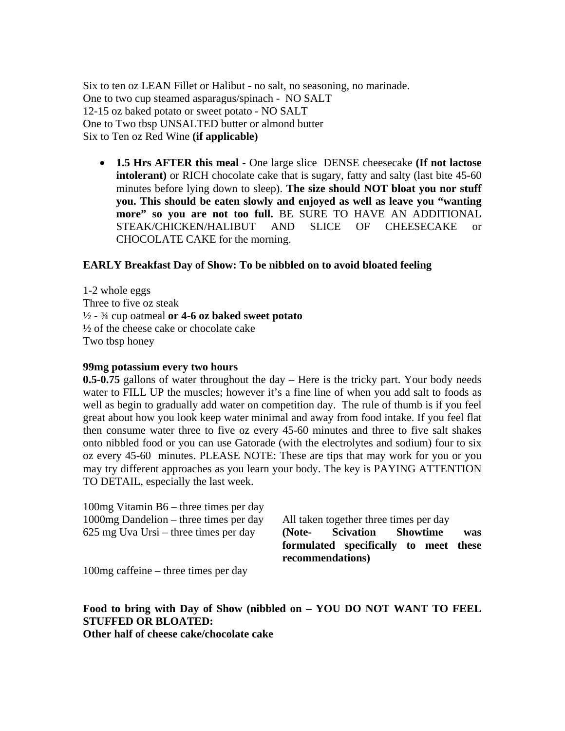Six to ten oz LEAN Fillet or Halibut - no salt, no seasoning, no marinade.
One to two cup steamed asparagus/spinach - NO SALT
12-15 oz baked potato or sweet potato - NO SALT
One to Two tbsp UNSALTED butter or almond butter
Six to Ten oz Red Wine **(if applicable)**

- **1.5 Hrs AFTER this meal** - One large slice DENSE cheesecake **(If not lactose intolerant)** or RICH chocolate cake that is sugary, fatty and salty (last bite 45-60 minutes before lying down to sleep). **The size should NOT bloat you nor stuff you. This should be eaten slowly and enjoyed as well as leave you "wanting more" so you are not too full.** BE SURE TO HAVE AN ADDITIONAL STEAK/CHICKEN/HALIBUT AND SLICE OF CHEESECAKE or CHOCOLATE CAKE for the morning.

**EARLY Breakfast Day of Show: To be nibbled on to avoid bloated feeling**

1-2 whole eggs
Three to five oz steak
½ - ¾ cup oatmeal **or 4-6 oz baked sweet potato**
½ of the cheese cake or chocolate cake
Two tbsp honey

**99mg potassium every two hours**
**0.5-0.75** gallons of water throughout the day – Here is the tricky part. Your body needs water to FILL UP the muscles; however it's a fine line of when you add salt to foods as well as begin to gradually add water on competition day. The rule of thumb is if you feel great about how you look keep water minimal and away from food intake. If you feel flat then consume water three to five oz every 45-60 minutes and three to five salt shakes onto nibbled food or you can use Gatorade (with the electrolytes and sodium) four to six oz every 45-60 minutes. PLEASE NOTE: These are tips that may work for you or you may try different approaches as you learn your body. The key is PAYING ATTENTION TO DETAIL, especially the last week.

100mg Vitamin B6 – three times per day
1000mg Dandelion – three times per day
625 mg Uva Ursi – three times per day

All taken together three times per day **(Note- Scivation Showtime was formulated specifically to meet these recommendations)**

100mg caffeine – three times per day

**Food to bring with Day of Show (nibbled on – YOU DO NOT WANT TO FEEL STUFFED OR BLOATED:**
**Other half of cheese cake/chocolate cake**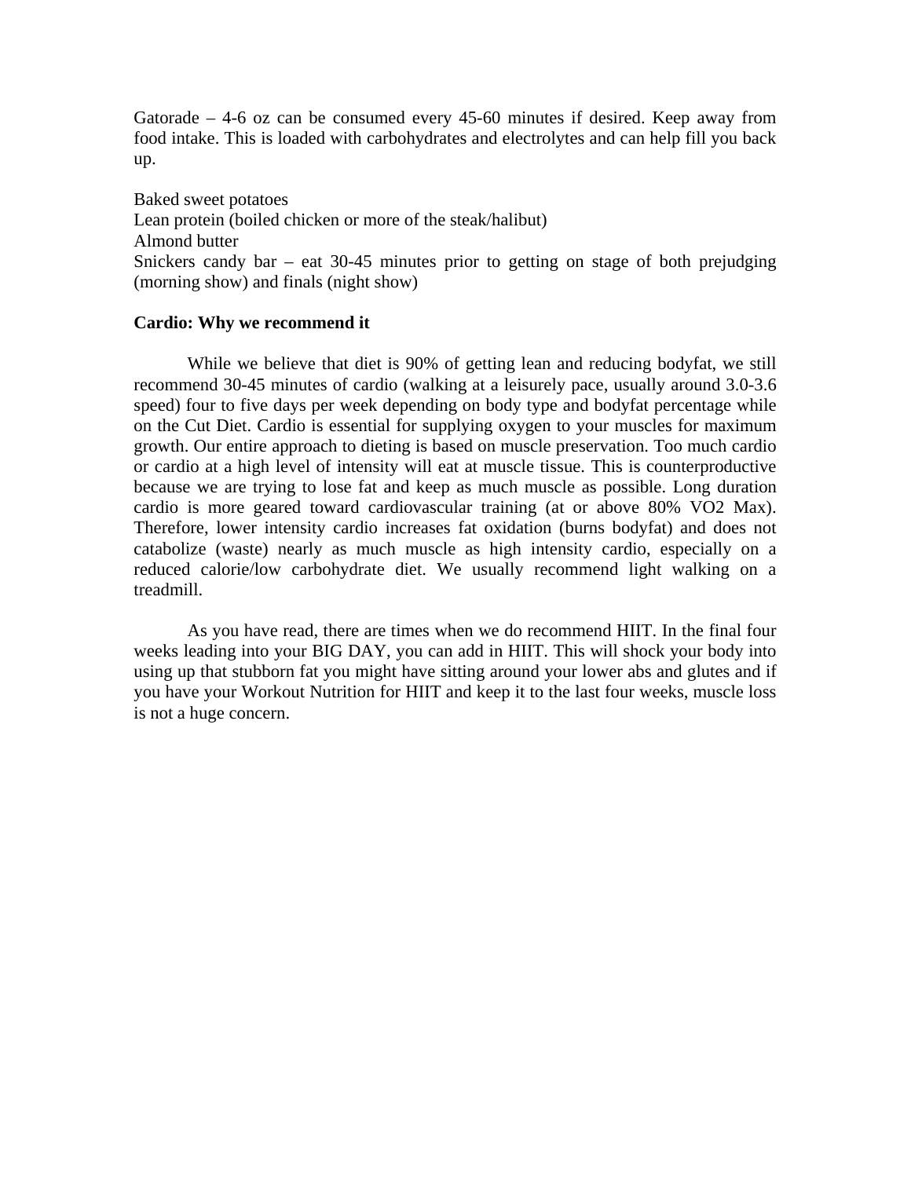Gatorade – 4-6 oz can be consumed every 45-60 minutes if desired. Keep away from food intake. This is loaded with carbohydrates and electrolytes and can help fill you back up.

Baked sweet potatoes
Lean protein (boiled chicken or more of the steak/halibut)
Almond butter
Snickers candy bar – eat 30-45 minutes prior to getting on stage of both prejudging (morning show) and finals (night show)

**Cardio: Why we recommend it**

While we believe that diet is 90% of getting lean and reducing bodyfat, we still recommend 30-45 minutes of cardio (walking at a leisurely pace, usually around 3.0-3.6 speed) four to five days per week depending on body type and bodyfat percentage while on the Cut Diet. Cardio is essential for supplying oxygen to your muscles for maximum growth. Our entire approach to dieting is based on muscle preservation. Too much cardio or cardio at a high level of intensity will eat at muscle tissue. This is counterproductive because we are trying to lose fat and keep as much muscle as possible. Long duration cardio is more geared toward cardiovascular training (at or above 80% VO2 Max). Therefore, lower intensity cardio increases fat oxidation (burns bodyfat) and does not catabolize (waste) nearly as much muscle as high intensity cardio, especially on a reduced calorie/low carbohydrate diet. We usually recommend light walking on a treadmill.

As you have read, there are times when we do recommend HIIT. In the final four weeks leading into your BIG DAY, you can add in HIIT. This will shock your body into using up that stubborn fat you might have sitting around your lower abs and glutes and if you have your Workout Nutrition for HIIT and keep it to the last four weeks, muscle loss is not a huge concern.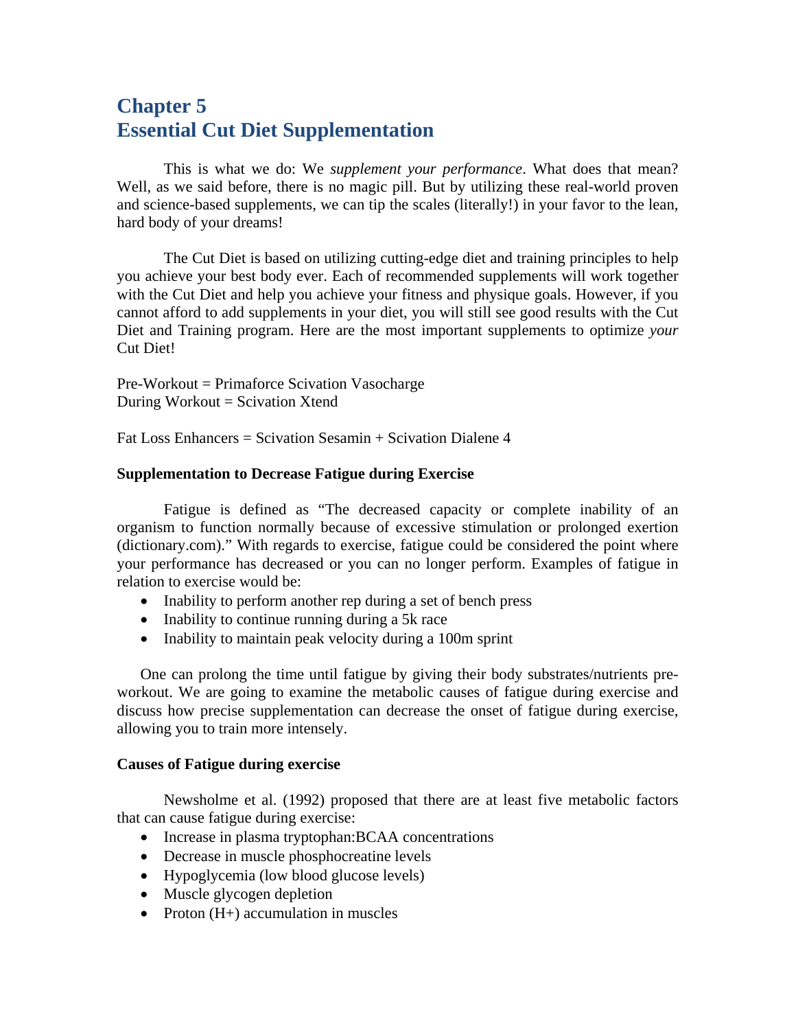# Chapter 5
# Essential Cut Diet Supplementation

This is what we do: We *supplement your performance*. What does that mean? Well, as we said before, there is no magic pill. But by utilizing these real-world proven and science-based supplements, we can tip the scales (literally!) in your favor to the lean, hard body of your dreams!

The Cut Diet is based on utilizing cutting-edge diet and training principles to help you achieve your best body ever. Each of recommended supplements will work together with the Cut Diet and help you achieve your fitness and physique goals. However, if you cannot afford to add supplements in your diet, you will still see good results with the Cut Diet and Training program. Here are the most important supplements to optimize *your* Cut Diet!

Pre-Workout = Primaforce Scivation Vasocharge
During Workout = Scivation Xtend

Fat Loss Enhancers = Scivation Sesamin + Scivation Dialene 4

**Supplementation to Decrease Fatigue during Exercise**

Fatigue is defined as "The decreased capacity or complete inability of an organism to function normally because of excessive stimulation or prolonged exertion (dictionary.com)." With regards to exercise, fatigue could be considered the point where your performance has decreased or you can no longer perform. Examples of fatigue in relation to exercise would be:

- Inability to perform another rep during a set of bench press
- Inability to continue running during a 5k race
- Inability to maintain peak velocity during a 100m sprint

One can prolong the time until fatigue by giving their body substrates/nutrients pre-workout. We are going to examine the metabolic causes of fatigue during exercise and discuss how precise supplementation can decrease the onset of fatigue during exercise, allowing you to train more intensely.

**Causes of Fatigue during exercise**

Newsholme et al. (1992) proposed that there are at least five metabolic factors that can cause fatigue during exercise:

- Increase in plasma tryptophan:BCAA concentrations
- Decrease in muscle phosphocreatine levels
- Hypoglycemia (low blood glucose levels)
- Muscle glycogen depletion
- Proton (H+) accumulation in muscles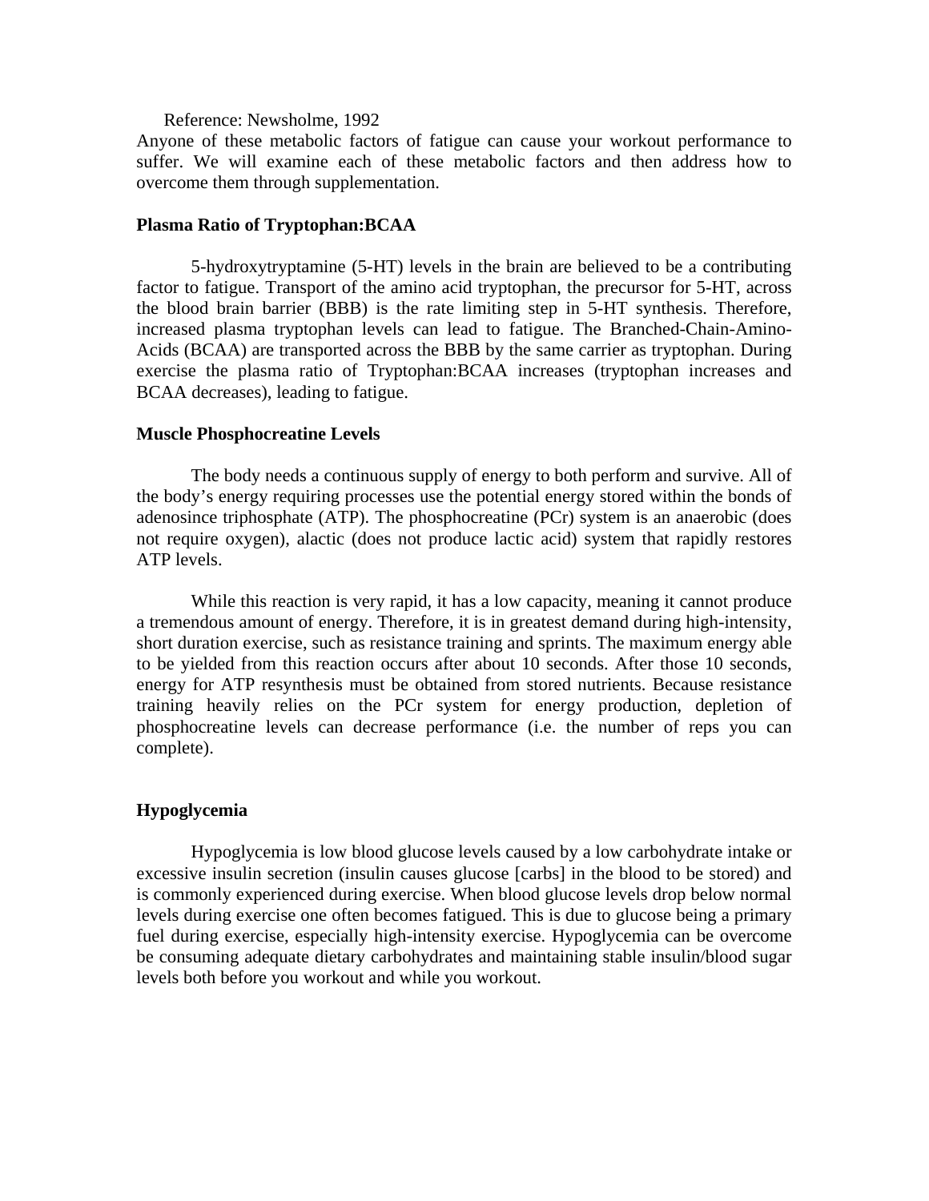Reference: Newsholme, 1992

Anyone of these metabolic factors of fatigue can cause your workout performance to suffer. We will examine each of these metabolic factors and then address how to overcome them through supplementation.

**Plasma Ratio of Tryptophan:BCAA**

5-hydroxytryptamine (5-HT) levels in the brain are believed to be a contributing factor to fatigue. Transport of the amino acid tryptophan, the precursor for 5-HT, across the blood brain barrier (BBB) is the rate limiting step in 5-HT synthesis. Therefore, increased plasma tryptophan levels can lead to fatigue. The Branched-Chain-Amino-Acids (BCAA) are transported across the BBB by the same carrier as tryptophan. During exercise the plasma ratio of Tryptophan:BCAA increases (tryptophan increases and BCAA decreases), leading to fatigue.

**Muscle Phosphocreatine Levels**

The body needs a continuous supply of energy to both perform and survive. All of the body's energy requiring processes use the potential energy stored within the bonds of adenosince triphosphate (ATP). The phosphocreatine (PCr) system is an anaerobic (does not require oxygen), alactic (does not produce lactic acid) system that rapidly restores ATP levels.

While this reaction is very rapid, it has a low capacity, meaning it cannot produce a tremendous amount of energy. Therefore, it is in greatest demand during high-intensity, short duration exercise, such as resistance training and sprints. The maximum energy able to be yielded from this reaction occurs after about 10 seconds. After those 10 seconds, energy for ATP resynthesis must be obtained from stored nutrients. Because resistance training heavily relies on the PCr system for energy production, depletion of phosphocreatine levels can decrease performance (i.e. the number of reps you can complete).

**Hypoglycemia**

Hypoglycemia is low blood glucose levels caused by a low carbohydrate intake or excessive insulin secretion (insulin causes glucose [carbs] in the blood to be stored) and is commonly experienced during exercise. When blood glucose levels drop below normal levels during exercise one often becomes fatigued. This is due to glucose being a primary fuel during exercise, especially high-intensity exercise. Hypoglycemia can be overcome be consuming adequate dietary carbohydrates and maintaining stable insulin/blood sugar levels both before you workout and while you workout.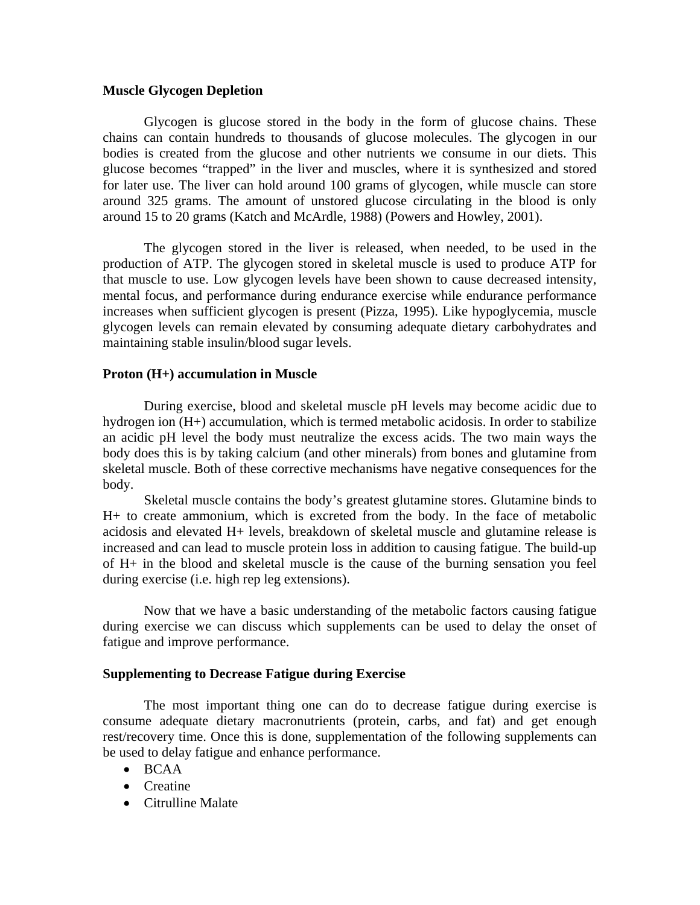**Muscle Glycogen Depletion**

Glycogen is glucose stored in the body in the form of glucose chains. These chains can contain hundreds to thousands of glucose molecules. The glycogen in our bodies is created from the glucose and other nutrients we consume in our diets. This glucose becomes "trapped" in the liver and muscles, where it is synthesized and stored for later use. The liver can hold around 100 grams of glycogen, while muscle can store around 325 grams. The amount of unstored glucose circulating in the blood is only around 15 to 20 grams (Katch and McArdle, 1988) (Powers and Howley, 2001).

The glycogen stored in the liver is released, when needed, to be used in the production of ATP. The glycogen stored in skeletal muscle is used to produce ATP for that muscle to use. Low glycogen levels have been shown to cause decreased intensity, mental focus, and performance during endurance exercise while endurance performance increases when sufficient glycogen is present (Pizza, 1995). Like hypoglycemia, muscle glycogen levels can remain elevated by consuming adequate dietary carbohydrates and maintaining stable insulin/blood sugar levels.

**Proton (H+) accumulation in Muscle**

During exercise, blood and skeletal muscle pH levels may become acidic due to hydrogen ion (H+) accumulation, which is termed metabolic acidosis. In order to stabilize an acidic pH level the body must neutralize the excess acids. The two main ways the body does this is by taking calcium (and other minerals) from bones and glutamine from skeletal muscle. Both of these corrective mechanisms have negative consequences for the body.

Skeletal muscle contains the body's greatest glutamine stores. Glutamine binds to H+ to create ammonium, which is excreted from the body. In the face of metabolic acidosis and elevated H+ levels, breakdown of skeletal muscle and glutamine release is increased and can lead to muscle protein loss in addition to causing fatigue. The build-up of H+ in the blood and skeletal muscle is the cause of the burning sensation you feel during exercise (i.e. high rep leg extensions).

Now that we have a basic understanding of the metabolic factors causing fatigue during exercise we can discuss which supplements can be used to delay the onset of fatigue and improve performance.

**Supplementing to Decrease Fatigue during Exercise**

The most important thing one can do to decrease fatigue during exercise is consume adequate dietary macronutrients (protein, carbs, and fat) and get enough rest/recovery time. Once this is done, supplementation of the following supplements can be used to delay fatigue and enhance performance.

- BCAA
- Creatine
- Citrulline Malate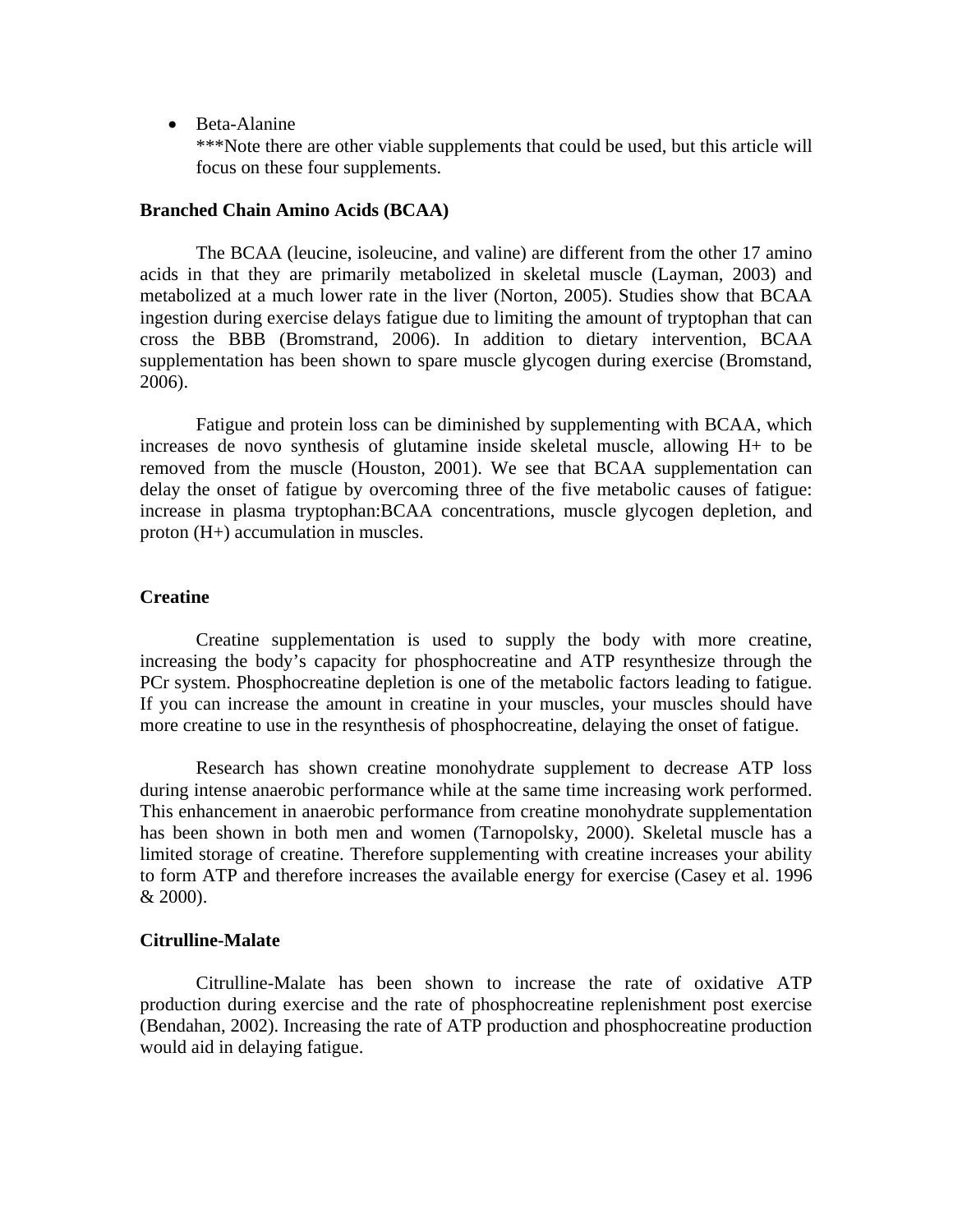- Beta-Alanine
  ***Note there are other viable supplements that could be used, but this article will focus on these four supplements.

**Branched Chain Amino Acids (BCAA)**

The BCAA (leucine, isoleucine, and valine) are different from the other 17 amino acids in that they are primarily metabolized in skeletal muscle (Layman, 2003) and metabolized at a much lower rate in the liver (Norton, 2005). Studies show that BCAA ingestion during exercise delays fatigue due to limiting the amount of tryptophan that can cross the BBB (Bromstrand, 2006). In addition to dietary intervention, BCAA supplementation has been shown to spare muscle glycogen during exercise (Bromstand, 2006).

Fatigue and protein loss can be diminished by supplementing with BCAA, which increases de novo synthesis of glutamine inside skeletal muscle, allowing H+ to be removed from the muscle (Houston, 2001). We see that BCAA supplementation can delay the onset of fatigue by overcoming three of the five metabolic causes of fatigue: increase in plasma tryptophan:BCAA concentrations, muscle glycogen depletion, and proton (H+) accumulation in muscles.

**Creatine**

Creatine supplementation is used to supply the body with more creatine, increasing the body's capacity for phosphocreatine and ATP resynthesize through the PCr system. Phosphocreatine depletion is one of the metabolic factors leading to fatigue. If you can increase the amount in creatine in your muscles, your muscles should have more creatine to use in the resynthesis of phosphocreatine, delaying the onset of fatigue.

Research has shown creatine monohydrate supplement to decrease ATP loss during intense anaerobic performance while at the same time increasing work performed. This enhancement in anaerobic performance from creatine monohydrate supplementation has been shown in both men and women (Tarnopolsky, 2000). Skeletal muscle has a limited storage of creatine. Therefore supplementing with creatine increases your ability to form ATP and therefore increases the available energy for exercise (Casey et al. 1996 & 2000).

**Citrulline-Malate**

Citrulline-Malate has been shown to increase the rate of oxidative ATP production during exercise and the rate of phosphocreatine replenishment post exercise (Bendahan, 2002). Increasing the rate of ATP production and phosphocreatine production would aid in delaying fatigue.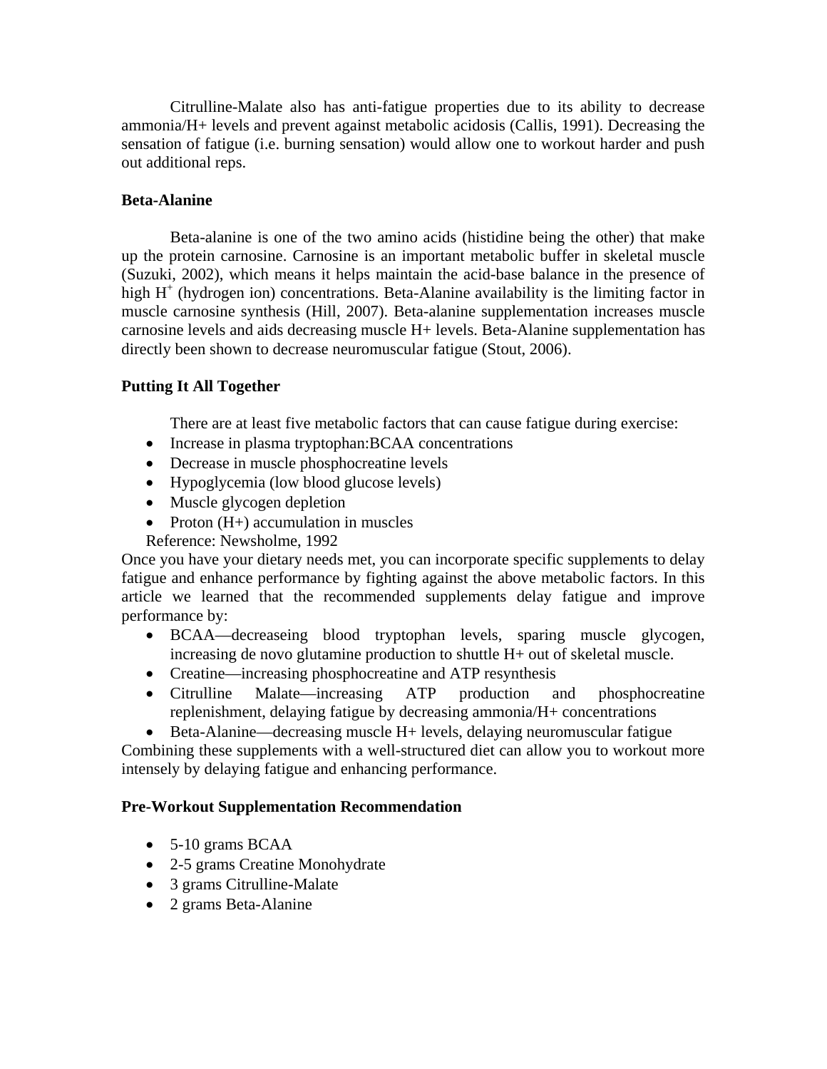Citrulline-Malate also has anti-fatigue properties due to its ability to decrease ammonia/H+ levels and prevent against metabolic acidosis (Callis, 1991). Decreasing the sensation of fatigue (i.e. burning sensation) would allow one to workout harder and push out additional reps.

**Beta-Alanine**

Beta-alanine is one of the two amino acids (histidine being the other) that make up the protein carnosine. Carnosine is an important metabolic buffer in skeletal muscle (Suzuki, 2002), which means it helps maintain the acid-base balance in the presence of high $H^+$ (hydrogen ion) concentrations. Beta-Alanine availability is the limiting factor in muscle carnosine synthesis (Hill, 2007). Beta-alanine supplementation increases muscle carnosine levels and aids decreasing muscle H+ levels. Beta-Alanine supplementation has directly been shown to decrease neuromuscular fatigue (Stout, 2006).

**Putting It All Together**

There are at least five metabolic factors that can cause fatigue during exercise:

- Increase in plasma tryptophan:BCAA concentrations
- Decrease in muscle phosphocreatine levels
- Hypoglycemia (low blood glucose levels)
- Muscle glycogen depletion
- Proton (H+) accumulation in muscles

Reference: Newsholme, 1992

Once you have your dietary needs met, you can incorporate specific supplements to delay fatigue and enhance performance by fighting against the above metabolic factors. In this article we learned that the recommended supplements delay fatigue and improve performance by:

- BCAA—decreaseing blood tryptophan levels, sparing muscle glycogen, increasing de novo glutamine production to shuttle H+ out of skeletal muscle.
- Creatine—increasing phosphocreatine and ATP resynthesis
- Citrulline Malate—increasing ATP production and phosphocreatine replenishment, delaying fatigue by decreasing ammonia/H+ concentrations
- Beta-Alanine—decreasing muscle H+ levels, delaying neuromuscular fatigue

Combining these supplements with a well-structured diet can allow you to workout more intensely by delaying fatigue and enhancing performance.

**Pre-Workout Supplementation Recommendation**

- 5-10 grams BCAA
- 2-5 grams Creatine Monohydrate
- 3 grams Citrulline-Malate
- 2 grams Beta-Alanine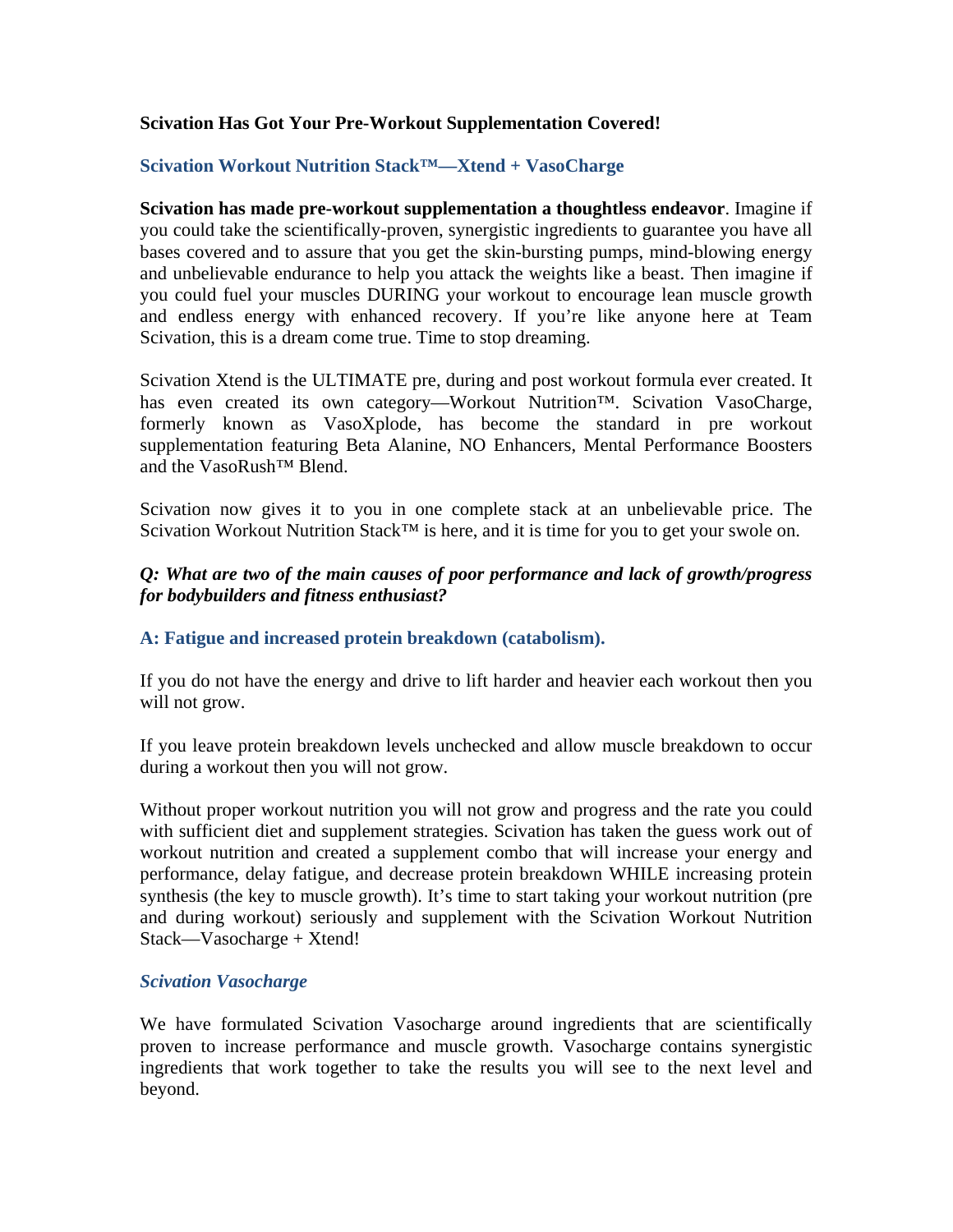**Scivation Has Got Your Pre-Workout Supplementation Covered!**

## Scivation Workout Nutrition Stack™—Xtend + VasoCharge

**Scivation has made pre-workout supplementation a thoughtless endeavor**. Imagine if you could take the scientifically-proven, synergistic ingredients to guarantee you have all bases covered and to assure that you get the skin-bursting pumps, mind-blowing energy and unbelievable endurance to help you attack the weights like a beast. Then imagine if you could fuel your muscles DURING your workout to encourage lean muscle growth and endless energy with enhanced recovery. If you're like anyone here at Team Scivation, this is a dream come true. Time to stop dreaming.

Scivation Xtend is the ULTIMATE pre, during and post workout formula ever created. It has even created its own category—Workout Nutrition™. Scivation VasoCharge, formerly known as VasoXplode, has become the standard in pre workout supplementation featuring Beta Alanine, NO Enhancers, Mental Performance Boosters and the VasoRush™ Blend.

Scivation now gives it to you in one complete stack at an unbelievable price. The Scivation Workout Nutrition Stack™ is here, and it is time for you to get your swole on.

***Q: What are two of the main causes of poor performance and lack of growth/progress for bodybuilders and fitness enthusiast?***

**A: Fatigue and increased protein breakdown (catabolism).**

If you do not have the energy and drive to lift harder and heavier each workout then you will not grow.

If you leave protein breakdown levels unchecked and allow muscle breakdown to occur during a workout then you will not grow.

Without proper workout nutrition you will not grow and progress and the rate you could with sufficient diet and supplement strategies. Scivation has taken the guess work out of workout nutrition and created a supplement combo that will increase your energy and performance, delay fatigue, and decrease protein breakdown WHILE increasing protein synthesis (the key to muscle growth). It's time to start taking your workout nutrition (pre and during workout) seriously and supplement with the Scivation Workout Nutrition Stack—Vasocharge + Xtend!

### *Scivation Vasocharge*

We have formulated Scivation Vasocharge around ingredients that are scientifically proven to increase performance and muscle growth. Vasocharge contains synergistic ingredients that work together to take the results you will see to the next level and beyond.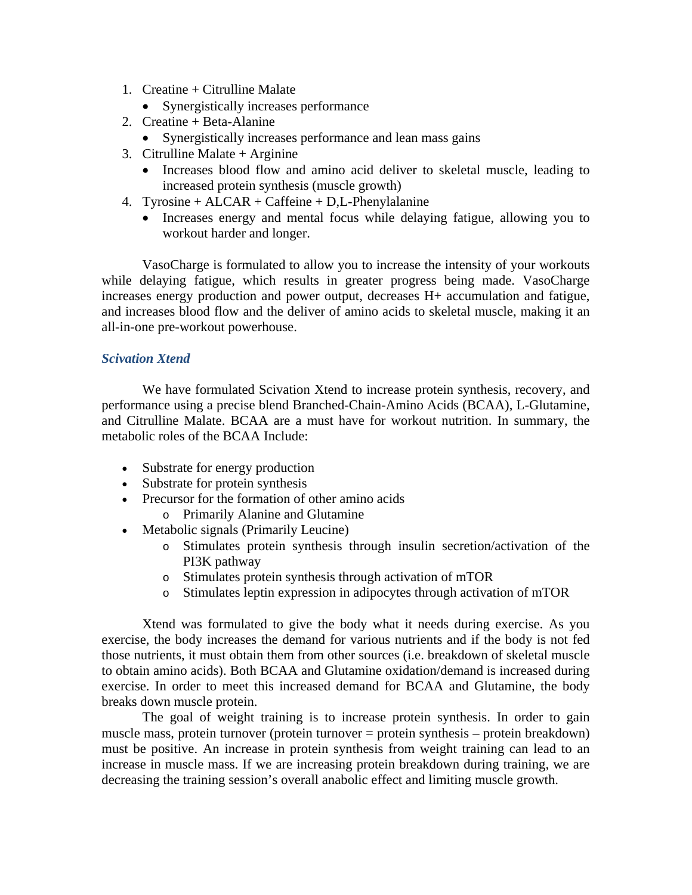1. Creatine + Citrulline Malate
   - Synergistically increases performance
2. Creatine + Beta-Alanine
   - Synergistically increases performance and lean mass gains
3. Citrulline Malate + Arginine
   - Increases blood flow and amino acid deliver to skeletal muscle, leading to increased protein synthesis (muscle growth)
4. Tyrosine + ALCAR + Caffeine + D,L-Phenylalanine
   - Increases energy and mental focus while delaying fatigue, allowing you to workout harder and longer.

VasoCharge is formulated to allow you to increase the intensity of your workouts while delaying fatigue, which results in greater progress being made. VasoCharge increases energy production and power output, decreases H+ accumulation and fatigue, and increases blood flow and the deliver of amino acids to skeletal muscle, making it an all-in-one pre-workout powerhouse.

### *Scivation Xtend*

We have formulated Scivation Xtend to increase protein synthesis, recovery, and performance using a precise blend Branched-Chain-Amino Acids (BCAA), L-Glutamine, and Citrulline Malate. BCAA are a must have for workout nutrition. In summary, the metabolic roles of the BCAA Include:

- Substrate for energy production
- Substrate for protein synthesis
- Precursor for the formation of other amino acids
  - Primarily Alanine and Glutamine
- Metabolic signals (Primarily Leucine)
  - Stimulates protein synthesis through insulin secretion/activation of the PI3K pathway
  - Stimulates protein synthesis through activation of mTOR
  - Stimulates leptin expression in adipocytes through activation of mTOR

Xtend was formulated to give the body what it needs during exercise. As you exercise, the body increases the demand for various nutrients and if the body is not fed those nutrients, it must obtain them from other sources (i.e. breakdown of skeletal muscle to obtain amino acids). Both BCAA and Glutamine oxidation/demand is increased during exercise. In order to meet this increased demand for BCAA and Glutamine, the body breaks down muscle protein.

The goal of weight training is to increase protein synthesis. In order to gain muscle mass, protein turnover (protein turnover = protein synthesis – protein breakdown) must be positive. An increase in protein synthesis from weight training can lead to an increase in muscle mass. If we are increasing protein breakdown during training, we are decreasing the training session's overall anabolic effect and limiting muscle growth.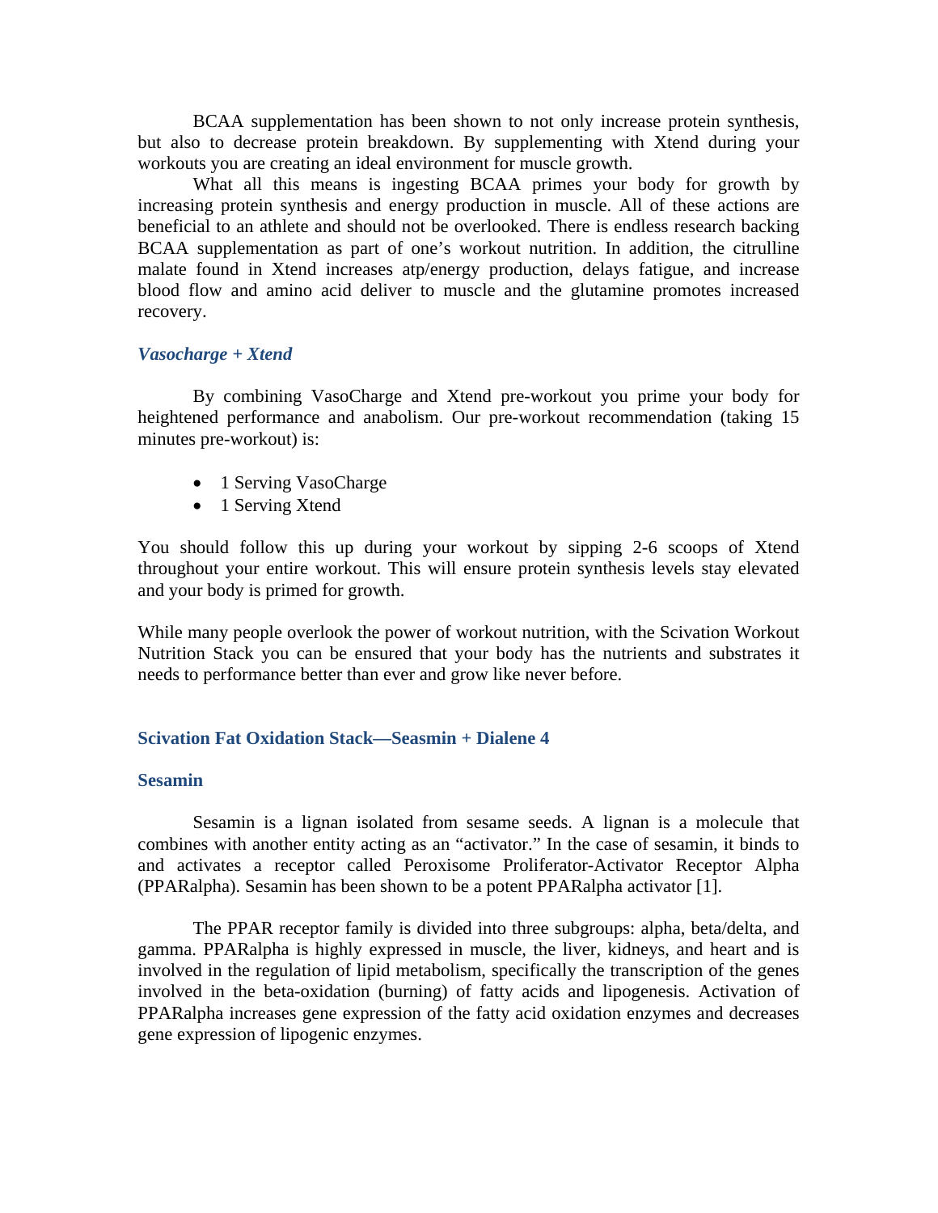BCAA supplementation has been shown to not only increase protein synthesis, but also to decrease protein breakdown. By supplementing with Xtend during your workouts you are creating an ideal environment for muscle growth.

What all this means is ingesting BCAA primes your body for growth by increasing protein synthesis and energy production in muscle. All of these actions are beneficial to an athlete and should not be overlooked. There is endless research backing BCAA supplementation as part of one's workout nutrition. In addition, the citrulline malate found in Xtend increases atp/energy production, delays fatigue, and increase blood flow and amino acid deliver to muscle and the glutamine promotes increased recovery.

### *Vasocharge + Xtend*

By combining VasoCharge and Xtend pre-workout you prime your body for heightened performance and anabolism. Our pre-workout recommendation (taking 15 minutes pre-workout) is:

- 1 Serving VasoCharge
- 1 Serving Xtend

You should follow this up during your workout by sipping 2-6 scoops of Xtend throughout your entire workout. This will ensure protein synthesis levels stay elevated and your body is primed for growth.

While many people overlook the power of workout nutrition, with the Scivation Workout Nutrition Stack you can be ensured that your body has the nutrients and substrates it needs to performance better than ever and grow like never before.

## Scivation Fat Oxidation Stack—Seasmin + Dialene 4

### Sesamin

Sesamin is a lignan isolated from sesame seeds. A lignan is a molecule that combines with another entity acting as an "activator." In the case of sesamin, it binds to and activates a receptor called Peroxisome Proliferator-Activator Receptor Alpha (PPARalpha). Sesamin has been shown to be a potent PPARalpha activator [1].

The PPAR receptor family is divided into three subgroups: alpha, beta/delta, and gamma. PPARalpha is highly expressed in muscle, the liver, kidneys, and heart and is involved in the regulation of lipid metabolism, specifically the transcription of the genes involved in the beta-oxidation (burning) of fatty acids and lipogenesis. Activation of PPARalpha increases gene expression of the fatty acid oxidation enzymes and decreases gene expression of lipogenic enzymes.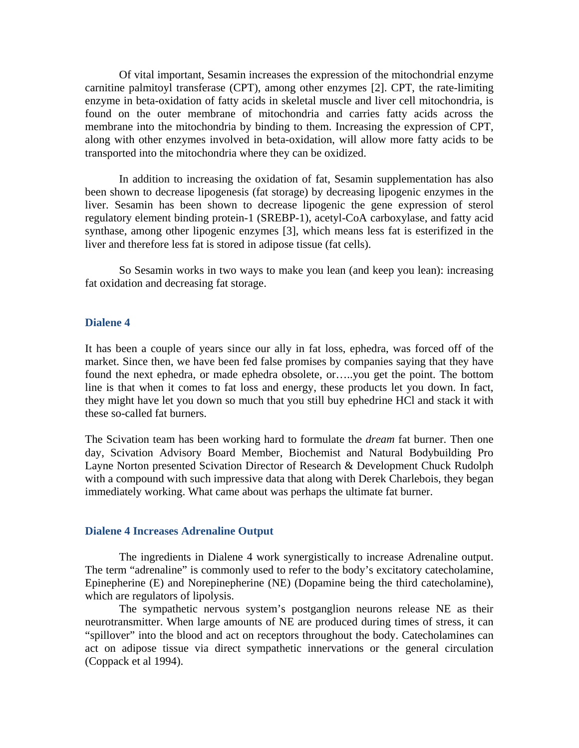Of vital important, Sesamin increases the expression of the mitochondrial enzyme carnitine palmitoyl transferase (CPT), among other enzymes [2]. CPT, the rate-limiting enzyme in beta-oxidation of fatty acids in skeletal muscle and liver cell mitochondria, is found on the outer membrane of mitochondria and carries fatty acids across the membrane into the mitochondria by binding to them. Increasing the expression of CPT, along with other enzymes involved in beta-oxidation, will allow more fatty acids to be transported into the mitochondria where they can be oxidized.

In addition to increasing the oxidation of fat, Sesamin supplementation has also been shown to decrease lipogenesis (fat storage) by decreasing lipogenic enzymes in the liver. Sesamin has been shown to decrease lipogenic the gene expression of sterol regulatory element binding protein-1 (SREBP-1), acetyl-CoA carboxylase, and fatty acid synthase, among other lipogenic enzymes [3], which means less fat is esterifized in the liver and therefore less fat is stored in adipose tissue (fat cells).

So Sesamin works in two ways to make you lean (and keep you lean): increasing fat oxidation and decreasing fat storage.

### Dialene 4

It has been a couple of years since our ally in fat loss, ephedra, was forced off of the market. Since then, we have been fed false promises by companies saying that they have found the next ephedra, or made ephedra obsolete, or…..you get the point. The bottom line is that when it comes to fat loss and energy, these products let you down. In fact, they might have let you down so much that you still buy ephedrine HCl and stack it with these so-called fat burners.

The Scivation team has been working hard to formulate the *dream* fat burner. Then one day, Scivation Advisory Board Member, Biochemist and Natural Bodybuilding Pro Layne Norton presented Scivation Director of Research & Development Chuck Rudolph with a compound with such impressive data that along with Derek Charlebois, they began immediately working. What came about was perhaps the ultimate fat burner.

### Dialene 4 Increases Adrenaline Output

The ingredients in Dialene 4 work synergistically to increase Adrenaline output. The term "adrenaline" is commonly used to refer to the body's excitatory catecholamine, Epinepherine (E) and Norepinepherine (NE) (Dopamine being the third catecholamine), which are regulators of lipolysis.

The sympathetic nervous system's postganglion neurons release NE as their neurotransmitter. When large amounts of NE are produced during times of stress, it can "spillover" into the blood and act on receptors throughout the body. Catecholamines can act on adipose tissue via direct sympathetic innervations or the general circulation (Coppack et al 1994).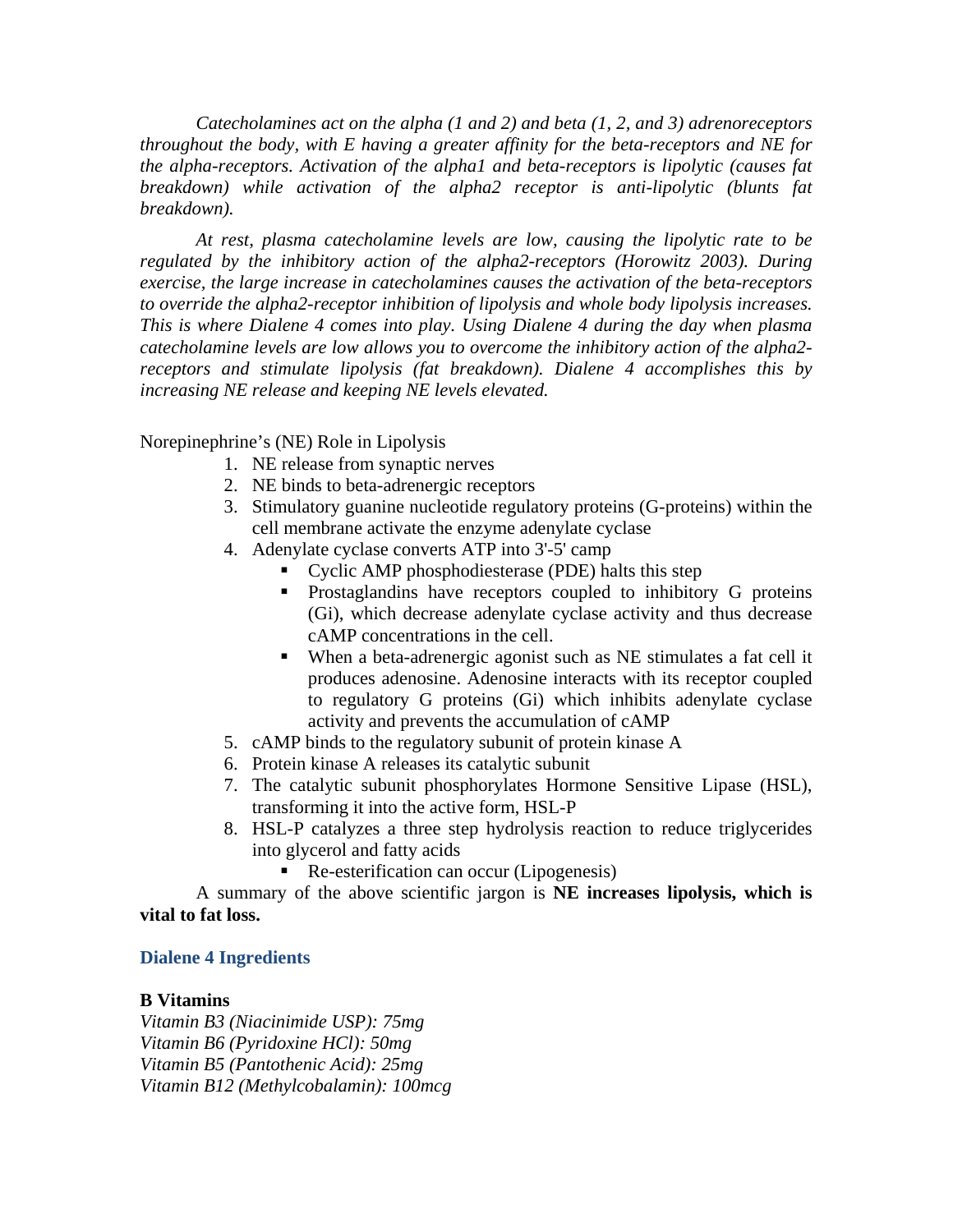*Catecholamines act on the alpha (1 and 2) and beta (1, 2, and 3) adrenoreceptors throughout the body, with E having a greater affinity for the beta-receptors and NE for the alpha-receptors. Activation of the alpha1 and beta-receptors is lipolytic (causes fat breakdown) while activation of the alpha2 receptor is anti-lipolytic (blunts fat breakdown).*

*At rest, plasma catecholamine levels are low, causing the lipolytic rate to be regulated by the inhibitory action of the alpha2-receptors (Horowitz 2003). During exercise, the large increase in catecholamines causes the activation of the beta-receptors to override the alpha2-receptor inhibition of lipolysis and whole body lipolysis increases. This is where Dialene 4 comes into play. Using Dialene 4 during the day when plasma catecholamine levels are low allows you to overcome the inhibitory action of the alpha2-receptors and stimulate lipolysis (fat breakdown). Dialene 4 accomplishes this by increasing NE release and keeping NE levels elevated.*

Norepinephrine's (NE) Role in Lipolysis

1. NE release from synaptic nerves
2. NE binds to beta-adrenergic receptors
3. Stimulatory guanine nucleotide regulatory proteins (G-proteins) within the cell membrane activate the enzyme adenylate cyclase
4. Adenylate cyclase converts ATP into 3'-5' camp
   - Cyclic AMP phosphodiesterase (PDE) halts this step
   - Prostaglandins have receptors coupled to inhibitory G proteins (Gi), which decrease adenylate cyclase activity and thus decrease cAMP concentrations in the cell.
   - When a beta-adrenergic agonist such as NE stimulates a fat cell it produces adenosine. Adenosine interacts with its receptor coupled to regulatory G proteins (Gi) which inhibits adenylate cyclase activity and prevents the accumulation of cAMP
5. cAMP binds to the regulatory subunit of protein kinase A
6. Protein kinase A releases its catalytic subunit
7. The catalytic subunit phosphorylates Hormone Sensitive Lipase (HSL), transforming it into the active form, HSL-P
8. HSL-P catalyzes a three step hydrolysis reaction to reduce triglycerides into glycerol and fatty acids
   - Re-esterification can occur (Lipogenesis)

A summary of the above scientific jargon is **NE increases lipolysis, which is vital to fat loss.**

## Dialene 4 Ingredients

**B Vitamins**

*Vitamin B3 (Niacinimide USP): 75mg*
*Vitamin B6 (Pyridoxine HCl): 50mg*
*Vitamin B5 (Pantothenic Acid): 25mg*
*Vitamin B12 (Methylcobalamin): 100mcg*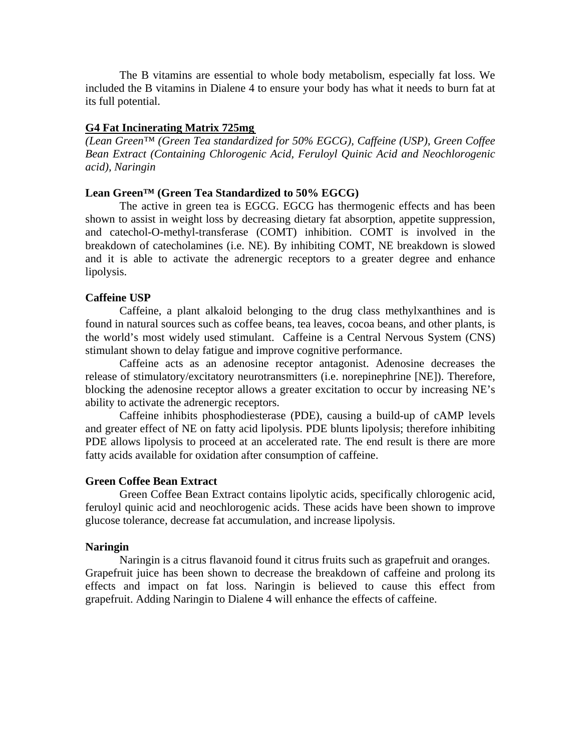The B vitamins are essential to whole body metabolism, especially fat loss. We included the B vitamins in Dialene 4 to ensure your body has what it needs to burn fat at its full potential.

**<u>G4 Fat Incinerating Matrix 725mg</u>**

*(Lean Green™ (Green Tea standardized for 50% EGCG), Caffeine (USP), Green Coffee Bean Extract (Containing Chlorogenic Acid, Feruloyl Quinic Acid and Neochlorogenic acid), Naringin*

**Lean Green™ (Green Tea Standardized to 50% EGCG)**

The active in green tea is EGCG. EGCG has thermogenic effects and has been shown to assist in weight loss by decreasing dietary fat absorption, appetite suppression, and catechol-O-methyl-transferase (COMT) inhibition. COMT is involved in the breakdown of catecholamines (i.e. NE). By inhibiting COMT, NE breakdown is slowed and it is able to activate the adrenergic receptors to a greater degree and enhance lipolysis.

**Caffeine USP**

Caffeine, a plant alkaloid belonging to the drug class methylxanthines and is found in natural sources such as coffee beans, tea leaves, cocoa beans, and other plants, is the world's most widely used stimulant. Caffeine is a Central Nervous System (CNS) stimulant shown to delay fatigue and improve cognitive performance.

Caffeine acts as an adenosine receptor antagonist. Adenosine decreases the release of stimulatory/excitatory neurotransmitters (i.e. norepinephrine [NE]). Therefore, blocking the adenosine receptor allows a greater excitation to occur by increasing NE's ability to activate the adrenergic receptors.

Caffeine inhibits phosphodiesterase (PDE), causing a build-up of cAMP levels and greater effect of NE on fatty acid lipolysis. PDE blunts lipolysis; therefore inhibiting PDE allows lipolysis to proceed at an accelerated rate. The end result is there are more fatty acids available for oxidation after consumption of caffeine.

**Green Coffee Bean Extract**

Green Coffee Bean Extract contains lipolytic acids, specifically chlorogenic acid, feruloyl quinic acid and neochlorogenic acids. These acids have been shown to improve glucose tolerance, decrease fat accumulation, and increase lipolysis.

**Naringin**

Naringin is a citrus flavanoid found it citrus fruits such as grapefruit and oranges. Grapefruit juice has been shown to decrease the breakdown of caffeine and prolong its effects and impact on fat loss. Naringin is believed to cause this effect from grapefruit. Adding Naringin to Dialene 4 will enhance the effects of caffeine.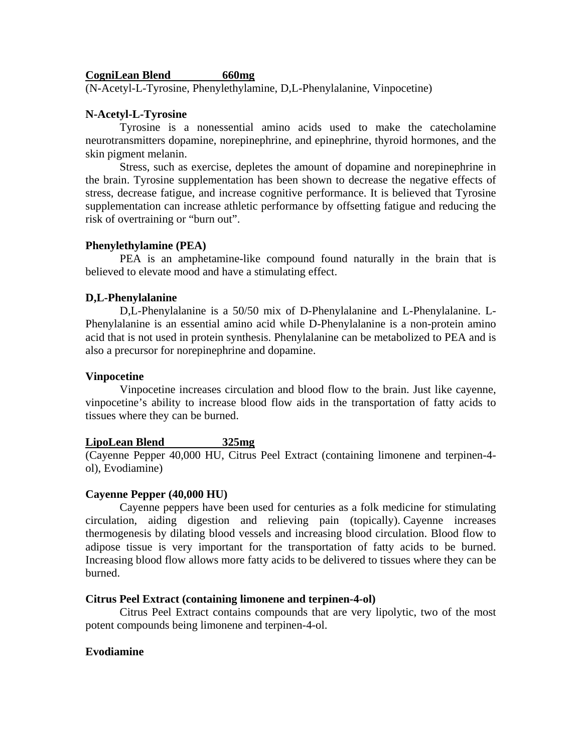**CogniLean Blend 660mg**
(N-Acetyl-L-Tyrosine, Phenylethylamine, D,L-Phenylalanine, Vinpocetine)

**N-Acetyl-L-Tyrosine**

Tyrosine is a nonessential amino acids used to make the catecholamine neurotransmitters dopamine, norepinephrine, and epinephrine, thyroid hormones, and the skin pigment melanin.

Stress, such as exercise, depletes the amount of dopamine and norepinephrine in the brain. Tyrosine supplementation has been shown to decrease the negative effects of stress, decrease fatigue, and increase cognitive performance. It is believed that Tyrosine supplementation can increase athletic performance by offsetting fatigue and reducing the risk of overtraining or "burn out".

**Phenylethylamine (PEA)**

PEA is an amphetamine-like compound found naturally in the brain that is believed to elevate mood and have a stimulating effect.

**D,L-Phenylalanine**

D,L-Phenylalanine is a 50/50 mix of D-Phenylalanine and L-Phenylalanine. L-Phenylalanine is an essential amino acid while D-Phenylalanine is a non-protein amino acid that is not used in protein synthesis. Phenylalanine can be metabolized to PEA and is also a precursor for norepinephrine and dopamine.

**Vinpocetine**

Vinpocetine increases circulation and blood flow to the brain. Just like cayenne, vinpocetine's ability to increase blood flow aids in the transportation of fatty acids to tissues where they can be burned.

**LipoLean Blend 325mg**
(Cayenne Pepper 40,000 HU, Citrus Peel Extract (containing limonene and terpinen-4-ol), Evodiamine)

**Cayenne Pepper (40,000 HU)**

Cayenne peppers have been used for centuries as a folk medicine for stimulating circulation, aiding digestion and relieving pain (topically). Cayenne increases thermogenesis by dilating blood vessels and increasing blood circulation. Blood flow to adipose tissue is very important for the transportation of fatty acids to be burned. Increasing blood flow allows more fatty acids to be delivered to tissues where they can be burned.

**Citrus Peel Extract (containing limonene and terpinen-4-ol)**

Citrus Peel Extract contains compounds that are very lipolytic, two of the most potent compounds being limonene and terpinen-4-ol.

**Evodiamine**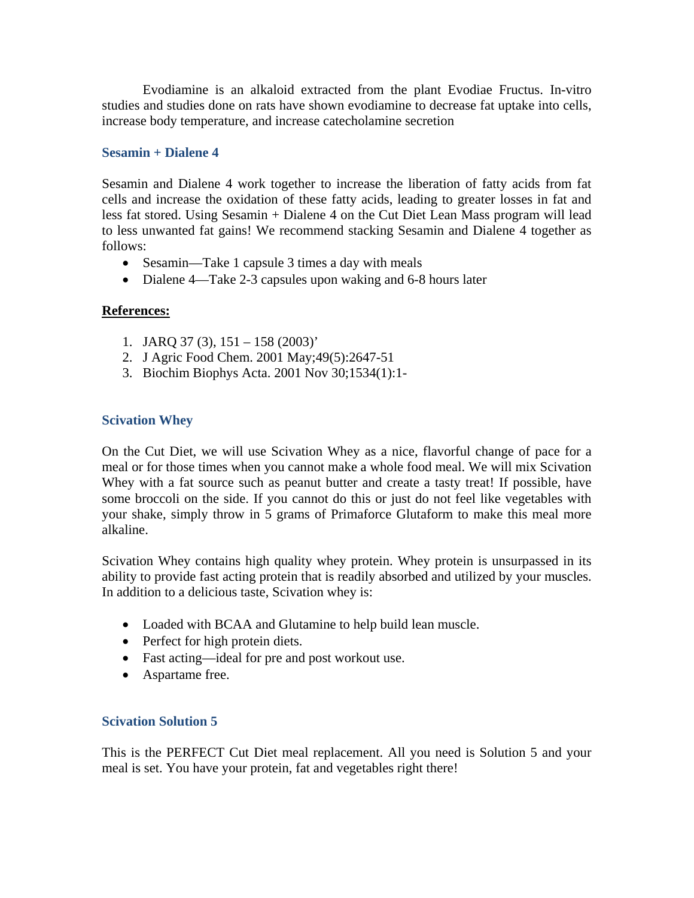Evodiamine is an alkaloid extracted from the plant Evodiae Fructus. In-vitro studies and studies done on rats have shown evodiamine to decrease fat uptake into cells, increase body temperature, and increase catecholamine secretion

### Sesamin + Dialene 4

Sesamin and Dialene 4 work together to increase the liberation of fatty acids from fat cells and increase the oxidation of these fatty acids, leading to greater losses in fat and less fat stored. Using Sesamin + Dialene 4 on the Cut Diet Lean Mass program will lead to less unwanted fat gains! We recommend stacking Sesamin and Dialene 4 together as follows:

- Sesamin—Take 1 capsule 3 times a day with meals
- Dialene 4—Take 2-3 capsules upon waking and 6-8 hours later

**References:**

1. JARQ 37 (3), 151 – 158 (2003)'
2. J Agric Food Chem. 2001 May;49(5):2647-51
3. Biochim Biophys Acta. 2001 Nov 30;1534(1):1-

### Scivation Whey

On the Cut Diet, we will use Scivation Whey as a nice, flavorful change of pace for a meal or for those times when you cannot make a whole food meal. We will mix Scivation Whey with a fat source such as peanut butter and create a tasty treat! If possible, have some broccoli on the side. If you cannot do this or just do not feel like vegetables with your shake, simply throw in 5 grams of Primaforce Glutaform to make this meal more alkaline.

Scivation Whey contains high quality whey protein. Whey protein is unsurpassed in its ability to provide fast acting protein that is readily absorbed and utilized by your muscles. In addition to a delicious taste, Scivation whey is:

- Loaded with BCAA and Glutamine to help build lean muscle.
- Perfect for high protein diets.
- Fast acting—ideal for pre and post workout use.
- Aspartame free.

### Scivation Solution 5

This is the PERFECT Cut Diet meal replacement. All you need is Solution 5 and your meal is set. You have your protein, fat and vegetables right there!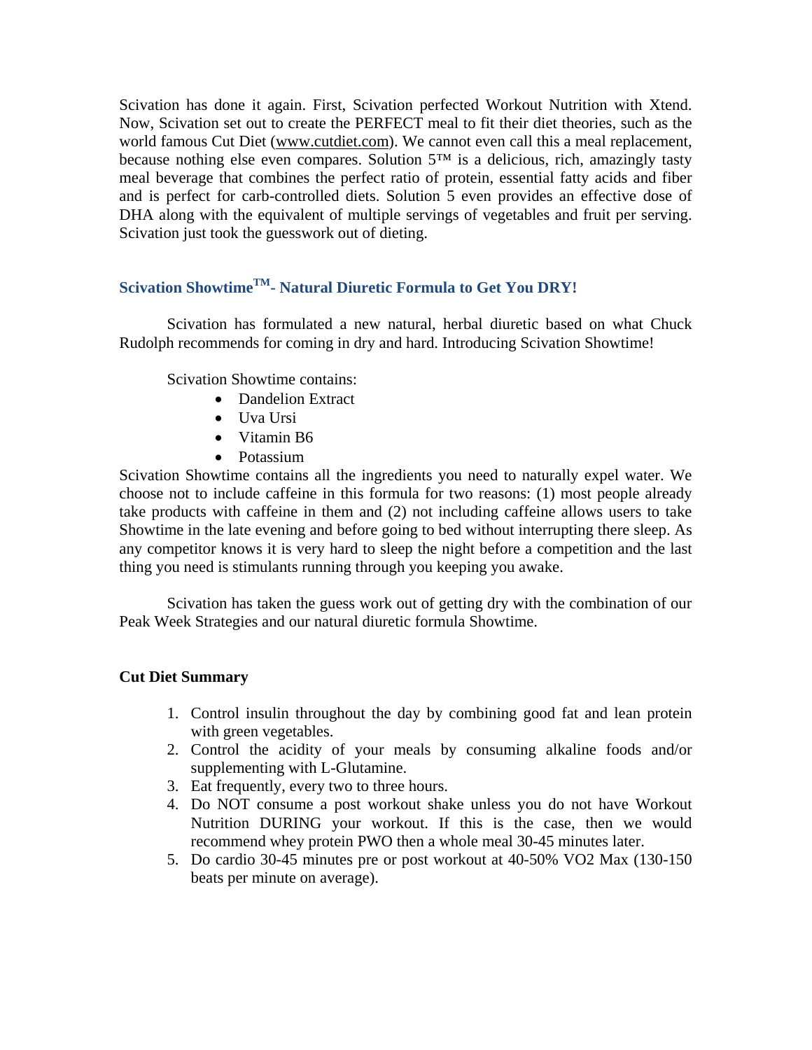Scivation has done it again. First, Scivation perfected Workout Nutrition with Xtend. Now, Scivation set out to create the PERFECT meal to fit their diet theories, such as the world famous Cut Diet (www.cutdiet.com). We cannot even call this a meal replacement, because nothing else even compares. Solution 5™ is a delicious, rich, amazingly tasty meal beverage that combines the perfect ratio of protein, essential fatty acids and fiber and is perfect for carb-controlled diets. Solution 5 even provides an effective dose of DHA along with the equivalent of multiple servings of vegetables and fruit per serving. Scivation just took the guesswork out of dieting.

### Scivation Showtime™- Natural Diuretic Formula to Get You DRY!

Scivation has formulated a new natural, herbal diuretic based on what Chuck Rudolph recommends for coming in dry and hard. Introducing Scivation Showtime!

Scivation Showtime contains:

- Dandelion Extract
- Uva Ursi
- Vitamin B6
- Potassium

Scivation Showtime contains all the ingredients you need to naturally expel water. We choose not to include caffeine in this formula for two reasons: (1) most people already take products with caffeine in them and (2) not including caffeine allows users to take Showtime in the late evening and before going to bed without interrupting there sleep. As any competitor knows it is very hard to sleep the night before a competition and the last thing you need is stimulants running through you keeping you awake.

Scivation has taken the guess work out of getting dry with the combination of our Peak Week Strategies and our natural diuretic formula Showtime.

**Cut Diet Summary**

1. Control insulin throughout the day by combining good fat and lean protein with green vegetables.
2. Control the acidity of your meals by consuming alkaline foods and/or supplementing with L-Glutamine.
3. Eat frequently, every two to three hours.
4. Do NOT consume a post workout shake unless you do not have Workout Nutrition DURING your workout. If this is the case, then we would recommend whey protein PWO then a whole meal 30-45 minutes later.
5. Do cardio 30-45 minutes pre or post workout at 40-50% VO2 Max (130-150 beats per minute on average).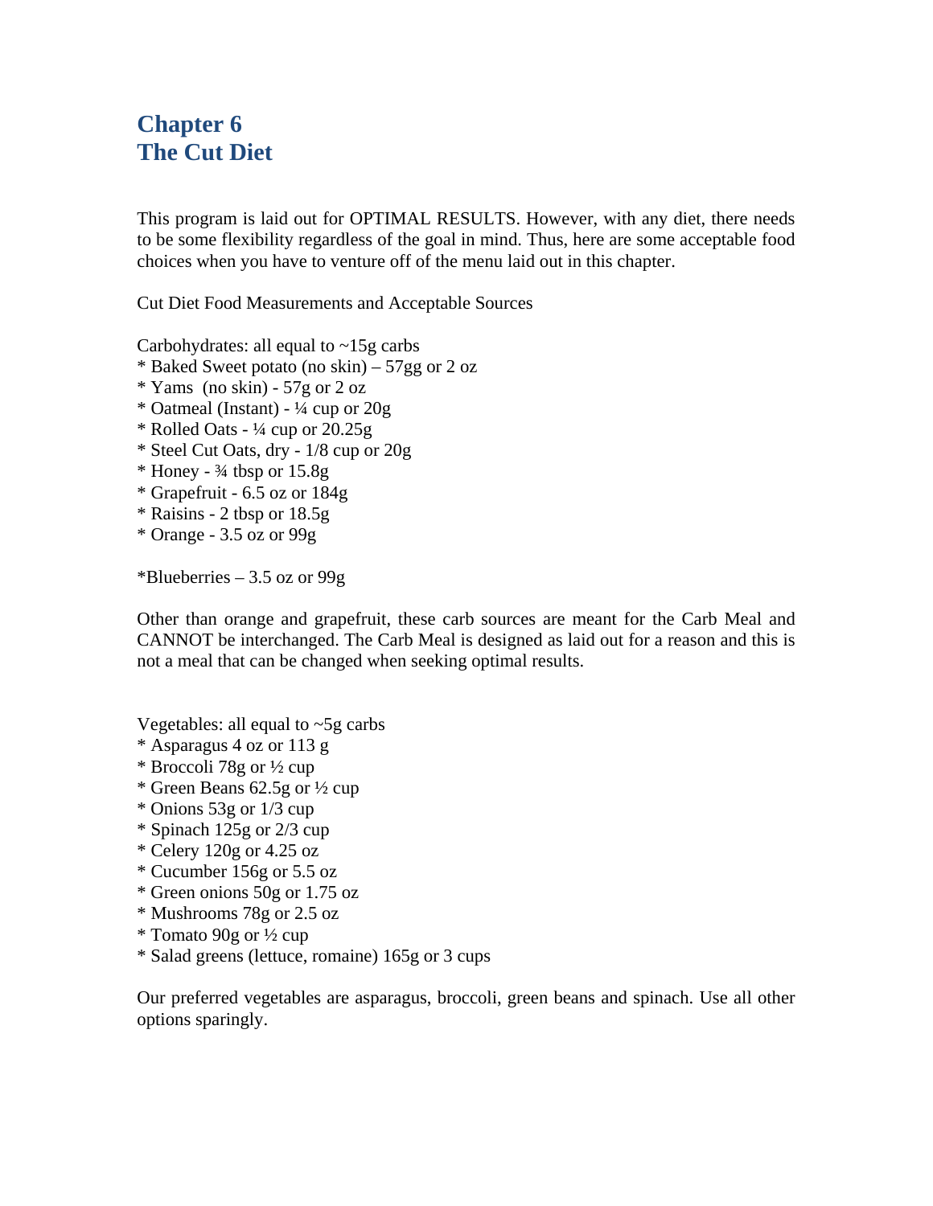# Chapter 6
# The Cut Diet

This program is laid out for OPTIMAL RESULTS. However, with any diet, there needs to be some flexibility regardless of the goal in mind. Thus, here are some acceptable food choices when you have to venture off of the menu laid out in this chapter.

Cut Diet Food Measurements and Acceptable Sources

Carbohydrates: all equal to ~15g carbs

* Baked Sweet potato (no skin) – 57gg or 2 oz
* Yams  (no skin) - 57g or 2 oz
* Oatmeal (Instant) - ¼ cup or 20g
* Rolled Oats - ¼ cup or 20.25g
* Steel Cut Oats, dry - 1/8 cup or 20g
* Honey - ¾ tbsp or 15.8g
* Grapefruit - 6.5 oz or 184g
* Raisins - 2 tbsp or 18.5g
* Orange - 3.5 oz or 99g

*Blueberries – 3.5 oz or 99g

Other than orange and grapefruit, these carb sources are meant for the Carb Meal and CANNOT be interchanged. The Carb Meal is designed as laid out for a reason and this is not a meal that can be changed when seeking optimal results.

Vegetables: all equal to ~5g carbs

* Asparagus 4 oz or 113 g
* Broccoli 78g or ½ cup
* Green Beans 62.5g or ½ cup
* Onions 53g or 1/3 cup
* Spinach 125g or 2/3 cup
* Celery 120g or 4.25 oz
* Cucumber 156g or 5.5 oz
* Green onions 50g or 1.75 oz
* Mushrooms 78g or 2.5 oz
* Tomato 90g or ½ cup
* Salad greens (lettuce, romaine) 165g or 3 cups

Our preferred vegetables are asparagus, broccoli, green beans and spinach. Use all other options sparingly.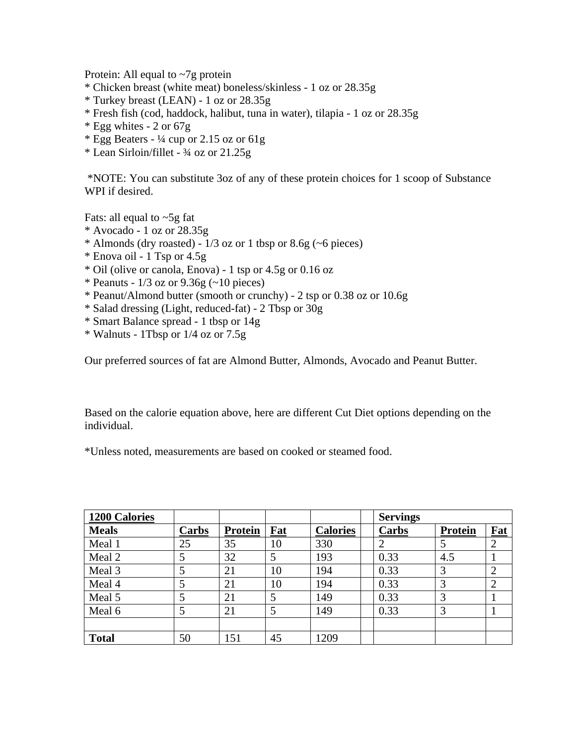Protein: All equal to ~7g protein

* Chicken breast (white meat) boneless/skinless - 1 oz or 28.35g
* Turkey breast (LEAN) - 1 oz or 28.35g
* Fresh fish (cod, haddock, halibut, tuna in water), tilapia - 1 oz or 28.35g
* Egg whites - 2 or 67g
* Egg Beaters - ¼ cup or 2.15 oz or 61g
* Lean Sirloin/fillet - ¾ oz or 21.25g

*NOTE: You can substitute 3oz of any of these protein choices for 1 scoop of Substance WPI if desired.

Fats: all equal to ~5g fat

* Avocado - 1 oz or 28.35g
* Almonds (dry roasted) - 1/3 oz or 1 tbsp or 8.6g (~6 pieces)
* Enova oil - 1 Tsp or 4.5g
* Oil (olive or canola, Enova) - 1 tsp or 4.5g or 0.16 oz
* Peanuts - 1/3 oz or 9.36g (~10 pieces)
* Peanut/Almond butter (smooth or crunchy) - 2 tsp or 0.38 oz or 10.6g
* Salad dressing (Light, reduced-fat) - 2 Tbsp or 30g
* Smart Balance spread - 1 tbsp or 14g
* Walnuts - 1Tbsp or 1/4 oz or 7.5g

Our preferred sources of fat are Almond Butter, Almonds, Avocado and Peanut Butter.

Based on the calorie equation above, here are different Cut Diet options depending on the individual.

*Unless noted, measurements are based on cooked or steamed food.

| **1200 Calories** | | | | | | **Servings** | | |
|---|---|---|---|---|---|---|---|---|
| **Meals** | **Carbs** | **Protein** | **Fat** | **Calories** | | **Carbs** | **Protein** | **Fat** |
| Meal 1 | 25 | 35 | 10 | 330 | | 2 | 5 | 2 |
| Meal 2 | 5 | 32 | 5 | 193 | | 0.33 | 4.5 | 1 |
| Meal 3 | 5 | 21 | 10 | 194 | | 0.33 | 3 | 2 |
| Meal 4 | 5 | 21 | 10 | 194 | | 0.33 | 3 | 2 |
| Meal 5 | 5 | 21 | 5 | 149 | | 0.33 | 3 | 1 |
| Meal 6 | 5 | 21 | 5 | 149 | | 0.33 | 3 | 1 |
| | | | | | | | | |
| **Total** | 50 | 151 | 45 | 1209 | | | | |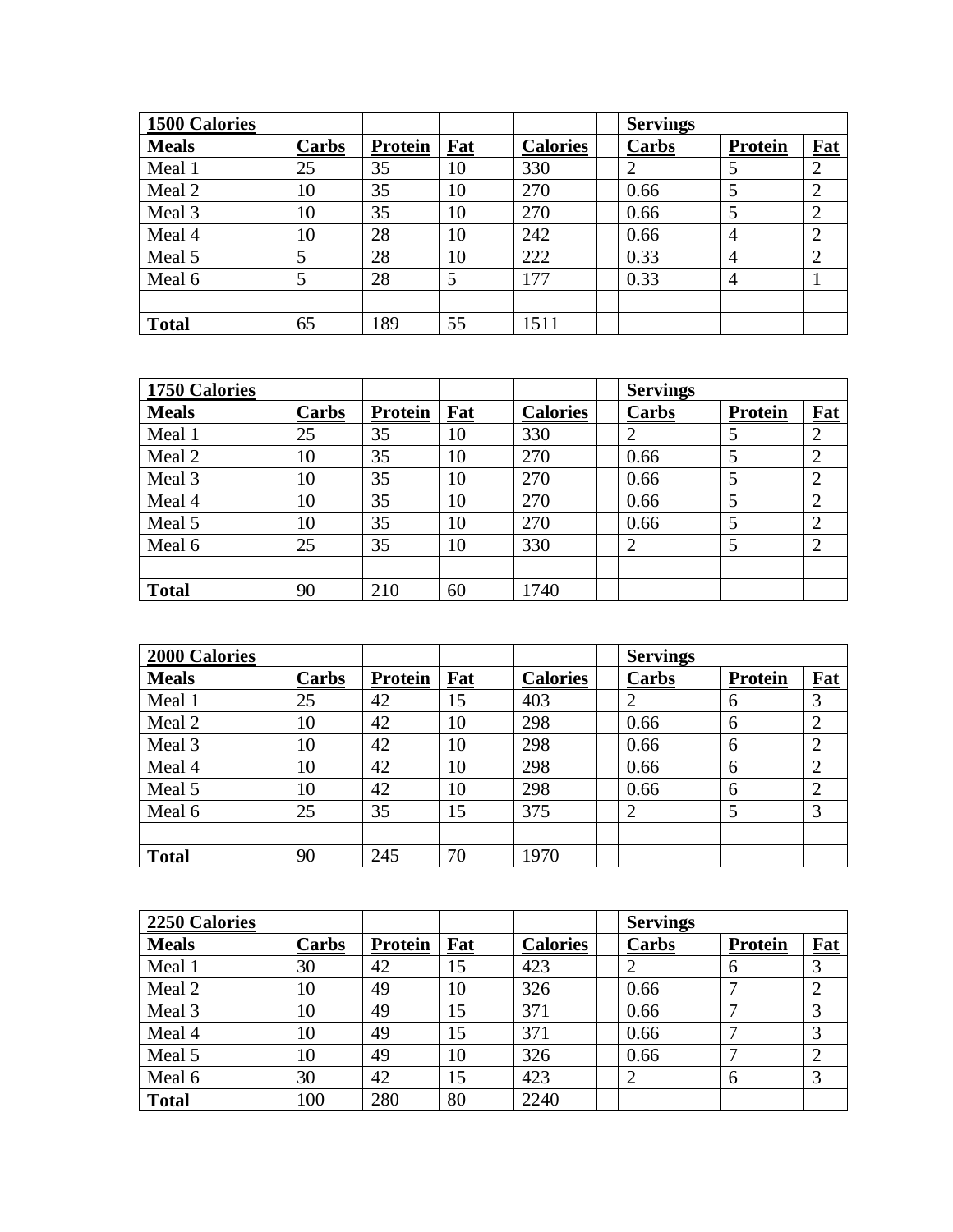| 1500 Calories | | | | | | Servings | | |
|---|---|---|---|---|---|---|---|---|
| **Meals** | **Carbs** | **Protein** | **Fat** | **Calories** | | **Carbs** | **Protein** | **Fat** |
| Meal 1 | 25 | 35 | 10 | 330 | | 2 | 5 | 2 |
| Meal 2 | 10 | 35 | 10 | 270 | | 0.66 | 5 | 2 |
| Meal 3 | 10 | 35 | 10 | 270 | | 0.66 | 5 | 2 |
| Meal 4 | 10 | 28 | 10 | 242 | | 0.66 | 4 | 2 |
| Meal 5 | 5 | 28 | 10 | 222 | | 0.33 | 4 | 2 |
| Meal 6 | 5 | 28 | 5 | 177 | | 0.33 | 4 | 1 |
| | | | | | | | | |
| **Total** | 65 | 189 | 55 | 1511 | | | | |

| 1750 Calories | | | | | | Servings | | |
|---|---|---|---|---|---|---|---|---|
| **Meals** | **Carbs** | **Protein** | **Fat** | **Calories** | | **Carbs** | **Protein** | **Fat** |
| Meal 1 | 25 | 35 | 10 | 330 | | 2 | 5 | 2 |
| Meal 2 | 10 | 35 | 10 | 270 | | 0.66 | 5 | 2 |
| Meal 3 | 10 | 35 | 10 | 270 | | 0.66 | 5 | 2 |
| Meal 4 | 10 | 35 | 10 | 270 | | 0.66 | 5 | 2 |
| Meal 5 | 10 | 35 | 10 | 270 | | 0.66 | 5 | 2 |
| Meal 6 | 25 | 35 | 10 | 330 | | 2 | 5 | 2 |
| | | | | | | | | |
| **Total** | 90 | 210 | 60 | 1740 | | | | |

| 2000 Calories | | | | | | Servings | | |
|---|---|---|---|---|---|---|---|---|
| **Meals** | **Carbs** | **Protein** | **Fat** | **Calories** | | **Carbs** | **Protein** | **Fat** |
| Meal 1 | 25 | 42 | 15 | 403 | | 2 | 6 | 3 |
| Meal 2 | 10 | 42 | 10 | 298 | | 0.66 | 6 | 2 |
| Meal 3 | 10 | 42 | 10 | 298 | | 0.66 | 6 | 2 |
| Meal 4 | 10 | 42 | 10 | 298 | | 0.66 | 6 | 2 |
| Meal 5 | 10 | 42 | 10 | 298 | | 0.66 | 6 | 2 |
| Meal 6 | 25 | 35 | 15 | 375 | | 2 | 5 | 3 |
| | | | | | | | | |
| **Total** | 90 | 245 | 70 | 1970 | | | | |

| 2250 Calories | | | | | | Servings | | |
|---|---|---|---|---|---|---|---|---|
| **Meals** | **Carbs** | **Protein** | **Fat** | **Calories** | | **Carbs** | **Protein** | **Fat** |
| Meal 1 | 30 | 42 | 15 | 423 | | 2 | 6 | 3 |
| Meal 2 | 10 | 49 | 10 | 326 | | 0.66 | 7 | 2 |
| Meal 3 | 10 | 49 | 15 | 371 | | 0.66 | 7 | 3 |
| Meal 4 | 10 | 49 | 15 | 371 | | 0.66 | 7 | 3 |
| Meal 5 | 10 | 49 | 10 | 326 | | 0.66 | 7 | 2 |
| Meal 6 | 30 | 42 | 15 | 423 | | 2 | 6 | 3 |
| **Total** | 100 | 280 | 80 | 2240 | | | | |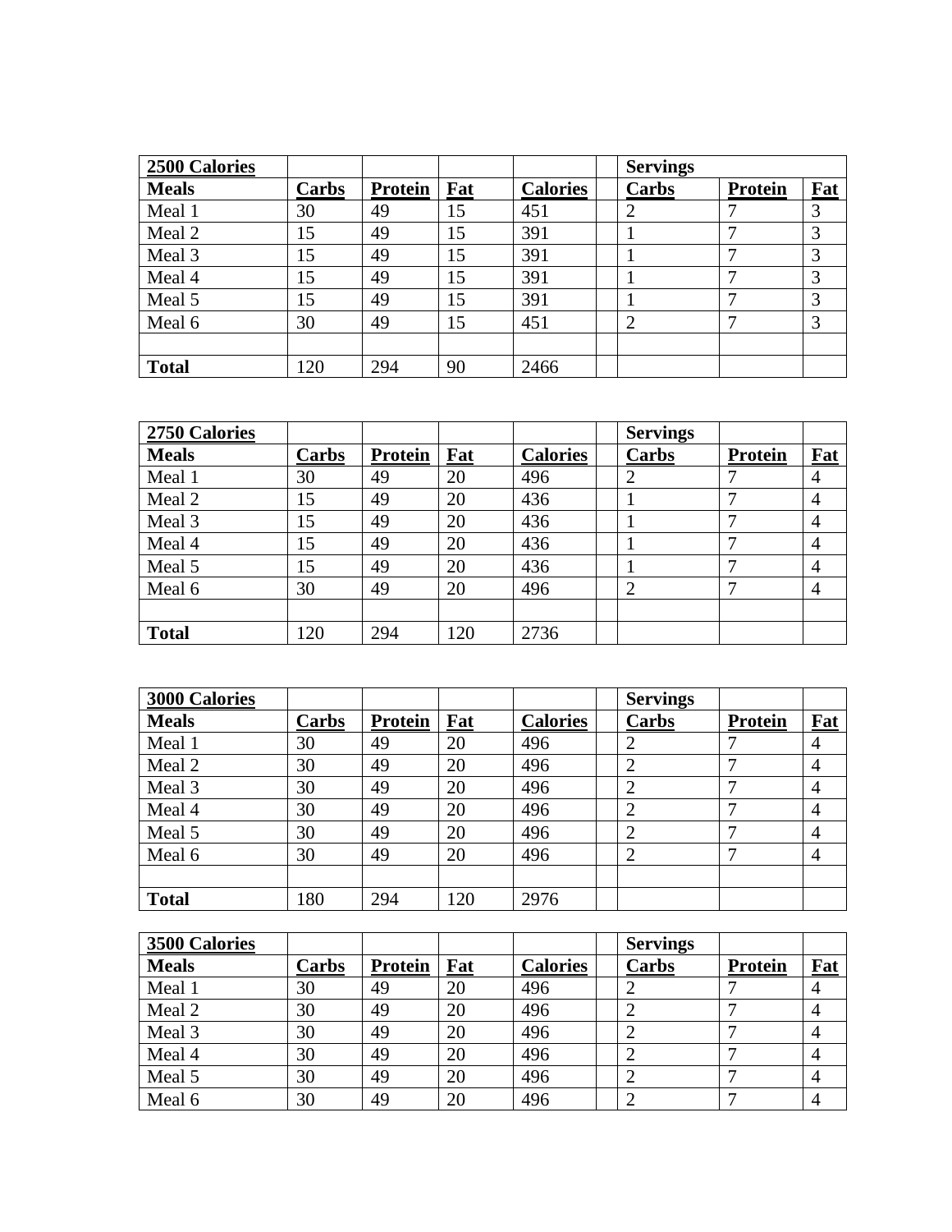| 2500 Calories | | | | | | Servings | | |
|---|---|---|---|---|---|---|---|---|
| **Meals** | **Carbs** | **Protein** | **Fat** | **Calories** | | **Carbs** | **Protein** | **Fat** |
| Meal 1 | 30 | 49 | 15 | 451 | | 2 | 7 | 3 |
| Meal 2 | 15 | 49 | 15 | 391 | | 1 | 7 | 3 |
| Meal 3 | 15 | 49 | 15 | 391 | | 1 | 7 | 3 |
| Meal 4 | 15 | 49 | 15 | 391 | | 1 | 7 | 3 |
| Meal 5 | 15 | 49 | 15 | 391 | | 1 | 7 | 3 |
| Meal 6 | 30 | 49 | 15 | 451 | | 2 | 7 | 3 |
| | | | | | | | | |
| **Total** | 120 | 294 | 90 | 2466 | | | | |

| 2750 Calories | | | | | | Servings | | |
|---|---|---|---|---|---|---|---|---|
| **Meals** | **Carbs** | **Protein** | **Fat** | **Calories** | | **Carbs** | **Protein** | **Fat** |
| Meal 1 | 30 | 49 | 20 | 496 | | 2 | 7 | 4 |
| Meal 2 | 15 | 49 | 20 | 436 | | 1 | 7 | 4 |
| Meal 3 | 15 | 49 | 20 | 436 | | 1 | 7 | 4 |
| Meal 4 | 15 | 49 | 20 | 436 | | 1 | 7 | 4 |
| Meal 5 | 15 | 49 | 20 | 436 | | 1 | 7 | 4 |
| Meal 6 | 30 | 49 | 20 | 496 | | 2 | 7 | 4 |
| | | | | | | | | |
| **Total** | 120 | 294 | 120 | 2736 | | | | |

| 3000 Calories | | | | | | Servings | | |
|---|---|---|---|---|---|---|---|---|
| **Meals** | **Carbs** | **Protein** | **Fat** | **Calories** | | **Carbs** | **Protein** | **Fat** |
| Meal 1 | 30 | 49 | 20 | 496 | | 2 | 7 | 4 |
| Meal 2 | 30 | 49 | 20 | 496 | | 2 | 7 | 4 |
| Meal 3 | 30 | 49 | 20 | 496 | | 2 | 7 | 4 |
| Meal 4 | 30 | 49 | 20 | 496 | | 2 | 7 | 4 |
| Meal 5 | 30 | 49 | 20 | 496 | | 2 | 7 | 4 |
| Meal 6 | 30 | 49 | 20 | 496 | | 2 | 7 | 4 |
| | | | | | | | | |
| **Total** | 180 | 294 | 120 | 2976 | | | | |

| 3500 Calories | | | | | | Servings | | |
|---|---|---|---|---|---|---|---|---|
| **Meals** | **Carbs** | **Protein** | **Fat** | **Calories** | | **Carbs** | **Protein** | **Fat** |
| Meal 1 | 30 | 49 | 20 | 496 | | 2 | 7 | 4 |
| Meal 2 | 30 | 49 | 20 | 496 | | 2 | 7 | 4 |
| Meal 3 | 30 | 49 | 20 | 496 | | 2 | 7 | 4 |
| Meal 4 | 30 | 49 | 20 | 496 | | 2 | 7 | 4 |
| Meal 5 | 30 | 49 | 20 | 496 | | 2 | 7 | 4 |
| Meal 6 | 30 | 49 | 20 | 496 | | 2 | 7 | 4 |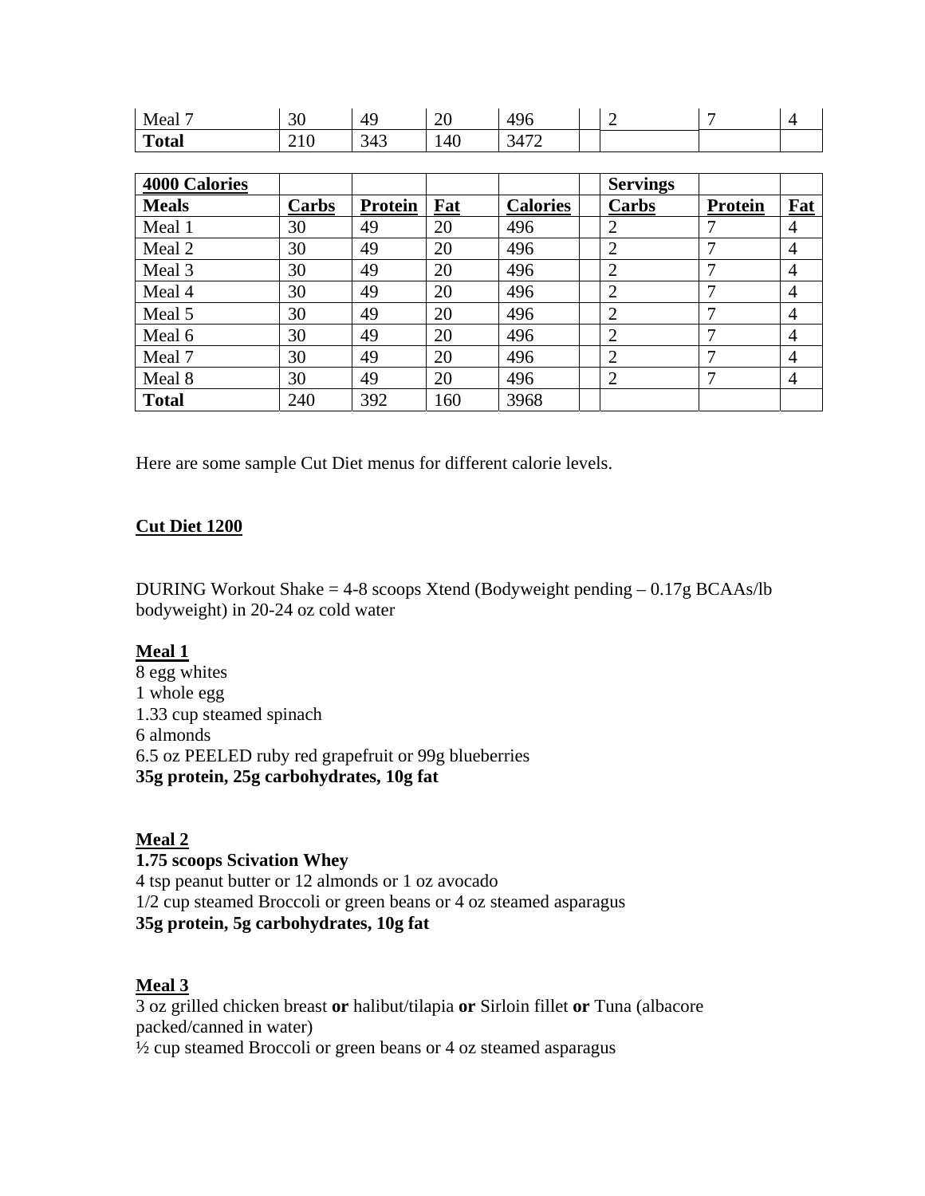| Meal 7 | 30 | 49 | 20 | 496 | | 2 | 7 | 4 |
|---|---|---|---|---|---|---|---|---|
| **Total** | 210 | 343 | 140 | 3472 | | | | |

| **4000 Calories** | | | | | | **Servings** | | |
|---|---|---|---|---|---|---|---|---|
| **Meals** | **Carbs** | **Protein** | **Fat** | **Calories** | | **Carbs** | **Protein** | **Fat** |
| Meal 1 | 30 | 49 | 20 | 496 | | 2 | 7 | 4 |
| Meal 2 | 30 | 49 | 20 | 496 | | 2 | 7 | 4 |
| Meal 3 | 30 | 49 | 20 | 496 | | 2 | 7 | 4 |
| Meal 4 | 30 | 49 | 20 | 496 | | 2 | 7 | 4 |
| Meal 5 | 30 | 49 | 20 | 496 | | 2 | 7 | 4 |
| Meal 6 | 30 | 49 | 20 | 496 | | 2 | 7 | 4 |
| Meal 7 | 30 | 49 | 20 | 496 | | 2 | 7 | 4 |
| Meal 8 | 30 | 49 | 20 | 496 | | 2 | 7 | 4 |
| **Total** | 240 | 392 | 160 | 3968 | | | | |

Here are some sample Cut Diet menus for different calorie levels.

**Cut Diet 1200**

DURING Workout Shake = 4-8 scoops Xtend (Bodyweight pending – 0.17g BCAAs/lb bodyweight) in 20-24 oz cold water

**Meal 1**
8 egg whites
1 whole egg
1.33 cup steamed spinach
6 almonds
6.5 oz PEELED ruby red grapefruit or 99g blueberries
**35g protein, 25g carbohydrates, 10g fat**

**Meal 2**
**1.75 scoops Scivation Whey**
4 tsp peanut butter or 12 almonds or 1 oz avocado
1/2 cup steamed Broccoli or green beans or 4 oz steamed asparagus
**35g protein, 5g carbohydrates, 10g fat**

**Meal 3**
3 oz grilled chicken breast **or** halibut/tilapia **or** Sirloin fillet **or** Tuna (albacore packed/canned in water)
½ cup steamed Broccoli or green beans or 4 oz steamed asparagus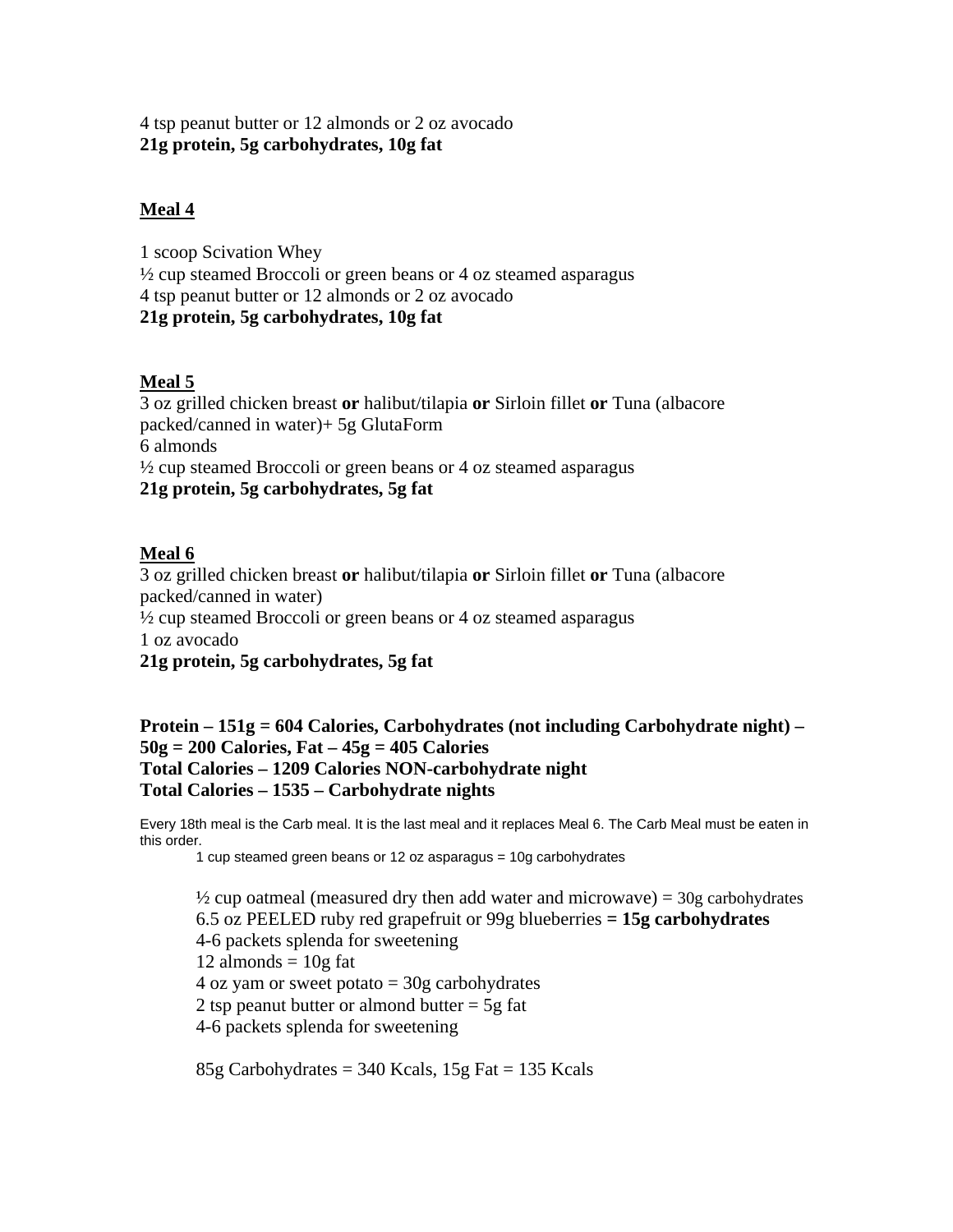4 tsp peanut butter or 12 almonds or 2 oz avocado
**21g protein, 5g carbohydrates, 10g fat**

**Meal 4**

1 scoop Scivation Whey
½ cup steamed Broccoli or green beans or 4 oz steamed asparagus
4 tsp peanut butter or 12 almonds or 2 oz avocado
**21g protein, 5g carbohydrates, 10g fat**

**Meal 5**

3 oz grilled chicken breast **or** halibut/tilapia **or** Sirloin fillet **or** Tuna (albacore packed/canned in water)+ 5g GlutaForm
6 almonds
½ cup steamed Broccoli or green beans or 4 oz steamed asparagus
**21g protein, 5g carbohydrates, 5g fat**

**Meal 6**

3 oz grilled chicken breast **or** halibut/tilapia **or** Sirloin fillet **or** Tuna (albacore packed/canned in water)
½ cup steamed Broccoli or green beans or 4 oz steamed asparagus
1 oz avocado
**21g protein, 5g carbohydrates, 5g fat**

**Protein – 151g = 604 Calories, Carbohydrates (not including Carbohydrate night) – 50g = 200 Calories, Fat – 45g = 405 Calories**
**Total Calories – 1209 Calories NON-carbohydrate night**
**Total Calories – 1535 – Carbohydrate nights**

Every 18th meal is the Carb meal. It is the last meal and it replaces Meal 6. The Carb Meal must be eaten in this order.

1 cup steamed green beans or 12 oz asparagus = 10g carbohydrates

½ cup oatmeal (measured dry then add water and microwave) = 30g carbohydrates
6.5 oz PEELED ruby red grapefruit or 99g blueberries **= 15g carbohydrates**
4-6 packets splenda for sweetening
12 almonds = 10g fat
4 oz yam or sweet potato = 30g carbohydrates
2 tsp peanut butter or almond butter = 5g fat
4-6 packets splenda for sweetening

85g Carbohydrates = 340 Kcals, 15g Fat = 135 Kcals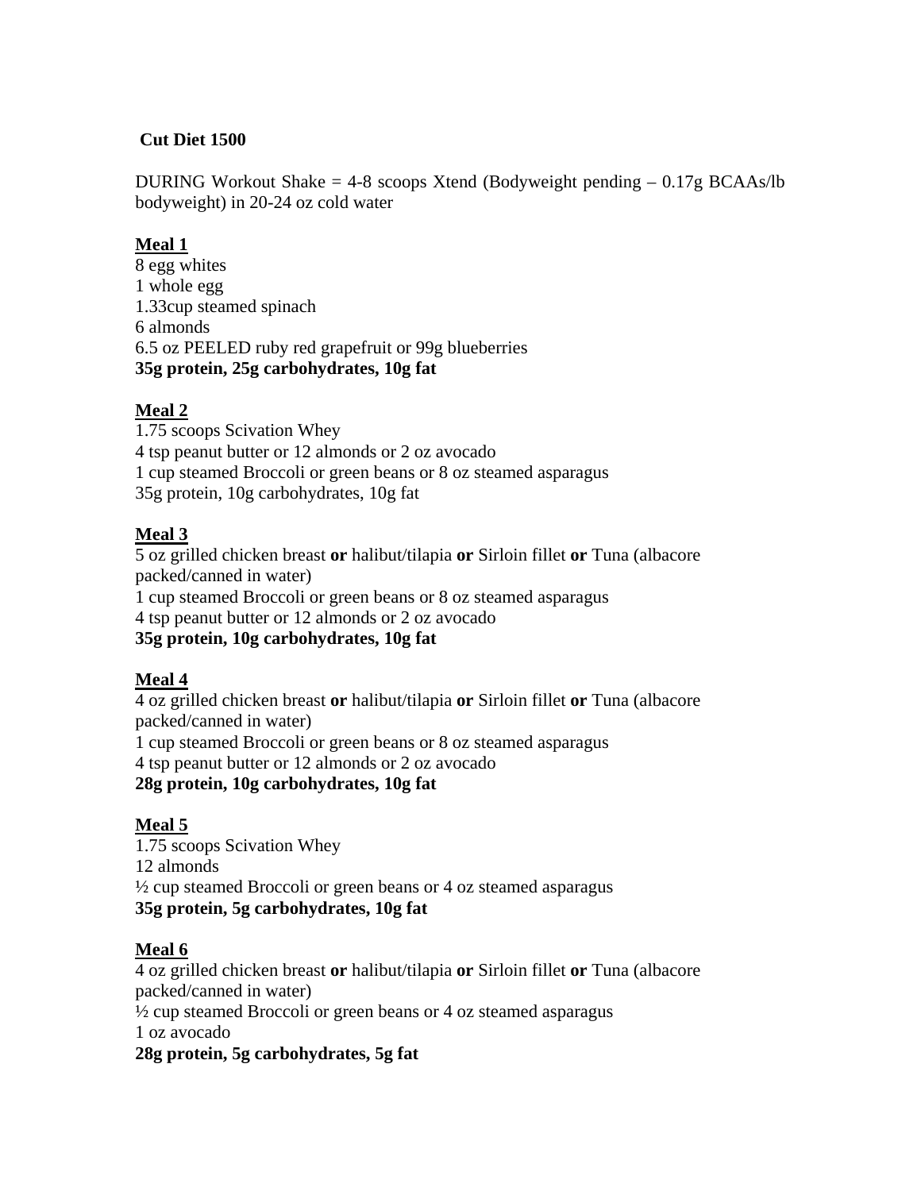**Cut Diet 1500**

DURING Workout Shake = 4-8 scoops Xtend (Bodyweight pending – 0.17g BCAAs/lb bodyweight) in 20-24 oz cold water

**<u>Meal 1</u>**
8 egg whites
1 whole egg
1.33cup steamed spinach
6 almonds
6.5 oz PEELED ruby red grapefruit or 99g blueberries
**35g protein, 25g carbohydrates, 10g fat**

**<u>Meal 2</u>**
1.75 scoops Scivation Whey
4 tsp peanut butter or 12 almonds or 2 oz avocado
1 cup steamed Broccoli or green beans or 8 oz steamed asparagus
35g protein, 10g carbohydrates, 10g fat

**<u>Meal 3</u>**
5 oz grilled chicken breast **or** halibut/tilapia **or** Sirloin fillet **or** Tuna (albacore packed/canned in water)
1 cup steamed Broccoli or green beans or 8 oz steamed asparagus
4 tsp peanut butter or 12 almonds or 2 oz avocado
**35g protein, 10g carbohydrates, 10g fat**

**<u>Meal 4</u>**
4 oz grilled chicken breast **or** halibut/tilapia **or** Sirloin fillet **or** Tuna (albacore packed/canned in water)
1 cup steamed Broccoli or green beans or 8 oz steamed asparagus
4 tsp peanut butter or 12 almonds or 2 oz avocado
**28g protein, 10g carbohydrates, 10g fat**

**<u>Meal 5</u>**
1.75 scoops Scivation Whey
12 almonds
½ cup steamed Broccoli or green beans or 4 oz steamed asparagus
**35g protein, 5g carbohydrates, 10g fat**

**<u>Meal 6</u>**
4 oz grilled chicken breast **or** halibut/tilapia **or** Sirloin fillet **or** Tuna (albacore packed/canned in water)
½ cup steamed Broccoli or green beans or 4 oz steamed asparagus
1 oz avocado
**28g protein, 5g carbohydrates, 5g fat**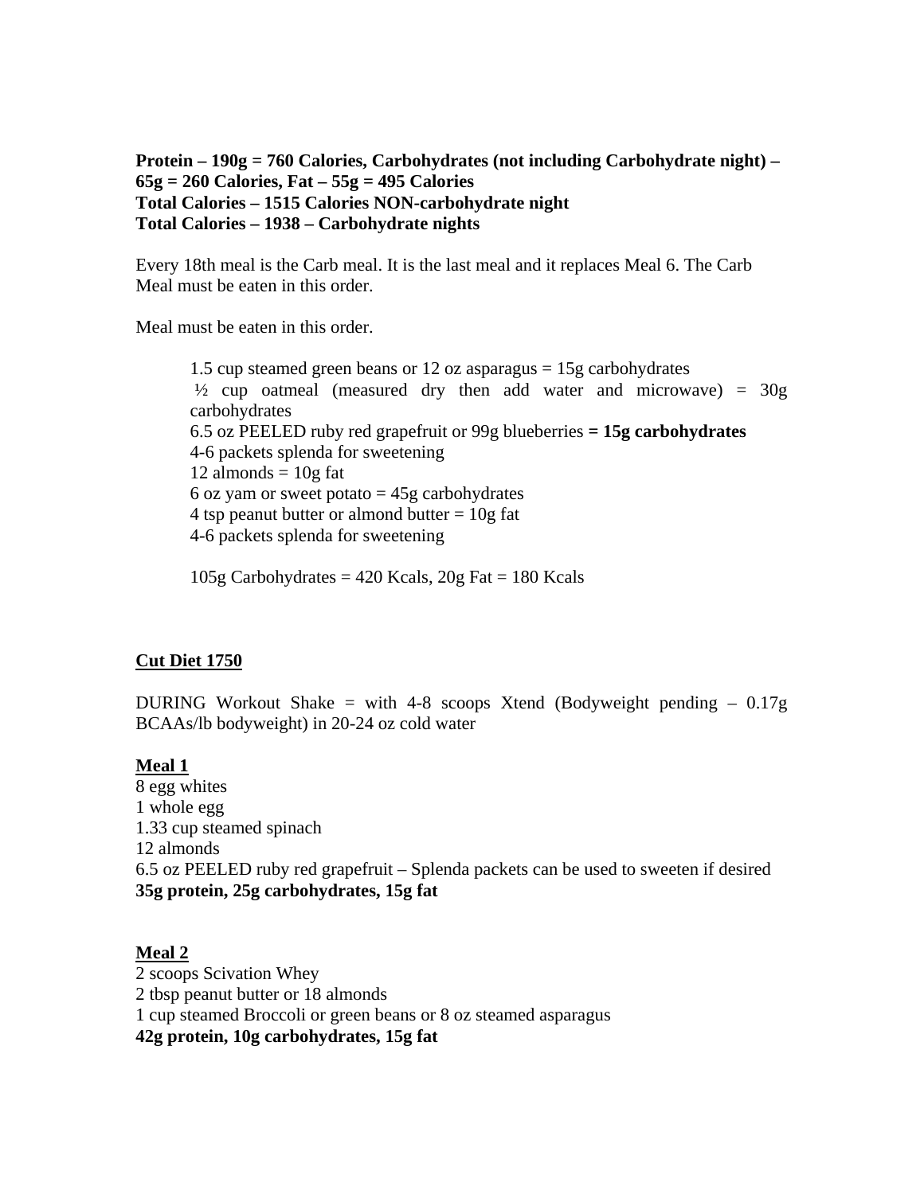**Protein – 190g = 760 Calories, Carbohydrates (not including Carbohydrate night) – 65g = 260 Calories, Fat – 55g = 495 Calories**
**Total Calories – 1515 Calories NON-carbohydrate night**
**Total Calories – 1938 – Carbohydrate nights**

Every 18th meal is the Carb meal. It is the last meal and it replaces Meal 6. The Carb Meal must be eaten in this order.

Meal must be eaten in this order.

> 1.5 cup steamed green beans or 12 oz asparagus = 15g carbohydrates
> ½ cup oatmeal (measured dry then add water and microwave) = 30g carbohydrates
> 6.5 oz PEELED ruby red grapefruit or 99g blueberries **= 15g carbohydrates**
> 4-6 packets splenda for sweetening
> 12 almonds = 10g fat
> 6 oz yam or sweet potato = 45g carbohydrates
> 4 tsp peanut butter or almond butter = 10g fat
> 4-6 packets splenda for sweetening
>
> 105g Carbohydrates = 420 Kcals, 20g Fat = 180 Kcals

**<u>Cut Diet 1750</u>**

DURING Workout Shake = with 4-8 scoops Xtend (Bodyweight pending – 0.17g BCAAs/lb bodyweight) in 20-24 oz cold water

**<u>Meal 1</u>**
8 egg whites
1 whole egg
1.33 cup steamed spinach
12 almonds
6.5 oz PEELED ruby red grapefruit – Splenda packets can be used to sweeten if desired
**35g protein, 25g carbohydrates, 15g fat**

**<u>Meal 2</u>**
2 scoops Scivation Whey
2 tbsp peanut butter or 18 almonds
1 cup steamed Broccoli or green beans or 8 oz steamed asparagus
**42g protein, 10g carbohydrates, 15g fat**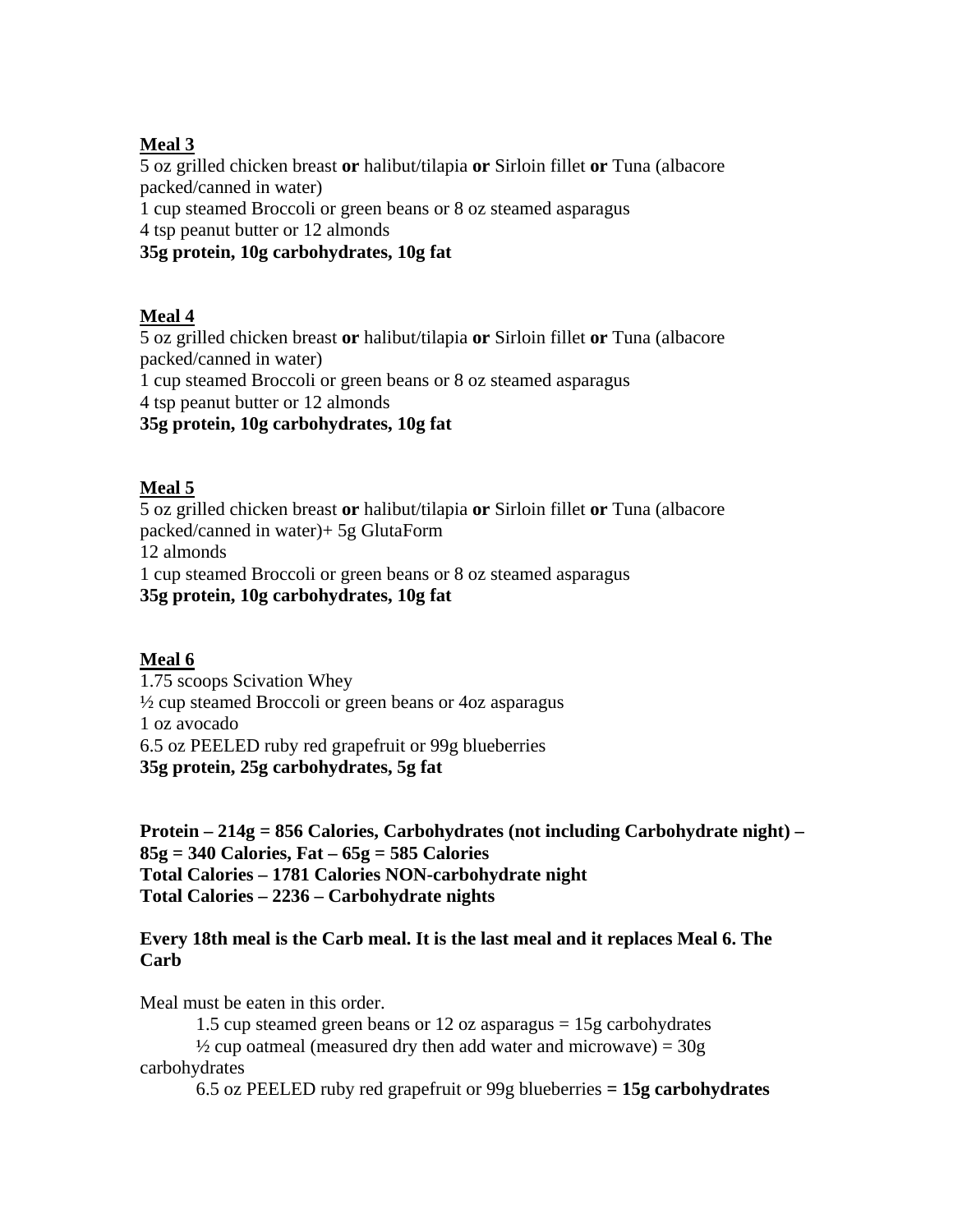**<u>Meal 3</u>**
5 oz grilled chicken breast **or** halibut/tilapia **or** Sirloin fillet **or** Tuna (albacore packed/canned in water)
1 cup steamed Broccoli or green beans or 8 oz steamed asparagus
4 tsp peanut butter or 12 almonds
**35g protein, 10g carbohydrates, 10g fat**

**<u>Meal 4</u>**
5 oz grilled chicken breast **or** halibut/tilapia **or** Sirloin fillet **or** Tuna (albacore packed/canned in water)
1 cup steamed Broccoli or green beans or 8 oz steamed asparagus
4 tsp peanut butter or 12 almonds
**35g protein, 10g carbohydrates, 10g fat**

**<u>Meal 5</u>**
5 oz grilled chicken breast **or** halibut/tilapia **or** Sirloin fillet **or** Tuna (albacore packed/canned in water)+ 5g GlutaForm
12 almonds
1 cup steamed Broccoli or green beans or 8 oz steamed asparagus
**35g protein, 10g carbohydrates, 10g fat**

**<u>Meal 6</u>**
1.75 scoops Scivation Whey
½ cup steamed Broccoli or green beans or 4oz asparagus
1 oz avocado
6.5 oz PEELED ruby red grapefruit or 99g blueberries
**35g protein, 25g carbohydrates, 5g fat**

**Protein – 214g = 856 Calories, Carbohydrates (not including Carbohydrate night) – 85g = 340 Calories, Fat – 65g = 585 Calories**
**Total Calories – 1781 Calories NON-carbohydrate night**
**Total Calories – 2236 – Carbohydrate nights**

**Every 18th meal is the Carb meal. It is the last meal and it replaces Meal 6. The Carb**

Meal must be eaten in this order.

1.5 cup steamed green beans or 12 oz asparagus = 15g carbohydrates
½ cup oatmeal (measured dry then add water and microwave) = 30g carbohydrates
6.5 oz PEELED ruby red grapefruit or 99g blueberries **= 15g carbohydrates**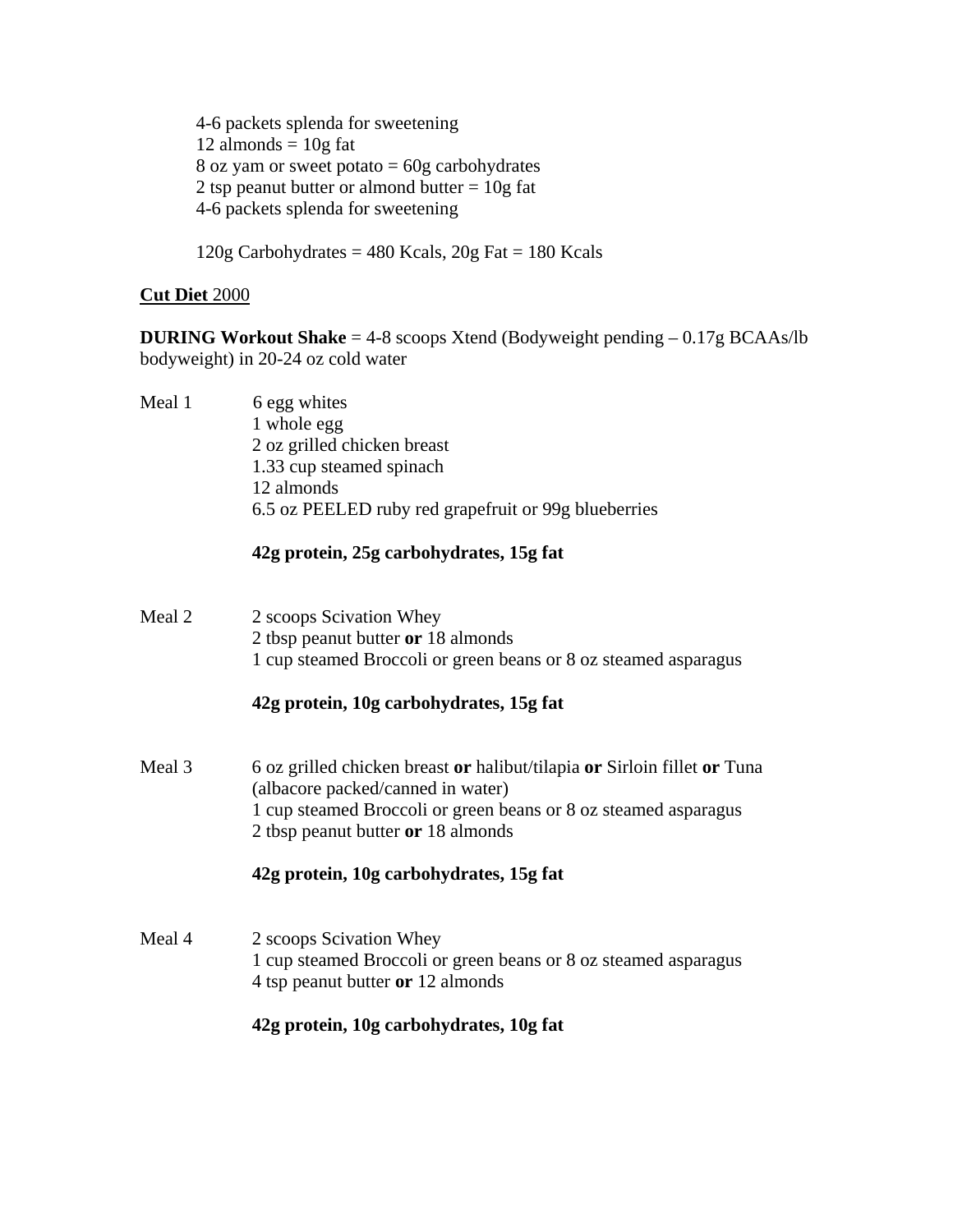4-6 packets splenda for sweetening
12 almonds = 10g fat
8 oz yam or sweet potato = 60g carbohydrates
2 tsp peanut butter or almond butter = 10g fat
4-6 packets splenda for sweetening

120g Carbohydrates = 480 Kcals, 20g Fat = 180 Kcals

**<u>Cut Diet</u>** <u>2000</u>

**DURING Workout Shake** = 4-8 scoops Xtend (Bodyweight pending – 0.17g BCAAs/lb bodyweight) in 20-24 oz cold water

Meal 1
6 egg whites
1 whole egg
2 oz grilled chicken breast
1.33 cup steamed spinach
12 almonds
6.5 oz PEELED ruby red grapefruit or 99g blueberries

**42g protein, 25g carbohydrates, 15g fat**

Meal 2
2 scoops Scivation Whey
2 tbsp peanut butter **or** 18 almonds
1 cup steamed Broccoli or green beans or 8 oz steamed asparagus

**42g protein, 10g carbohydrates, 15g fat**

Meal 3
6 oz grilled chicken breast **or** halibut/tilapia **or** Sirloin fillet **or** Tuna (albacore packed/canned in water)
1 cup steamed Broccoli or green beans or 8 oz steamed asparagus
2 tbsp peanut butter **or** 18 almonds

**42g protein, 10g carbohydrates, 15g fat**

Meal 4
2 scoops Scivation Whey
1 cup steamed Broccoli or green beans or 8 oz steamed asparagus
4 tsp peanut butter **or** 12 almonds

**42g protein, 10g carbohydrates, 10g fat**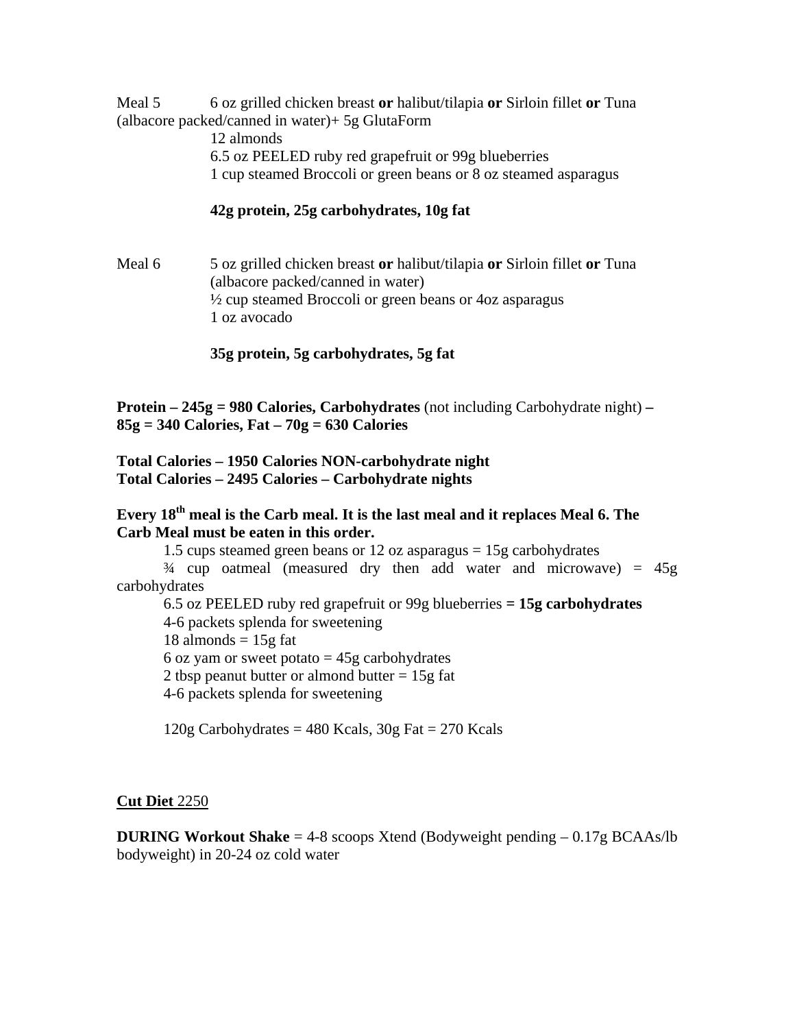Meal 5 6 oz grilled chicken breast **or** halibut/tilapia **or** Sirloin fillet **or** Tuna (albacore packed/canned in water)+ 5g GlutaForm
12 almonds
6.5 oz PEELED ruby red grapefruit or 99g blueberries
1 cup steamed Broccoli or green beans or 8 oz steamed asparagus

**42g protein, 25g carbohydrates, 10g fat**

Meal 6 5 oz grilled chicken breast **or** halibut/tilapia **or** Sirloin fillet **or** Tuna (albacore packed/canned in water)
½ cup steamed Broccoli or green beans or 4oz asparagus
1 oz avocado

**35g protein, 5g carbohydrates, 5g fat**

**Protein – 245g = 980 Calories, Carbohydrates** (not including Carbohydrate night) **– 85g = 340 Calories, Fat – 70g = 630 Calories**

**Total Calories – 1950 Calories NON-carbohydrate night**
**Total Calories – 2495 Calories – Carbohydrate nights**

**Every 18th meal is the Carb meal. It is the last meal and it replaces Meal 6. The Carb Meal must be eaten in this order.**

1.5 cups steamed green beans or 12 oz asparagus = 15g carbohydrates
¾ cup oatmeal (measured dry then add water and microwave) = 45g carbohydrates
6.5 oz PEELED ruby red grapefruit or 99g blueberries **= 15g carbohydrates**
4-6 packets splenda for sweetening
18 almonds = 15g fat
6 oz yam or sweet potato = 45g carbohydrates
2 tbsp peanut butter or almond butter = 15g fat
4-6 packets splenda for sweetening

120g Carbohydrates = 480 Kcals, 30g Fat = 270 Kcals

**Cut Diet** 2250

**DURING Workout Shake** = 4-8 scoops Xtend (Bodyweight pending – 0.17g BCAAs/lb bodyweight) in 20-24 oz cold water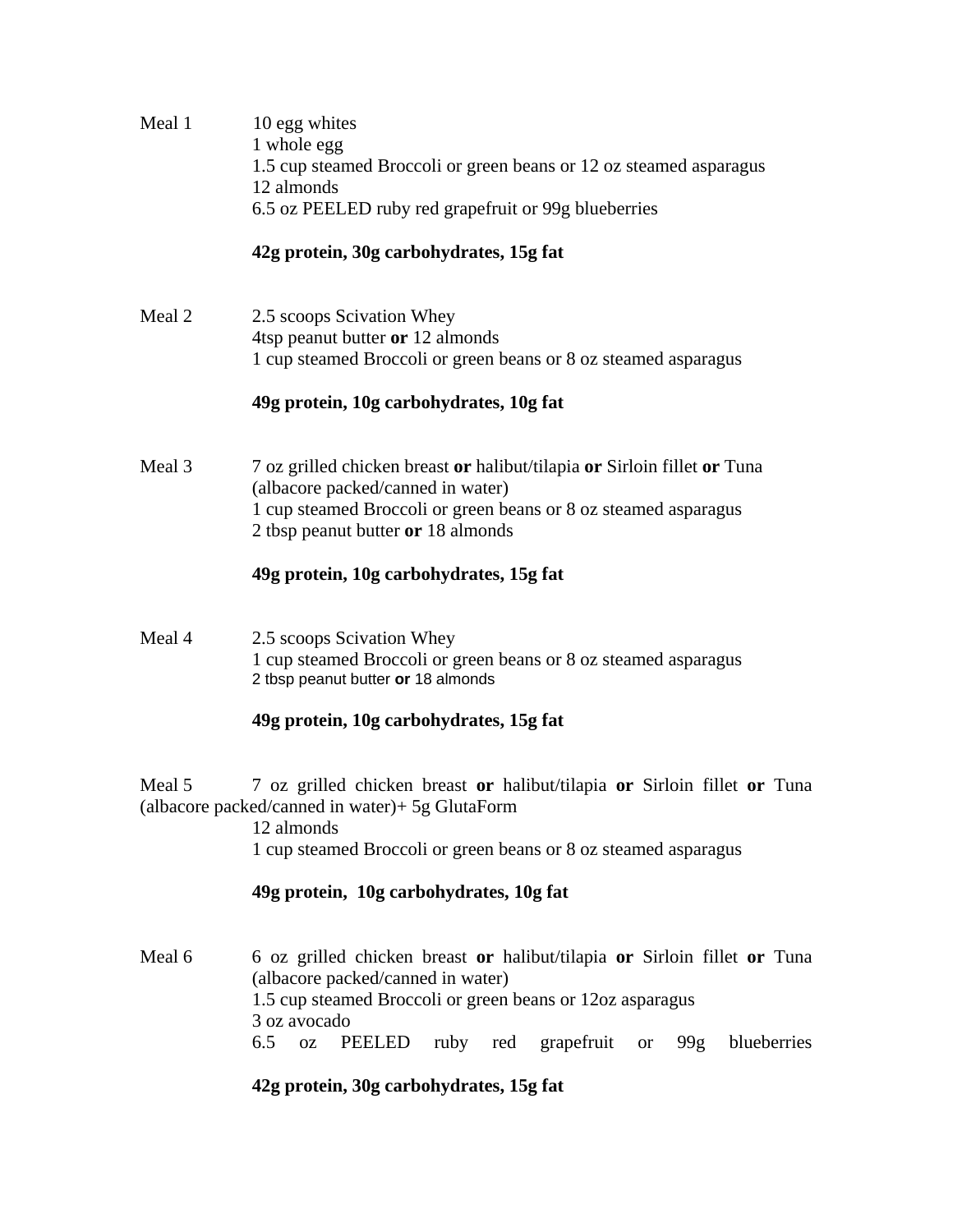Meal 1

10 egg whites
1 whole egg
1.5 cup steamed Broccoli or green beans or 12 oz steamed asparagus
12 almonds
6.5 oz PEELED ruby red grapefruit or 99g blueberries

**42g protein, 30g carbohydrates, 15g fat**

Meal 2

2.5 scoops Scivation Whey
4tsp peanut butter **or** 12 almonds
1 cup steamed Broccoli or green beans or 8 oz steamed asparagus

**49g protein, 10g carbohydrates, 10g fat**

Meal 3

7 oz grilled chicken breast **or** halibut/tilapia **or** Sirloin fillet **or** Tuna (albacore packed/canned in water)
1 cup steamed Broccoli or green beans or 8 oz steamed asparagus
2 tbsp peanut butter **or** 18 almonds

**49g protein, 10g carbohydrates, 15g fat**

Meal 4

2.5 scoops Scivation Whey
1 cup steamed Broccoli or green beans or 8 oz steamed asparagus
2 tbsp peanut butter **or** 18 almonds

**49g protein, 10g carbohydrates, 15g fat**

Meal 5

7 oz grilled chicken breast **or** halibut/tilapia **or** Sirloin fillet **or** Tuna (albacore packed/canned in water)+ 5g GlutaForm
12 almonds
1 cup steamed Broccoli or green beans or 8 oz steamed asparagus

**49g protein, 10g carbohydrates, 10g fat**

Meal 6

6 oz grilled chicken breast **or** halibut/tilapia **or** Sirloin fillet **or** Tuna (albacore packed/canned in water)
1.5 cup steamed Broccoli or green beans or 12oz asparagus
3 oz avocado
6.5 oz PEELED ruby red grapefruit or 99g blueberries

**42g protein, 30g carbohydrates, 15g fat**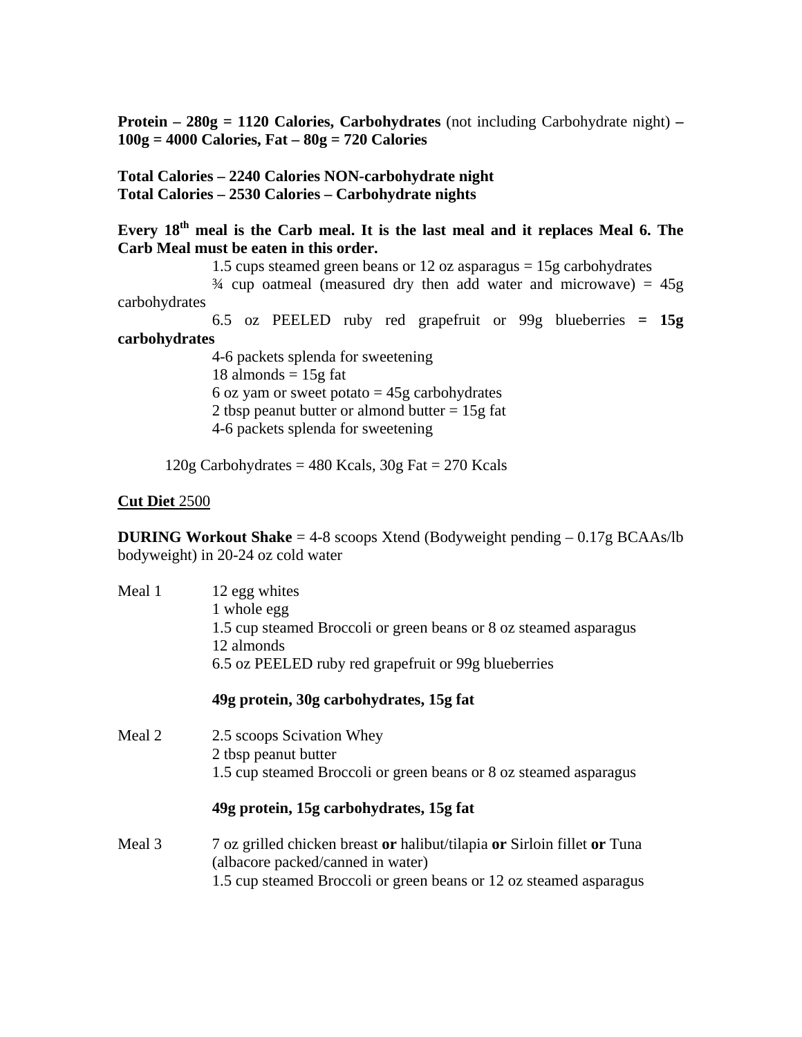**Protein – 280g = 1120 Calories, Carbohydrates** (not including Carbohydrate night) **– 100g = 4000 Calories, Fat – 80g = 720 Calories**

**Total Calories – 2240 Calories NON-carbohydrate night**
**Total Calories – 2530 Calories – Carbohydrate nights**

**Every 18th meal is the Carb meal. It is the last meal and it replaces Meal 6. The Carb Meal must be eaten in this order.**

1.5 cups steamed green beans or 12 oz asparagus = 15g carbohydrates
¾ cup oatmeal (measured dry then add water and microwave) = 45g carbohydrates
6.5 oz PEELED ruby red grapefruit or 99g blueberries **= 15g carbohydrates**
4-6 packets splenda for sweetening
18 almonds = 15g fat
6 oz yam or sweet potato = 45g carbohydrates
2 tbsp peanut butter or almond butter = 15g fat
4-6 packets splenda for sweetening

120g Carbohydrates = 480 Kcals, 30g Fat = 270 Kcals

**Cut Diet** 2500

**DURING Workout Shake** = 4-8 scoops Xtend (Bodyweight pending – 0.17g BCAAs/lb bodyweight) in 20-24 oz cold water

Meal 1
12 egg whites
1 whole egg
1.5 cup steamed Broccoli or green beans or 8 oz steamed asparagus
12 almonds
6.5 oz PEELED ruby red grapefruit or 99g blueberries

**49g protein, 30g carbohydrates, 15g fat**

Meal 2
2.5 scoops Scivation Whey
2 tbsp peanut butter
1.5 cup steamed Broccoli or green beans or 8 oz steamed asparagus

**49g protein, 15g carbohydrates, 15g fat**

Meal 3
7 oz grilled chicken breast **or** halibut/tilapia **or** Sirloin fillet **or** Tuna (albacore packed/canned in water)
1.5 cup steamed Broccoli or green beans or 12 oz steamed asparagus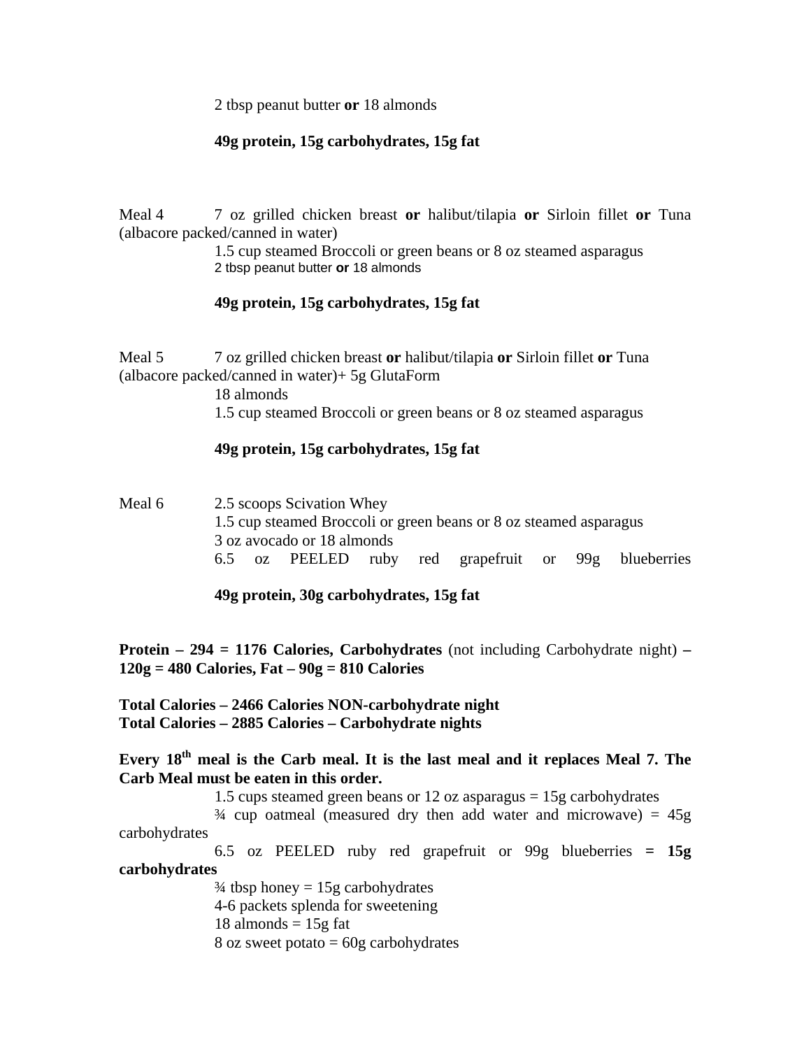2 tbsp peanut butter **or** 18 almonds

**49g protein, 15g carbohydrates, 15g fat**

Meal 4 7 oz grilled chicken breast **or** halibut/tilapia **or** Sirloin fillet **or** Tuna (albacore packed/canned in water)

1.5 cup steamed Broccoli or green beans or 8 oz steamed asparagus
2 tbsp peanut butter **or** 18 almonds

**49g protein, 15g carbohydrates, 15g fat**

Meal 5 7 oz grilled chicken breast **or** halibut/tilapia **or** Sirloin fillet **or** Tuna (albacore packed/canned in water)+ 5g GlutaForm

18 almonds
1.5 cup steamed Broccoli or green beans or 8 oz steamed asparagus

**49g protein, 15g carbohydrates, 15g fat**

Meal 6 2.5 scoops Scivation Whey

1.5 cup steamed Broccoli or green beans or 8 oz steamed asparagus
3 oz avocado or 18 almonds
6.5 oz PEELED ruby red grapefruit or 99g blueberries

**49g protein, 30g carbohydrates, 15g fat**

**Protein – 294 = 1176 Calories, Carbohydrates** (not including Carbohydrate night) **– 120g = 480 Calories, Fat – 90g = 810 Calories**

**Total Calories – 2466 Calories NON-carbohydrate night**
**Total Calories – 2885 Calories – Carbohydrate nights**

**Every 18th meal is the Carb meal. It is the last meal and it replaces Meal 7. The Carb Meal must be eaten in this order.**

1.5 cups steamed green beans or 12 oz asparagus = 15g carbohydrates
¾ cup oatmeal (measured dry then add water and microwave) = 45g carbohydrates
6.5 oz PEELED ruby red grapefruit or 99g blueberries **= 15g carbohydrates**
¾ tbsp honey = 15g carbohydrates
4-6 packets splenda for sweetening
18 almonds = 15g fat
8 oz sweet potato = 60g carbohydrates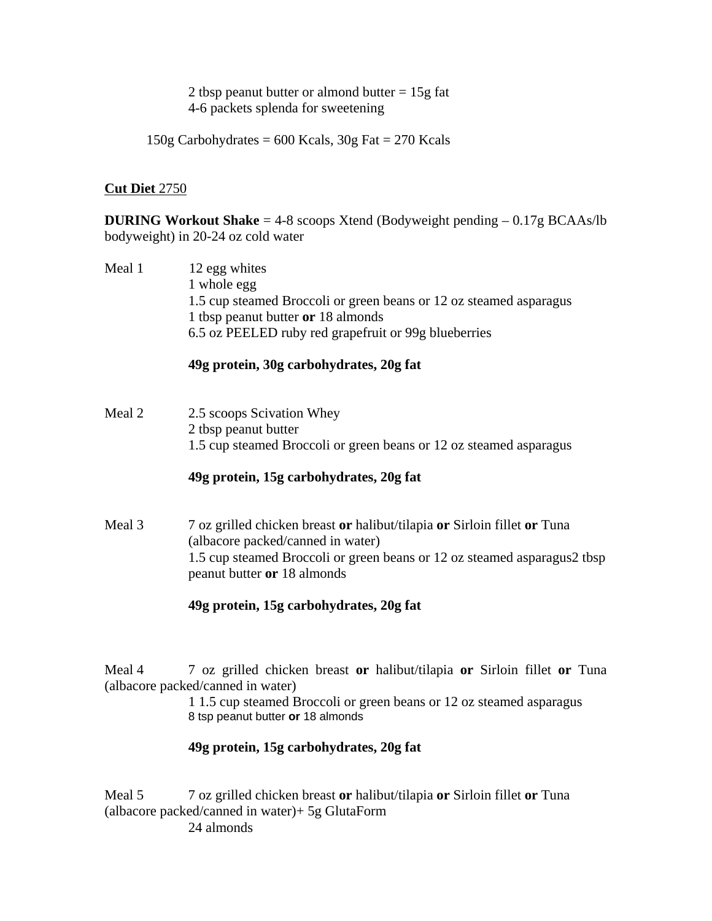2 tbsp peanut butter or almond butter = 15g fat
4-6 packets splenda for sweetening

150g Carbohydrates = 600 Kcals, 30g Fat = 270 Kcals

**Cut Diet** 2750

**DURING Workout Shake** = 4-8 scoops Xtend (Bodyweight pending – 0.17g BCAAs/lb bodyweight) in 20-24 oz cold water

Meal 1
12 egg whites
1 whole egg
1.5 cup steamed Broccoli or green beans or 12 oz steamed asparagus
1 tbsp peanut butter **or** 18 almonds
6.5 oz PEELED ruby red grapefruit or 99g blueberries

**49g protein, 30g carbohydrates, 20g fat**

Meal 2
2.5 scoops Scivation Whey
2 tbsp peanut butter
1.5 cup steamed Broccoli or green beans or 12 oz steamed asparagus

**49g protein, 15g carbohydrates, 20g fat**

Meal 3
7 oz grilled chicken breast **or** halibut/tilapia **or** Sirloin fillet **or** Tuna (albacore packed/canned in water)
1.5 cup steamed Broccoli or green beans or 12 oz steamed asparagus2 tbsp peanut butter **or** 18 almonds

**49g protein, 15g carbohydrates, 20g fat**

Meal 4
7 oz grilled chicken breast **or** halibut/tilapia **or** Sirloin fillet **or** Tuna (albacore packed/canned in water)
1 1.5 cup steamed Broccoli or green beans or 12 oz steamed asparagus
8 tsp peanut butter **or** 18 almonds

**49g protein, 15g carbohydrates, 20g fat**

Meal 5
7 oz grilled chicken breast **or** halibut/tilapia **or** Sirloin fillet **or** Tuna (albacore packed/canned in water)+ 5g GlutaForm
24 almonds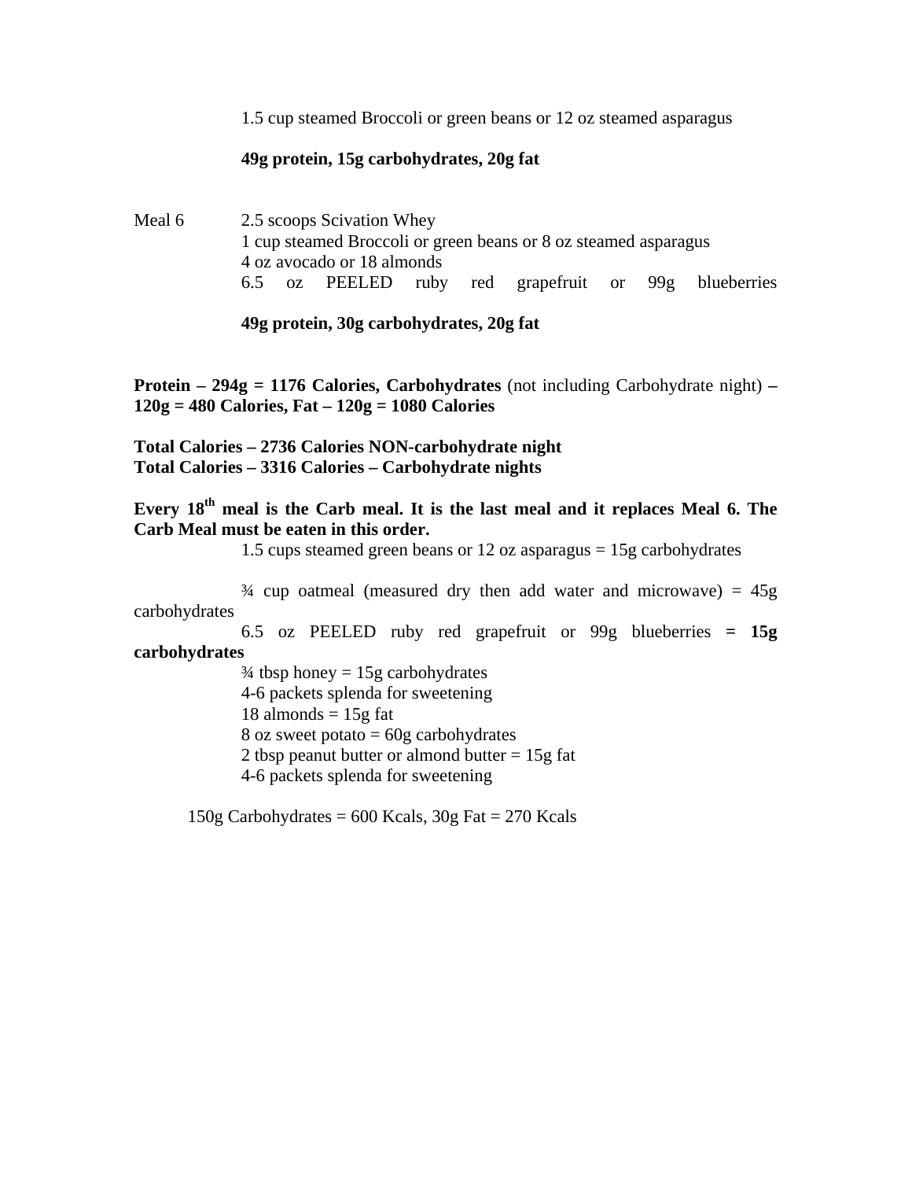1.5 cup steamed Broccoli or green beans or 12 oz steamed asparagus

**49g protein, 15g carbohydrates, 20g fat**

Meal 6
2.5 scoops Scivation Whey
1 cup steamed Broccoli or green beans or 8 oz steamed asparagus
4 oz avocado or 18 almonds
6.5 oz PEELED ruby red grapefruit or 99g blueberries

**49g protein, 30g carbohydrates, 20g fat**

**Protein – 294g = 1176 Calories, Carbohydrates** (not including Carbohydrate night) **– 120g = 480 Calories, Fat – 120g = 1080 Calories**

**Total Calories – 2736 Calories NON-carbohydrate night**
**Total Calories – 3316 Calories – Carbohydrate nights**

**Every 18th meal is the Carb meal. It is the last meal and it replaces Meal 6. The Carb Meal must be eaten in this order.**

1.5 cups steamed green beans or 12 oz asparagus = 15g carbohydrates

¾ cup oatmeal (measured dry then add water and microwave) = 45g carbohydrates
6.5 oz PEELED ruby red grapefruit or 99g blueberries **= 15g carbohydrates**
¾ tbsp honey = 15g carbohydrates
4-6 packets splenda for sweetening
18 almonds = 15g fat
8 oz sweet potato = 60g carbohydrates
2 tbsp peanut butter or almond butter = 15g fat
4-6 packets splenda for sweetening

150g Carbohydrates = 600 Kcals, 30g Fat = 270 Kcals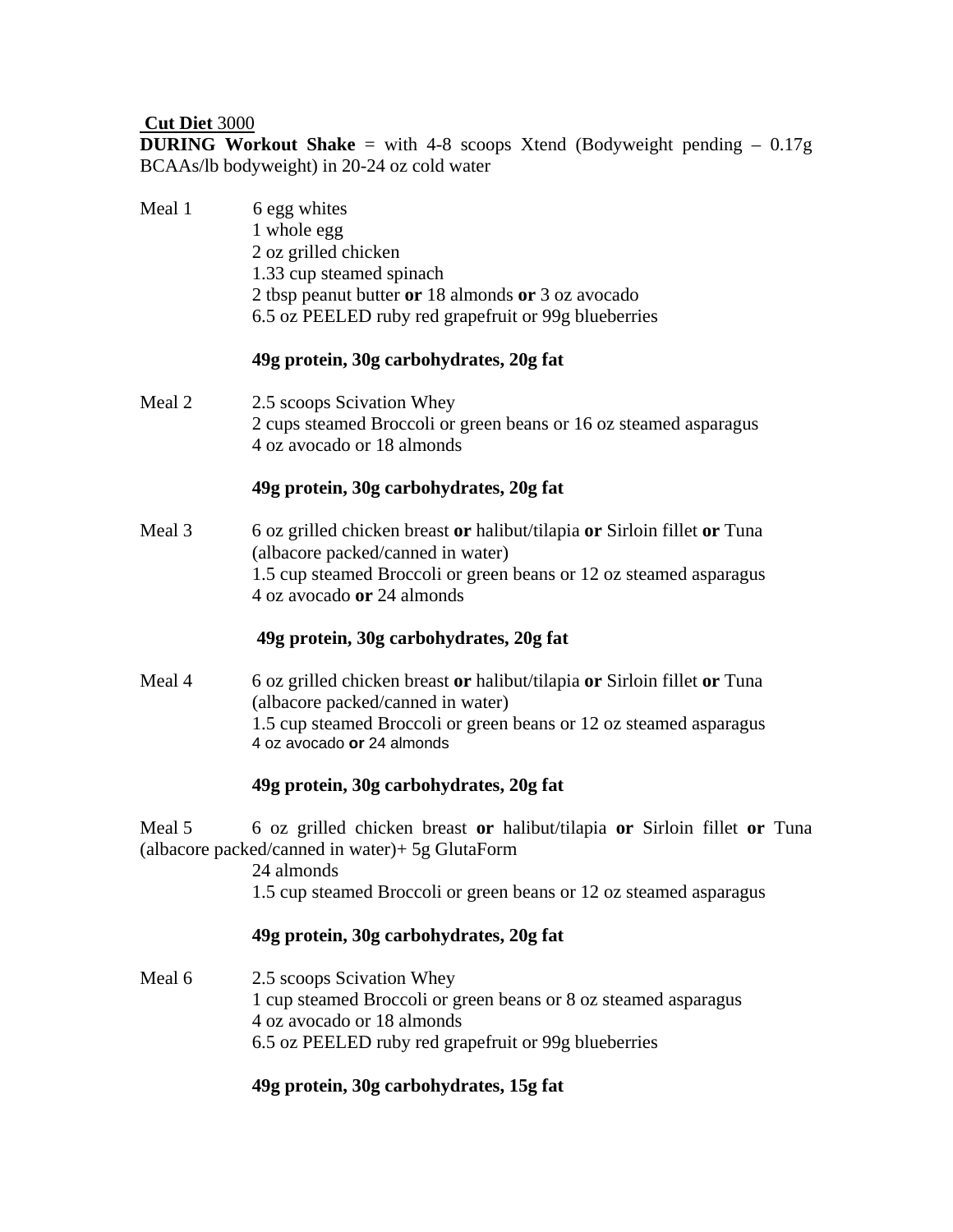**Cut Diet** 3000

**DURING Workout Shake** = with 4-8 scoops Xtend (Bodyweight pending – 0.17g BCAAs/lb bodyweight) in 20-24 oz cold water

Meal 1
- 6 egg whites
- 1 whole egg
- 2 oz grilled chicken
- 1.33 cup steamed spinach
- 2 tbsp peanut butter **or** 18 almonds **or** 3 oz avocado
- 6.5 oz PEELED ruby red grapefruit or 99g blueberries

**49g protein, 30g carbohydrates, 20g fat**

Meal 2
- 2.5 scoops Scivation Whey
- 2 cups steamed Broccoli or green beans or 16 oz steamed asparagus
- 4 oz avocado or 18 almonds

**49g protein, 30g carbohydrates, 20g fat**

Meal 3
- 6 oz grilled chicken breast **or** halibut/tilapia **or** Sirloin fillet **or** Tuna (albacore packed/canned in water)
- 1.5 cup steamed Broccoli or green beans or 12 oz steamed asparagus
- 4 oz avocado **or** 24 almonds

**49g protein, 30g carbohydrates, 20g fat**

Meal 4
- 6 oz grilled chicken breast **or** halibut/tilapia **or** Sirloin fillet **or** Tuna (albacore packed/canned in water)
- 1.5 cup steamed Broccoli or green beans or 12 oz steamed asparagus
- 4 oz avocado **or** 24 almonds

**49g protein, 30g carbohydrates, 20g fat**

Meal 5
- 6 oz grilled chicken breast **or** halibut/tilapia **or** Sirloin fillet **or** Tuna (albacore packed/canned in water)+ 5g GlutaForm
- 24 almonds
- 1.5 cup steamed Broccoli or green beans or 12 oz steamed asparagus

**49g protein, 30g carbohydrates, 20g fat**

Meal 6
- 2.5 scoops Scivation Whey
- 1 cup steamed Broccoli or green beans or 8 oz steamed asparagus
- 4 oz avocado or 18 almonds
- 6.5 oz PEELED ruby red grapefruit or 99g blueberries

**49g protein, 30g carbohydrates, 15g fat**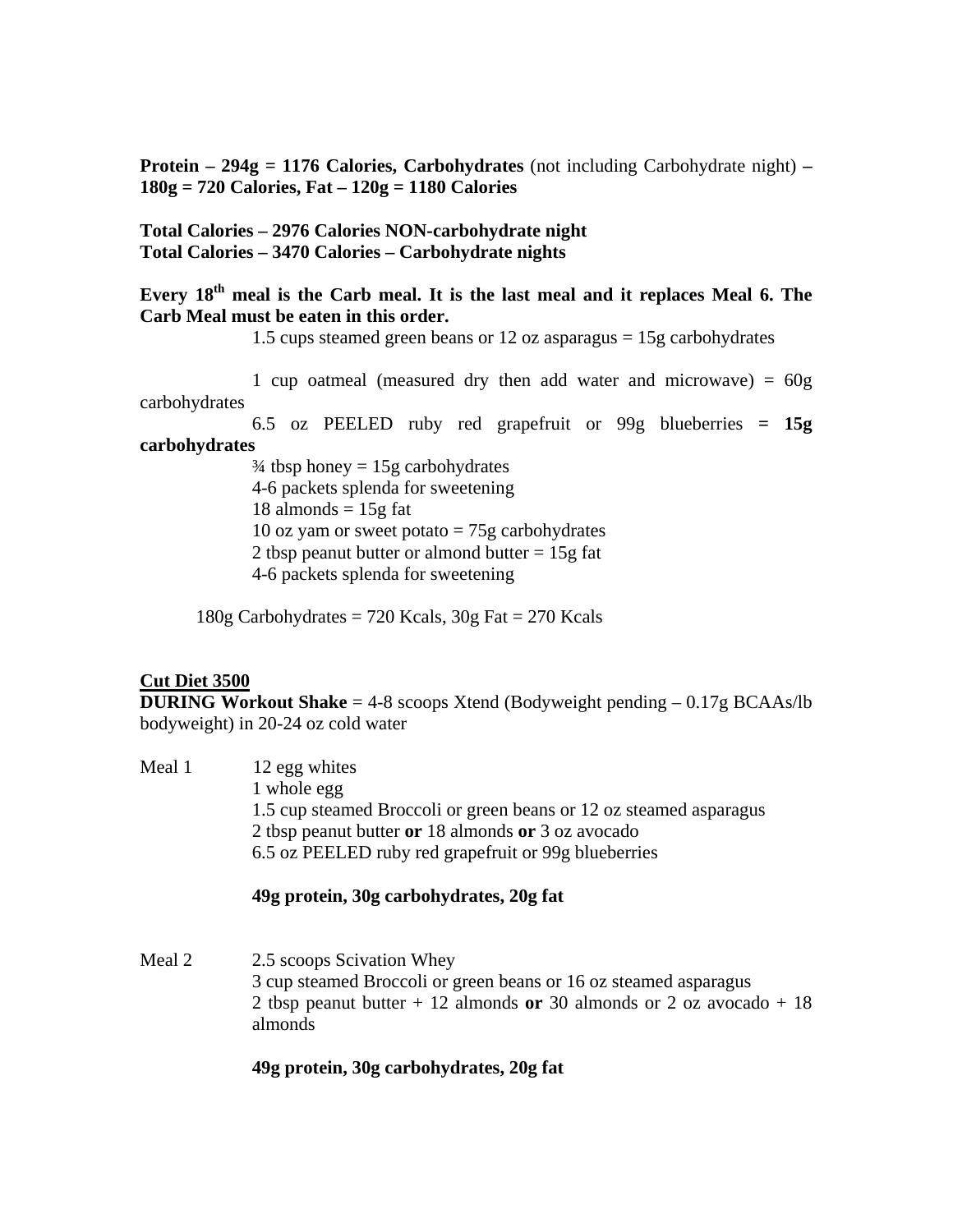**Protein – 294g = 1176 Calories, Carbohydrates** (not including Carbohydrate night) **– 180g = 720 Calories, Fat – 120g = 1180 Calories**

**Total Calories – 2976 Calories NON-carbohydrate night**
**Total Calories – 3470 Calories – Carbohydrate nights**

**Every 18th meal is the Carb meal. It is the last meal and it replaces Meal 6. The Carb Meal must be eaten in this order.**

1.5 cups steamed green beans or 12 oz asparagus = 15g carbohydrates

1 cup oatmeal (measured dry then add water and microwave) = 60g carbohydrates

6.5 oz PEELED ruby red grapefruit or 99g blueberries **= 15g carbohydrates**

¾ tbsp honey = 15g carbohydrates
4-6 packets splenda for sweetening
18 almonds = 15g fat
10 oz yam or sweet potato = 75g carbohydrates
2 tbsp peanut butter or almond butter = 15g fat
4-6 packets splenda for sweetening

180g Carbohydrates = 720 Kcals, 30g Fat = 270 Kcals

**Cut Diet 3500**

**DURING Workout Shake** = 4-8 scoops Xtend (Bodyweight pending – 0.17g BCAAs/lb bodyweight) in 20-24 oz cold water

Meal 1
12 egg whites
1 whole egg
1.5 cup steamed Broccoli or green beans or 12 oz steamed asparagus
2 tbsp peanut butter **or** 18 almonds **or** 3 oz avocado
6.5 oz PEELED ruby red grapefruit or 99g blueberries

**49g protein, 30g carbohydrates, 20g fat**

Meal 2
2.5 scoops Scivation Whey
3 cup steamed Broccoli or green beans or 16 oz steamed asparagus
2 tbsp peanut butter + 12 almonds **or** 30 almonds or 2 oz avocado + 18 almonds

**49g protein, 30g carbohydrates, 20g fat**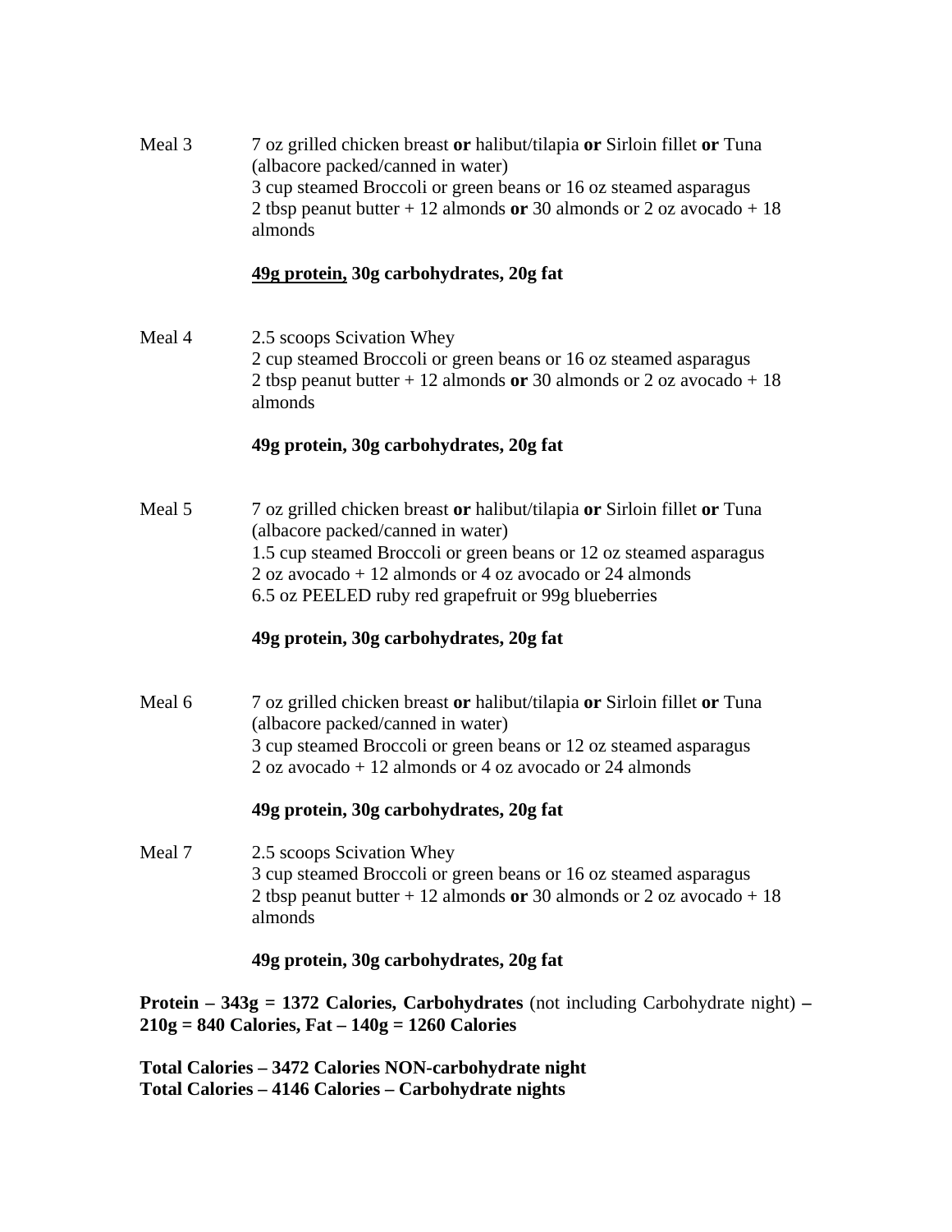Meal 3 7 oz grilled chicken breast **or** halibut/tilapia **or** Sirloin fillet **or** Tuna (albacore packed/canned in water)
3 cup steamed Broccoli or green beans or 16 oz steamed asparagus
2 tbsp peanut butter + 12 almonds **or** 30 almonds or 2 oz avocado + 18 almonds

**49g protein, 30g carbohydrates, 20g fat**

Meal 4 2.5 scoops Scivation Whey
2 cup steamed Broccoli or green beans or 16 oz steamed asparagus
2 tbsp peanut butter + 12 almonds **or** 30 almonds or 2 oz avocado + 18 almonds

**49g protein, 30g carbohydrates, 20g fat**

Meal 5 7 oz grilled chicken breast **or** halibut/tilapia **or** Sirloin fillet **or** Tuna (albacore packed/canned in water)
1.5 cup steamed Broccoli or green beans or 12 oz steamed asparagus
2 oz avocado + 12 almonds or 4 oz avocado or 24 almonds
6.5 oz PEELED ruby red grapefruit or 99g blueberries

**49g protein, 30g carbohydrates, 20g fat**

Meal 6 7 oz grilled chicken breast **or** halibut/tilapia **or** Sirloin fillet **or** Tuna (albacore packed/canned in water)
3 cup steamed Broccoli or green beans or 12 oz steamed asparagus
2 oz avocado + 12 almonds or 4 oz avocado or 24 almonds

**49g protein, 30g carbohydrates, 20g fat**

Meal 7 2.5 scoops Scivation Whey
3 cup steamed Broccoli or green beans or 16 oz steamed asparagus
2 tbsp peanut butter + 12 almonds **or** 30 almonds or 2 oz avocado + 18 almonds

**49g protein, 30g carbohydrates, 20g fat**

**Protein – 343g = 1372 Calories, Carbohydrates** (not including Carbohydrate night) **– 210g = 840 Calories, Fat – 140g = 1260 Calories**

**Total Calories – 3472 Calories NON-carbohydrate night**
**Total Calories – 4146 Calories – Carbohydrate nights**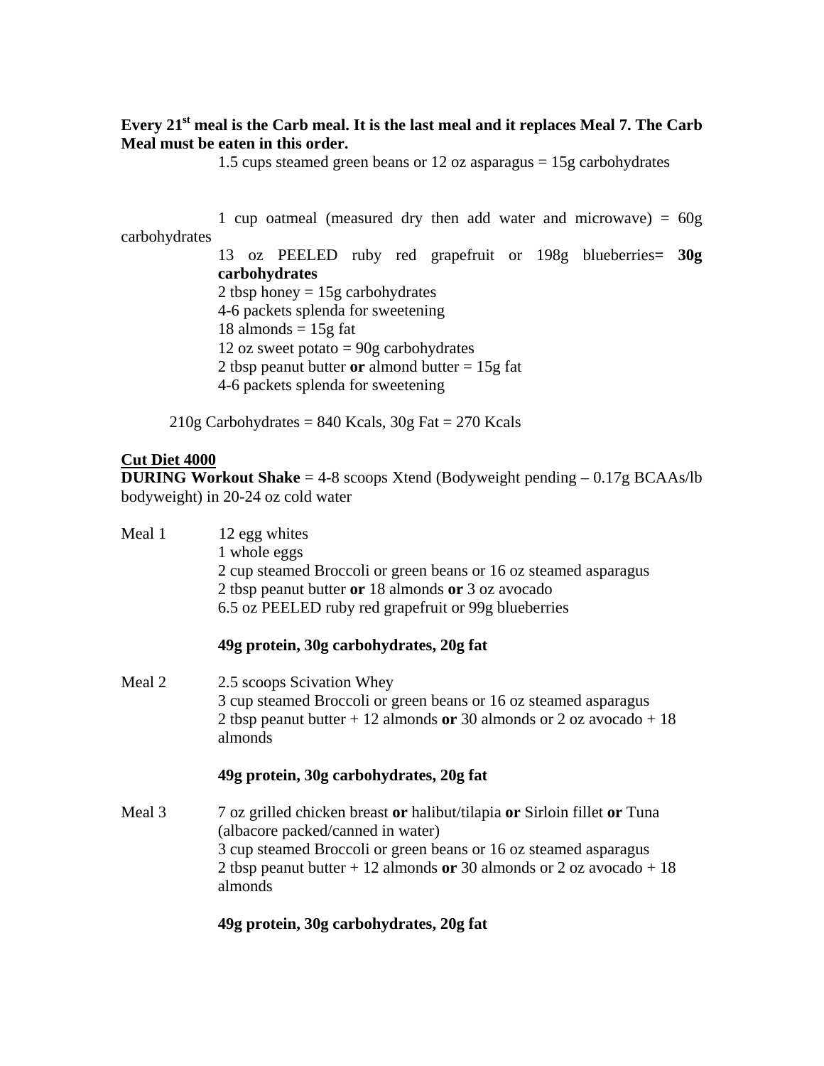**Every 21st meal is the Carb meal. It is the last meal and it replaces Meal 7. The Carb Meal must be eaten in this order.**

1.5 cups steamed green beans or 12 oz asparagus = 15g carbohydrates

1 cup oatmeal (measured dry then add water and microwave) = 60g carbohydrates
13 oz PEELED ruby red grapefruit or 198g blueberries**= 30g carbohydrates**
2 tbsp honey = 15g carbohydrates
4-6 packets splenda for sweetening
18 almonds = 15g fat
12 oz sweet potato = 90g carbohydrates
2 tbsp peanut butter **or** almond butter = 15g fat
4-6 packets splenda for sweetening

210g Carbohydrates = 840 Kcals, 30g Fat = 270 Kcals

**Cut Diet 4000**

**DURING Workout Shake** = 4-8 scoops Xtend (Bodyweight pending – 0.17g BCAAs/lb bodyweight) in 20-24 oz cold water

Meal 1
12 egg whites
1 whole eggs
2 cup steamed Broccoli or green beans or 16 oz steamed asparagus
2 tbsp peanut butter **or** 18 almonds **or** 3 oz avocado
6.5 oz PEELED ruby red grapefruit or 99g blueberries

**49g protein, 30g carbohydrates, 20g fat**

Meal 2
2.5 scoops Scivation Whey
3 cup steamed Broccoli or green beans or 16 oz steamed asparagus
2 tbsp peanut butter + 12 almonds **or** 30 almonds or 2 oz avocado + 18 almonds

**49g protein, 30g carbohydrates, 20g fat**

Meal 3
7 oz grilled chicken breast **or** halibut/tilapia **or** Sirloin fillet **or** Tuna (albacore packed/canned in water)
3 cup steamed Broccoli or green beans or 16 oz steamed asparagus
2 tbsp peanut butter + 12 almonds **or** 30 almonds or 2 oz avocado + 18 almonds

**49g protein, 30g carbohydrates, 20g fat**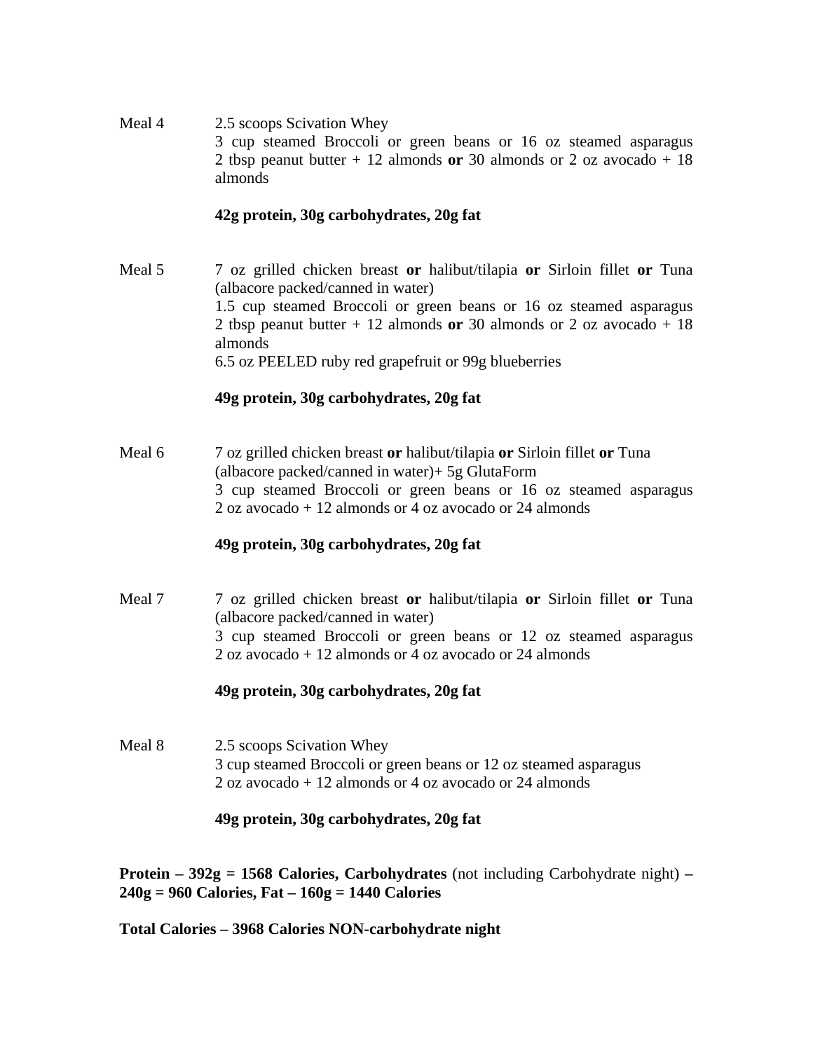Meal 4 2.5 scoops Scivation Whey
3 cup steamed Broccoli or green beans or 16 oz steamed asparagus
2 tbsp peanut butter + 12 almonds **or** 30 almonds or 2 oz avocado + 18 almonds

**42g protein, 30g carbohydrates, 20g fat**

Meal 5 7 oz grilled chicken breast **or** halibut/tilapia **or** Sirloin fillet **or** Tuna (albacore packed/canned in water)
1.5 cup steamed Broccoli or green beans or 16 oz steamed asparagus
2 tbsp peanut butter + 12 almonds **or** 30 almonds or 2 oz avocado + 18 almonds
6.5 oz PEELED ruby red grapefruit or 99g blueberries

**49g protein, 30g carbohydrates, 20g fat**

Meal 6 7 oz grilled chicken breast **or** halibut/tilapia **or** Sirloin fillet **or** Tuna (albacore packed/canned in water)+ 5g GlutaForm
3 cup steamed Broccoli or green beans or 16 oz steamed asparagus
2 oz avocado + 12 almonds or 4 oz avocado or 24 almonds

**49g protein, 30g carbohydrates, 20g fat**

Meal 7 7 oz grilled chicken breast **or** halibut/tilapia **or** Sirloin fillet **or** Tuna (albacore packed/canned in water)
3 cup steamed Broccoli or green beans or 12 oz steamed asparagus
2 oz avocado + 12 almonds or 4 oz avocado or 24 almonds

**49g protein, 30g carbohydrates, 20g fat**

Meal 8 2.5 scoops Scivation Whey
3 cup steamed Broccoli or green beans or 12 oz steamed asparagus
2 oz avocado + 12 almonds or 4 oz avocado or 24 almonds

**49g protein, 30g carbohydrates, 20g fat**

**Protein – 392g = 1568 Calories, Carbohydrates** (not including Carbohydrate night) **– 240g = 960 Calories, Fat – 160g = 1440 Calories**

**Total Calories – 3968 Calories NON-carbohydrate night**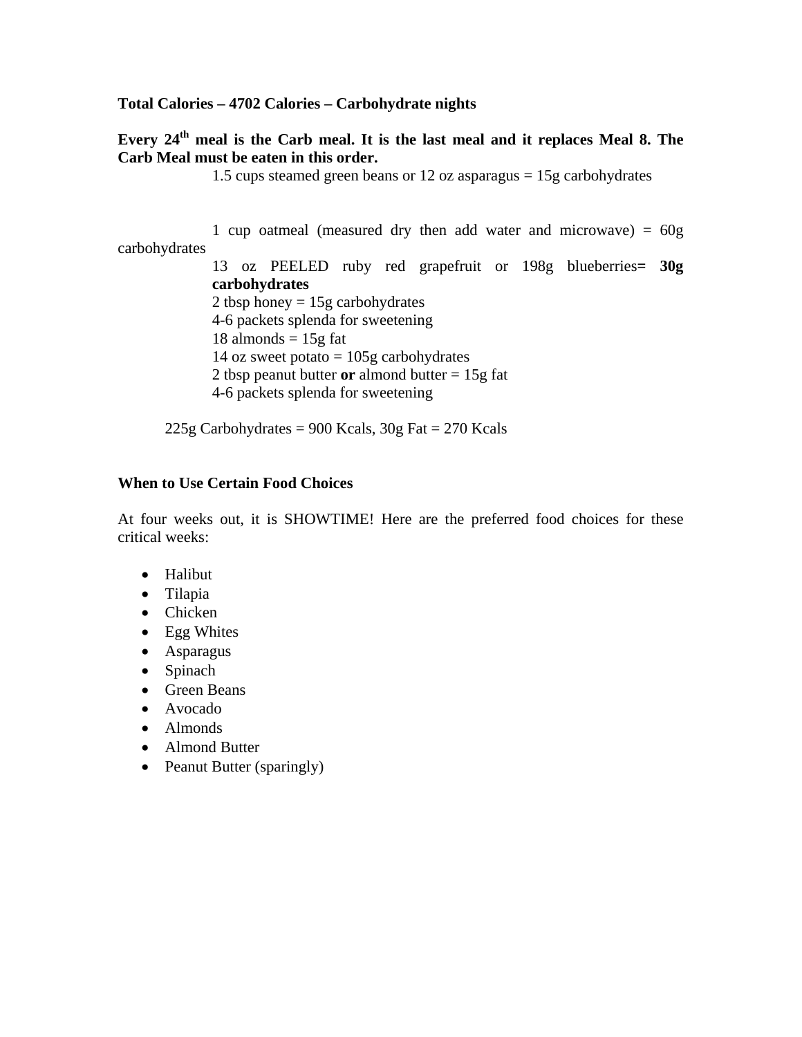**Total Calories – 4702 Calories – Carbohydrate nights**

**Every 24th meal is the Carb meal. It is the last meal and it replaces Meal 8. The Carb Meal must be eaten in this order.**

1.5 cups steamed green beans or 12 oz asparagus = 15g carbohydrates

1 cup oatmeal (measured dry then add water and microwave) = 60g carbohydrates
13 oz PEELED ruby red grapefruit or 198g blueberries**= 30g carbohydrates**
2 tbsp honey = 15g carbohydrates
4-6 packets splenda for sweetening
18 almonds = 15g fat
14 oz sweet potato = 105g carbohydrates
2 tbsp peanut butter **or** almond butter = 15g fat
4-6 packets splenda for sweetening

225g Carbohydrates = 900 Kcals, 30g Fat = 270 Kcals

**When to Use Certain Food Choices**

At four weeks out, it is SHOWTIME! Here are the preferred food choices for these critical weeks:

- Halibut
- Tilapia
- Chicken
- Egg Whites
- Asparagus
- Spinach
- Green Beans
- Avocado
- Almonds
- Almond Butter
- Peanut Butter (sparingly)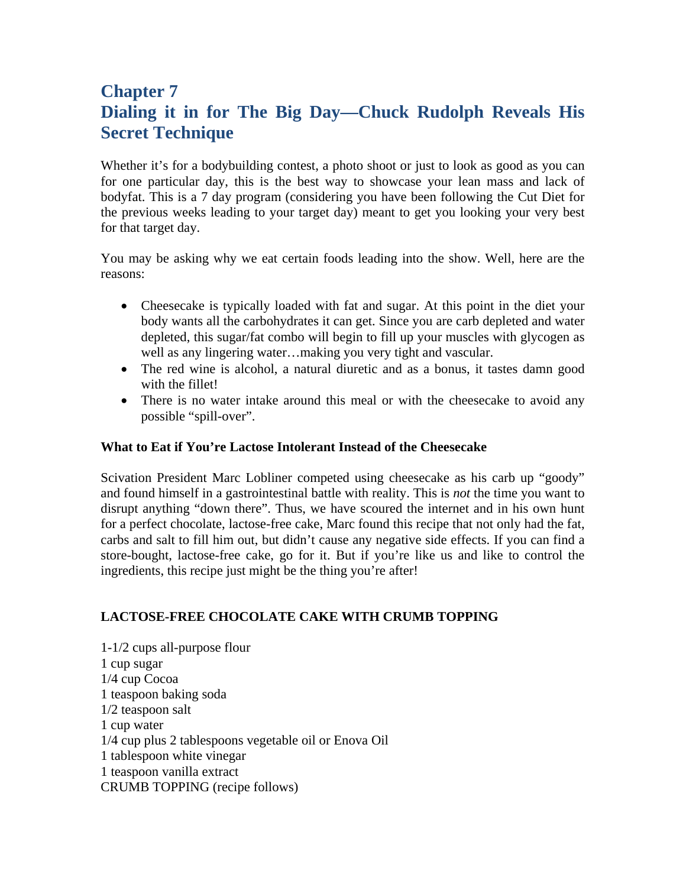# Chapter 7
# Dialing it in for The Big Day—Chuck Rudolph Reveals His Secret Technique

Whether it's for a bodybuilding contest, a photo shoot or just to look as good as you can for one particular day, this is the best way to showcase your lean mass and lack of bodyfat. This is a 7 day program (considering you have been following the Cut Diet for the previous weeks leading to your target day) meant to get you looking your very best for that target day.

You may be asking why we eat certain foods leading into the show. Well, here are the reasons:

- Cheesecake is typically loaded with fat and sugar. At this point in the diet your body wants all the carbohydrates it can get. Since you are carb depleted and water depleted, this sugar/fat combo will begin to fill up your muscles with glycogen as well as any lingering water…making you very tight and vascular.
- The red wine is alcohol, a natural diuretic and as a bonus, it tastes damn good with the fillet!
- There is no water intake around this meal or with the cheesecake to avoid any possible "spill-over".

**What to Eat if You're Lactose Intolerant Instead of the Cheesecake**

Scivation President Marc Lobliner competed using cheesecake as his carb up "goody" and found himself in a gastrointestinal battle with reality. This is *not* the time you want to disrupt anything "down there". Thus, we have scoured the internet and in his own hunt for a perfect chocolate, lactose-free cake, Marc found this recipe that not only had the fat, carbs and salt to fill him out, but didn't cause any negative side effects. If you can find a store-bought, lactose-free cake, go for it. But if you're like us and like to control the ingredients, this recipe just might be the thing you're after!

**LACTOSE-FREE CHOCOLATE CAKE WITH CRUMB TOPPING**

1-1/2 cups all-purpose flour
1 cup sugar
1/4 cup Cocoa
1 teaspoon baking soda
1/2 teaspoon salt
1 cup water
1/4 cup plus 2 tablespoons vegetable oil or Enova Oil
1 tablespoon white vinegar
1 teaspoon vanilla extract
CRUMB TOPPING (recipe follows)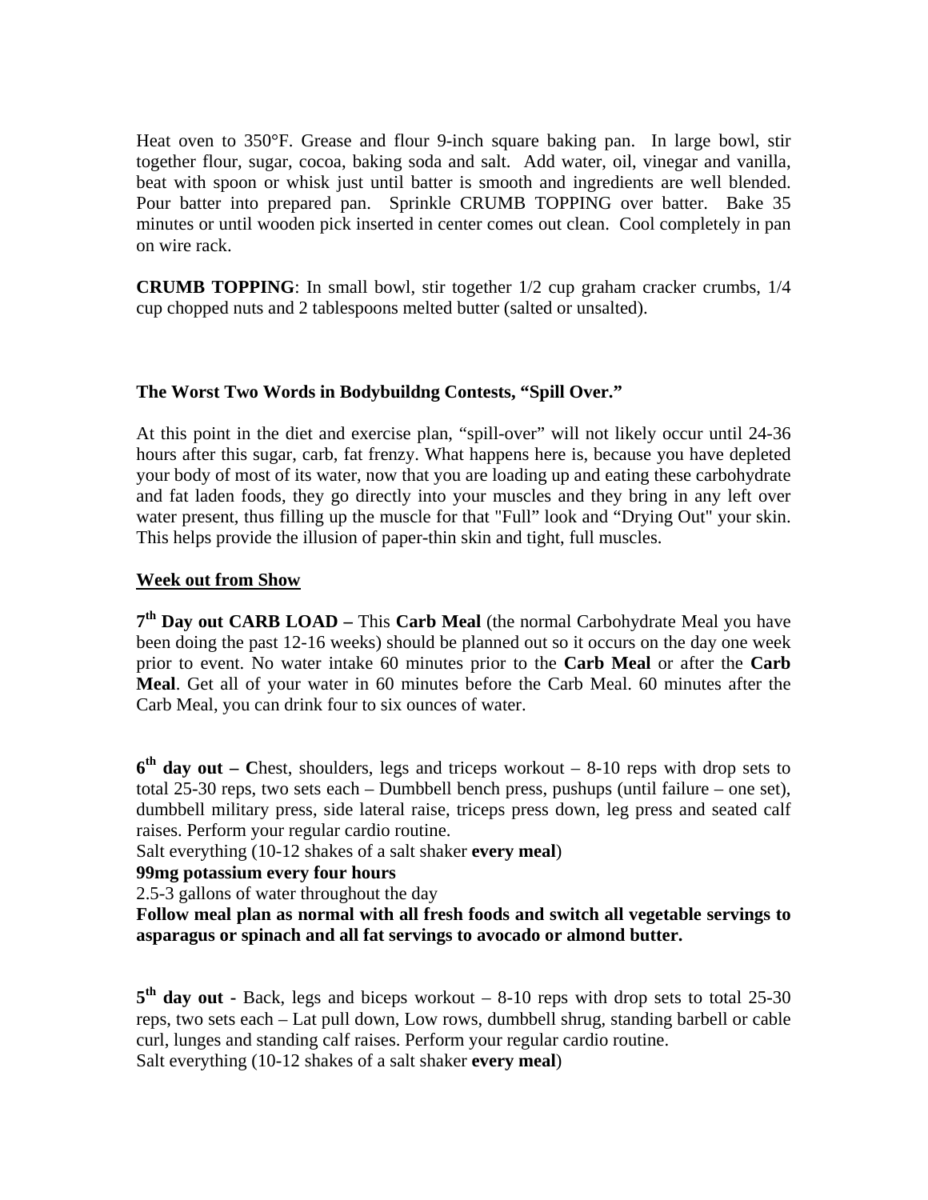Heat oven to 350°F. Grease and flour 9-inch square baking pan. In large bowl, stir together flour, sugar, cocoa, baking soda and salt. Add water, oil, vinegar and vanilla, beat with spoon or whisk just until batter is smooth and ingredients are well blended. Pour batter into prepared pan. Sprinkle CRUMB TOPPING over batter. Bake 35 minutes or until wooden pick inserted in center comes out clean. Cool completely in pan on wire rack.

**CRUMB TOPPING**: In small bowl, stir together 1/2 cup graham cracker crumbs, 1/4 cup chopped nuts and 2 tablespoons melted butter (salted or unsalted).

**The Worst Two Words in Bodybuildng Contests, "Spill Over."**

At this point in the diet and exercise plan, "spill-over" will not likely occur until 24-36 hours after this sugar, carb, fat frenzy. What happens here is, because you have depleted your body of most of its water, now that you are loading up and eating these carbohydrate and fat laden foods, they go directly into your muscles and they bring in any left over water present, thus filling up the muscle for that "Full" look and "Drying Out" your skin. This helps provide the illusion of paper-thin skin and tight, full muscles.

__Week out from Show__

**7th Day out CARB LOAD –** This **Carb Meal** (the normal Carbohydrate Meal you have been doing the past 12-16 weeks) should be planned out so it occurs on the day one week prior to event. No water intake 60 minutes prior to the **Carb Meal** or after the **Carb Meal**. Get all of your water in 60 minutes before the Carb Meal. 60 minutes after the Carb Meal, you can drink four to six ounces of water.

**6th day out – C**hest, shoulders, legs and triceps workout – 8-10 reps with drop sets to total 25-30 reps, two sets each – Dumbbell bench press, pushups (until failure – one set), dumbbell military press, side lateral raise, triceps press down, leg press and seated calf raises. Perform your regular cardio routine.
Salt everything (10-12 shakes of a salt shaker **every meal**)
**99mg potassium every four hours**
2.5-3 gallons of water throughout the day
**Follow meal plan as normal with all fresh foods and switch all vegetable servings to asparagus or spinach and all fat servings to avocado or almond butter.**

**5th day out -** Back, legs and biceps workout – 8-10 reps with drop sets to total 25-30 reps, two sets each – Lat pull down, Low rows, dumbbell shrug, standing barbell or cable curl, lunges and standing calf raises. Perform your regular cardio routine.
Salt everything (10-12 shakes of a salt shaker **every meal**)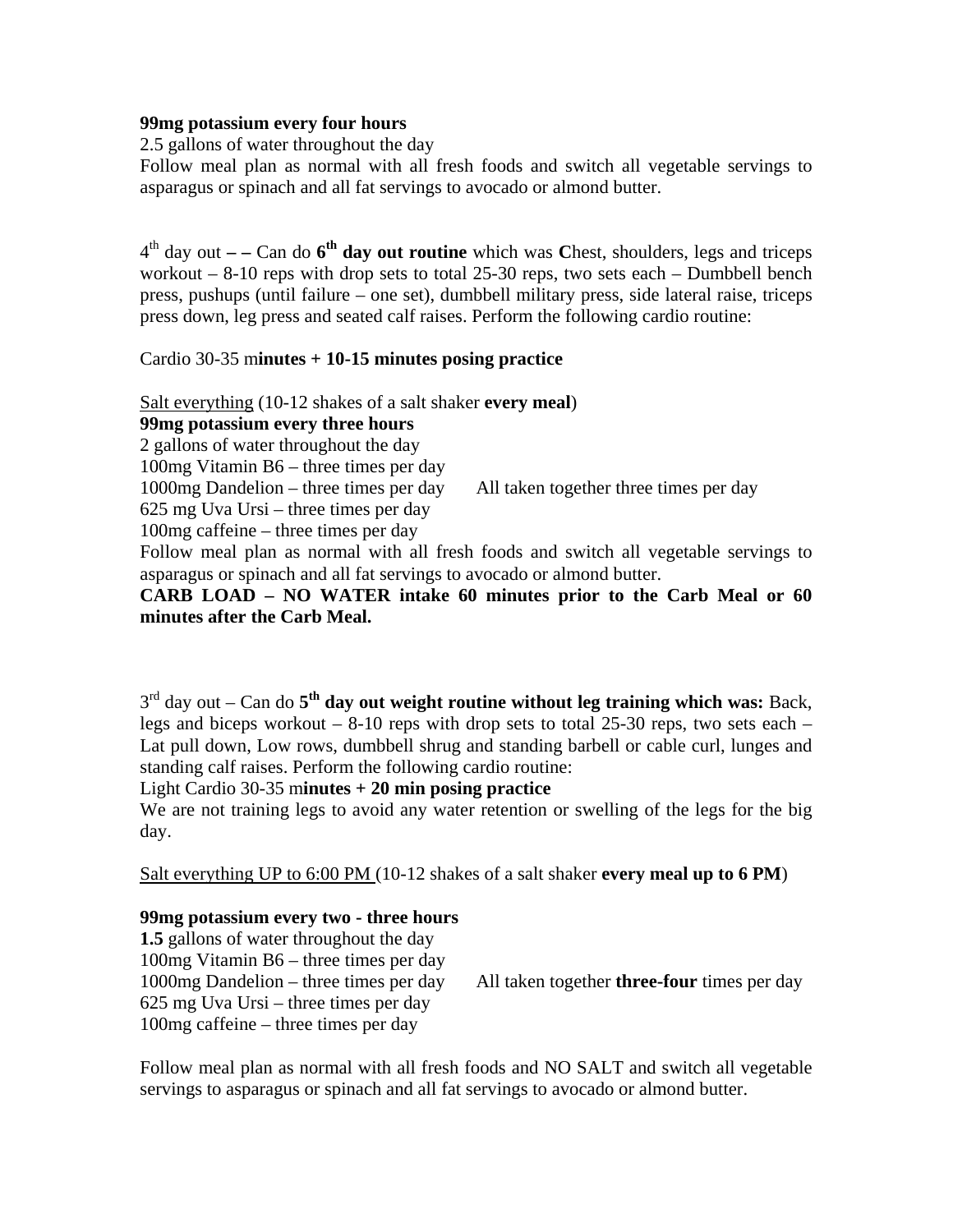**99mg potassium every four hours**
2.5 gallons of water throughout the day
Follow meal plan as normal with all fresh foods and switch all vegetable servings to asparagus or spinach and all fat servings to avocado or almond butter.

4th day out **– –** Can do **6th day out routine** which was **C**hest, shoulders, legs and triceps workout – 8-10 reps with drop sets to total 25-30 reps, two sets each – Dumbbell bench press, pushups (until failure – one set), dumbbell military press, side lateral raise, triceps press down, leg press and seated calf raises. Perform the following cardio routine:

Cardio 30-35 m**inutes + 10-15 minutes posing practice**

Salt everything (10-12 shakes of a salt shaker **every meal**)
**99mg potassium every three hours**
2 gallons of water throughout the day
100mg Vitamin B6 – three times per day
1000mg Dandelion – three times per day    All taken together three times per day
625 mg Uva Ursi – three times per day
100mg caffeine – three times per day
Follow meal plan as normal with all fresh foods and switch all vegetable servings to asparagus or spinach and all fat servings to avocado or almond butter.
**CARB LOAD – NO WATER intake 60 minutes prior to the Carb Meal or 60 minutes after the Carb Meal.**

3rd day out – Can do **5th day out weight routine without leg training which was:** Back, legs and biceps workout – 8-10 reps with drop sets to total 25-30 reps, two sets each – Lat pull down, Low rows, dumbbell shrug and standing barbell or cable curl, lunges and standing calf raises. Perform the following cardio routine:
Light Cardio 30-35 m**inutes + 20 min posing practice**
We are not training legs to avoid any water retention or swelling of the legs for the big day.

Salt everything UP to 6:00 PM (10-12 shakes of a salt shaker **every meal up to 6 PM**)

**99mg potassium every two - three hours**
**1.5** gallons of water throughout the day
100mg Vitamin B6 – three times per day
1000mg Dandelion – three times per day    All taken together **three-four** times per day
625 mg Uva Ursi – three times per day
100mg caffeine – three times per day

Follow meal plan as normal with all fresh foods and NO SALT and switch all vegetable servings to asparagus or spinach and all fat servings to avocado or almond butter.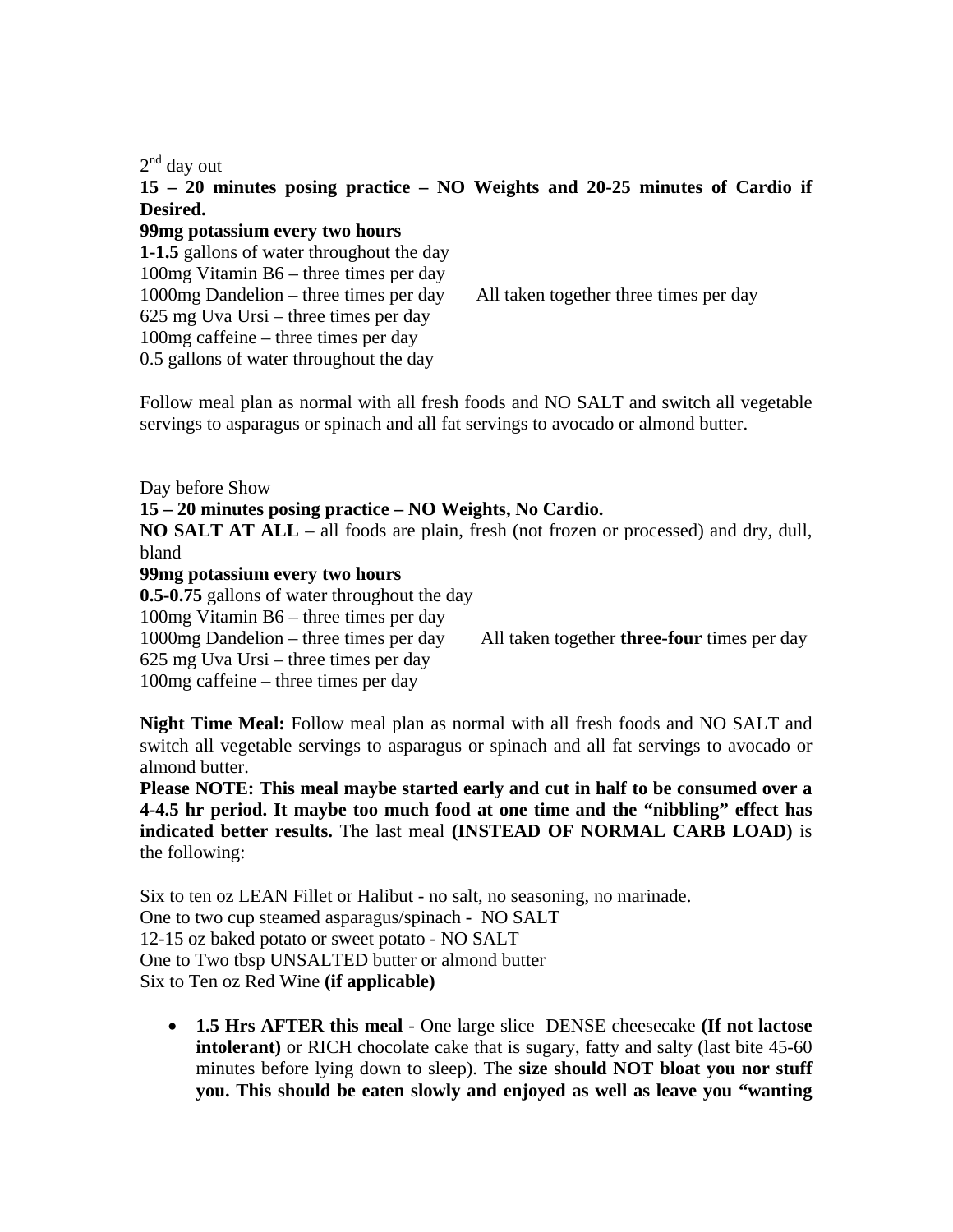2nd day out

**15 – 20 minutes posing practice – NO Weights and 20-25 minutes of Cardio if Desired.**

**99mg potassium every two hours**

**1-1.5** gallons of water throughout the day

100mg Vitamin B6 – three times per day

1000mg Dandelion – three times per day        All taken together three times per day

625 mg Uva Ursi – three times per day

100mg caffeine – three times per day

0.5 gallons of water throughout the day

Follow meal plan as normal with all fresh foods and NO SALT and switch all vegetable servings to asparagus or spinach and all fat servings to avocado or almond butter.

Day before Show

**15 – 20 minutes posing practice – NO Weights, No Cardio.**

**NO SALT AT ALL** – all foods are plain, fresh (not frozen or processed) and dry, dull, bland

**99mg potassium every two hours**

**0.5-0.75** gallons of water throughout the day

100mg Vitamin B6 – three times per day

1000mg Dandelion – three times per day        All taken together **three-four** times per day

625 mg Uva Ursi – three times per day

100mg caffeine – three times per day

**Night Time Meal:** Follow meal plan as normal with all fresh foods and NO SALT and switch all vegetable servings to asparagus or spinach and all fat servings to avocado or almond butter.

**Please NOTE: This meal maybe started early and cut in half to be consumed over a 4-4.5 hr period. It maybe too much food at one time and the "nibbling" effect has indicated better results.** The last meal **(INSTEAD OF NORMAL CARB LOAD)** is the following:

Six to ten oz LEAN Fillet or Halibut - no salt, no seasoning, no marinade.

One to two cup steamed asparagus/spinach - NO SALT

12-15 oz baked potato or sweet potato - NO SALT

One to Two tbsp UNSALTED butter or almond butter

Six to Ten oz Red Wine **(if applicable)**

- **1.5 Hrs AFTER this meal** - One large slice DENSE cheesecake **(If not lactose intolerant)** or RICH chocolate cake that is sugary, fatty and salty (last bite 45-60 minutes before lying down to sleep). The **size should NOT bloat you nor stuff you. This should be eaten slowly and enjoyed as well as leave you "wanting**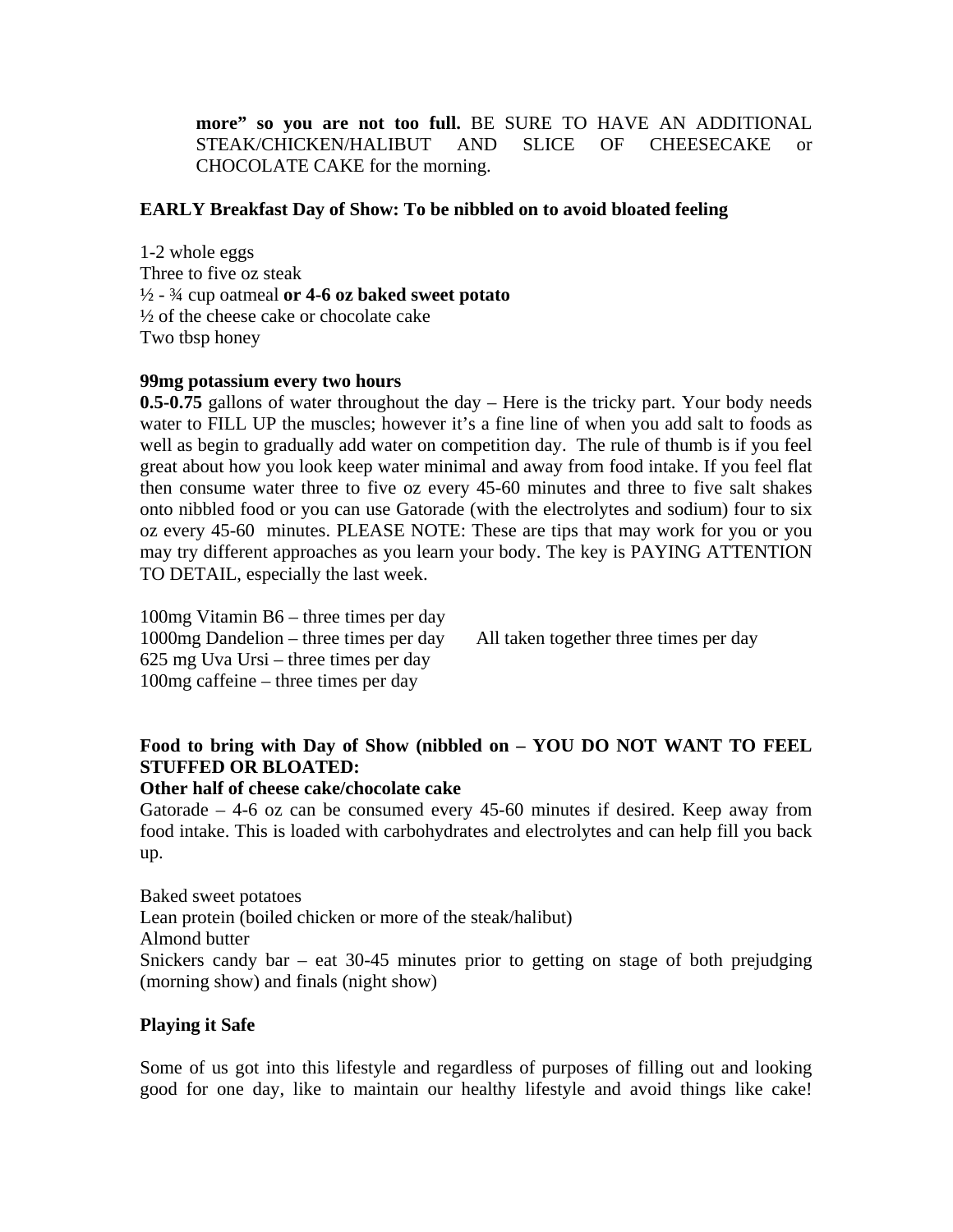**more" so you are not too full.** BE SURE TO HAVE AN ADDITIONAL STEAK/CHICKEN/HALIBUT AND SLICE OF CHEESECAKE or CHOCOLATE CAKE for the morning.

**EARLY Breakfast Day of Show: To be nibbled on to avoid bloated feeling**

1-2 whole eggs
Three to five oz steak
½ - ¾ cup oatmeal **or 4-6 oz baked sweet potato**
½ of the cheese cake or chocolate cake
Two tbsp honey

**99mg potassium every two hours**
**0.5-0.75** gallons of water throughout the day – Here is the tricky part. Your body needs water to FILL UP the muscles; however it's a fine line of when you add salt to foods as well as begin to gradually add water on competition day. The rule of thumb is if you feel great about how you look keep water minimal and away from food intake. If you feel flat then consume water three to five oz every 45-60 minutes and three to five salt shakes onto nibbled food or you can use Gatorade (with the electrolytes and sodium) four to six oz every 45-60 minutes. PLEASE NOTE: These are tips that may work for you or you may try different approaches as you learn your body. The key is PAYING ATTENTION TO DETAIL, especially the last week.

100mg Vitamin B6 – three times per day
1000mg Dandelion – three times per day
625 mg Uva Ursi – three times per day
100mg caffeine – three times per day

All taken together three times per day

**Food to bring with Day of Show (nibbled on – YOU DO NOT WANT TO FEEL STUFFED OR BLOATED:**
**Other half of cheese cake/chocolate cake**
Gatorade – 4-6 oz can be consumed every 45-60 minutes if desired. Keep away from food intake. This is loaded with carbohydrates and electrolytes and can help fill you back up.

Baked sweet potatoes
Lean protein (boiled chicken or more of the steak/halibut)
Almond butter
Snickers candy bar – eat 30-45 minutes prior to getting on stage of both prejudging (morning show) and finals (night show)

**Playing it Safe**

Some of us got into this lifestyle and regardless of purposes of filling out and looking good for one day, like to maintain our healthy lifestyle and avoid things like cake!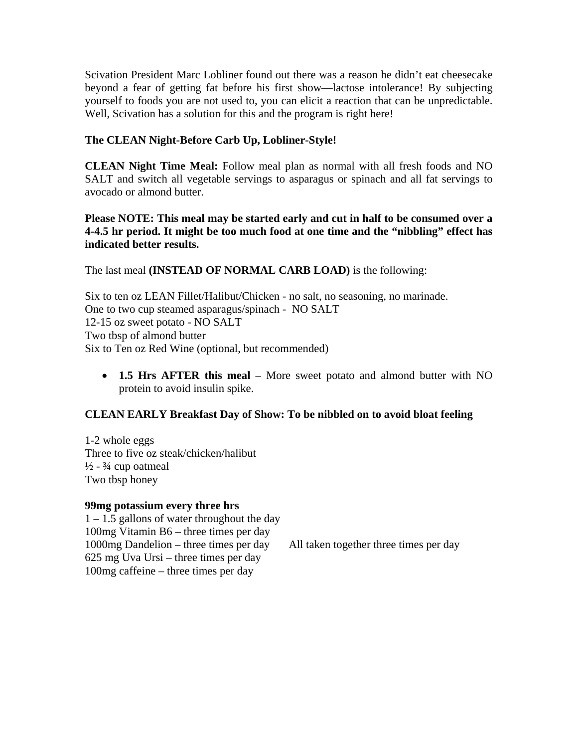Scivation President Marc Lobliner found out there was a reason he didn't eat cheesecake beyond a fear of getting fat before his first show—lactose intolerance! By subjecting yourself to foods you are not used to, you can elicit a reaction that can be unpredictable. Well, Scivation has a solution for this and the program is right here!

**The CLEAN Night-Before Carb Up, Lobliner-Style!**

**CLEAN Night Time Meal:** Follow meal plan as normal with all fresh foods and NO SALT and switch all vegetable servings to asparagus or spinach and all fat servings to avocado or almond butter.

**Please NOTE: This meal may be started early and cut in half to be consumed over a 4-4.5 hr period. It might be too much food at one time and the "nibbling" effect has indicated better results.**

The last meal **(INSTEAD OF NORMAL CARB LOAD)** is the following:

Six to ten oz LEAN Fillet/Halibut/Chicken - no salt, no seasoning, no marinade.
One to two cup steamed asparagus/spinach - NO SALT
12-15 oz sweet potato - NO SALT
Two tbsp of almond butter
Six to Ten oz Red Wine (optional, but recommended)

- **1.5 Hrs AFTER this meal** – More sweet potato and almond butter with NO protein to avoid insulin spike.

**CLEAN EARLY Breakfast Day of Show: To be nibbled on to avoid bloat feeling**

1-2 whole eggs
Three to five oz steak/chicken/halibut
½ - ¾ cup oatmeal
Two tbsp honey

**99mg potassium every three hrs**
1 – 1.5 gallons of water throughout the day
100mg Vitamin B6 – three times per day
1000mg Dandelion – three times per day     All taken together three times per day
625 mg Uva Ursi – three times per day
100mg caffeine – three times per day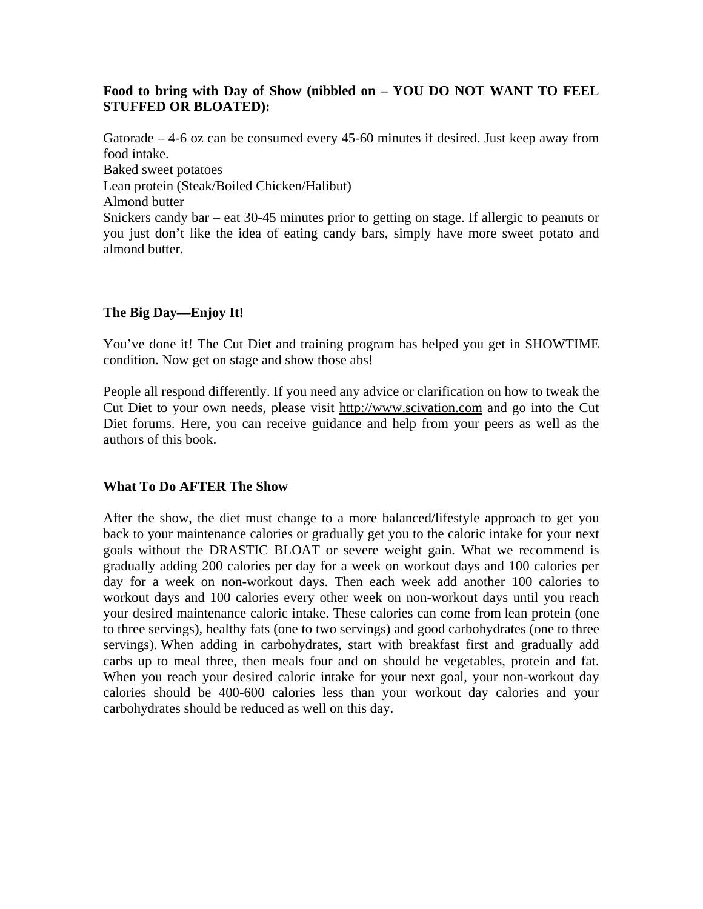**Food to bring with Day of Show (nibbled on – YOU DO NOT WANT TO FEEL STUFFED OR BLOATED):**

Gatorade – 4-6 oz can be consumed every 45-60 minutes if desired. Just keep away from food intake.
Baked sweet potatoes
Lean protein (Steak/Boiled Chicken/Halibut)
Almond butter
Snickers candy bar – eat 30-45 minutes prior to getting on stage. If allergic to peanuts or you just don't like the idea of eating candy bars, simply have more sweet potato and almond butter.

**The Big Day—Enjoy It!**

You've done it! The Cut Diet and training program has helped you get in SHOWTIME condition. Now get on stage and show those abs!

People all respond differently. If you need any advice or clarification on how to tweak the Cut Diet to your own needs, please visit http://www.scivation.com and go into the Cut Diet forums. Here, you can receive guidance and help from your peers as well as the authors of this book.

**What To Do AFTER The Show**

After the show, the diet must change to a more balanced/lifestyle approach to get you back to your maintenance calories or gradually get you to the caloric intake for your next goals without the DRASTIC BLOAT or severe weight gain. What we recommend is gradually adding 200 calories per day for a week on workout days and 100 calories per day for a week on non-workout days. Then each week add another 100 calories to workout days and 100 calories every other week on non-workout days until you reach your desired maintenance caloric intake. These calories can come from lean protein (one to three servings), healthy fats (one to two servings) and good carbohydrates (one to three servings). When adding in carbohydrates, start with breakfast first and gradually add carbs up to meal three, then meals four and on should be vegetables, protein and fat. When you reach your desired caloric intake for your next goal, your non-workout day calories should be 400-600 calories less than your workout day calories and your carbohydrates should be reduced as well on this day.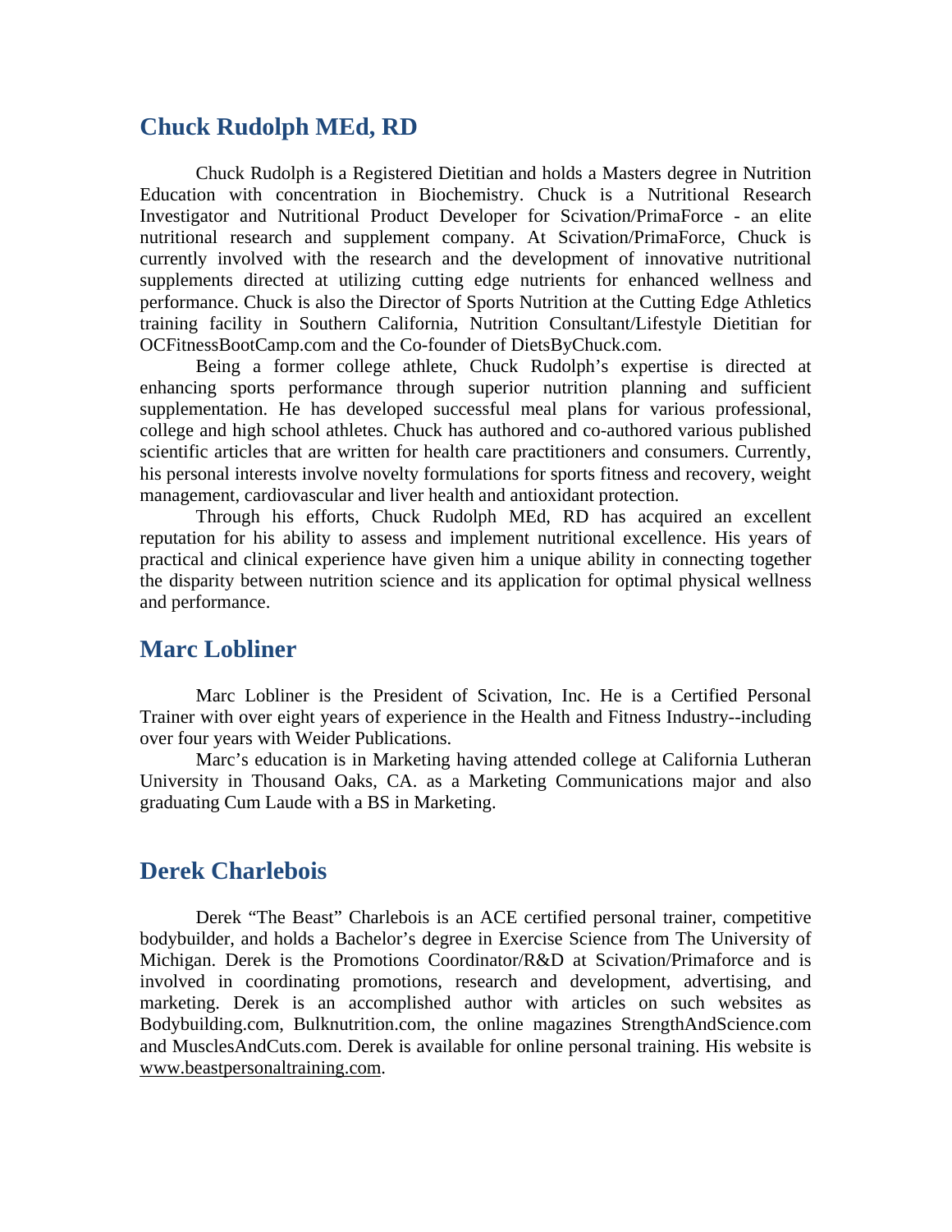## Chuck Rudolph MEd, RD

Chuck Rudolph is a Registered Dietitian and holds a Masters degree in Nutrition Education with concentration in Biochemistry. Chuck is a Nutritional Research Investigator and Nutritional Product Developer for Scivation/PrimaForce - an elite nutritional research and supplement company. At Scivation/PrimaForce, Chuck is currently involved with the research and the development of innovative nutritional supplements directed at utilizing cutting edge nutrients for enhanced wellness and performance. Chuck is also the Director of Sports Nutrition at the Cutting Edge Athletics training facility in Southern California, Nutrition Consultant/Lifestyle Dietitian for OCFitnessBootCamp.com and the Co-founder of DietsByChuck.com.

Being a former college athlete, Chuck Rudolph's expertise is directed at enhancing sports performance through superior nutrition planning and sufficient supplementation. He has developed successful meal plans for various professional, college and high school athletes. Chuck has authored and co-authored various published scientific articles that are written for health care practitioners and consumers. Currently, his personal interests involve novelty formulations for sports fitness and recovery, weight management, cardiovascular and liver health and antioxidant protection.

Through his efforts, Chuck Rudolph MEd, RD has acquired an excellent reputation for his ability to assess and implement nutritional excellence. His years of practical and clinical experience have given him a unique ability in connecting together the disparity between nutrition science and its application for optimal physical wellness and performance.

## Marc Lobliner

Marc Lobliner is the President of Scivation, Inc. He is a Certified Personal Trainer with over eight years of experience in the Health and Fitness Industry--including over four years with Weider Publications.

Marc's education is in Marketing having attended college at California Lutheran University in Thousand Oaks, CA. as a Marketing Communications major and also graduating Cum Laude with a BS in Marketing.

## Derek Charlebois

Derek "The Beast" Charlebois is an ACE certified personal trainer, competitive bodybuilder, and holds a Bachelor's degree in Exercise Science from The University of Michigan. Derek is the Promotions Coordinator/R&D at Scivation/Primaforce and is involved in coordinating promotions, research and development, advertising, and marketing. Derek is an accomplished author with articles on such websites as Bodybuilding.com, Bulknutrition.com, the online magazines StrengthAndScience.com and MusclesAndCuts.com. Derek is available for online personal training. His website is www.beastpersonaltraining.com.